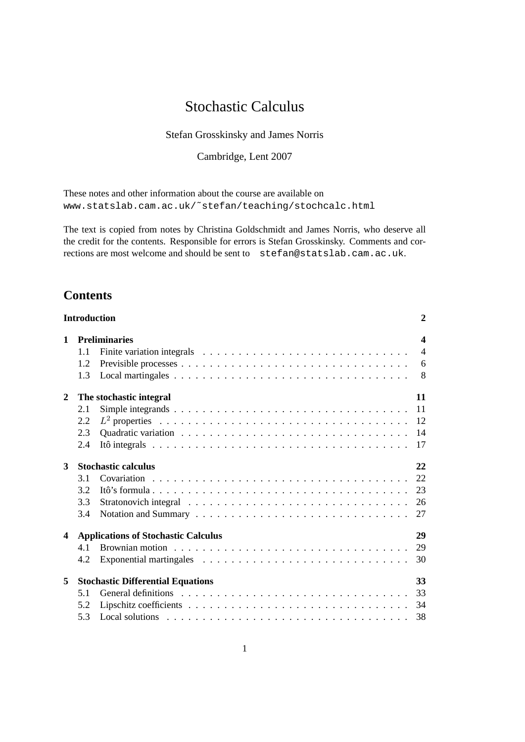# Stochastic Calculus

Stefan Grosskinsky and James Norris

Cambridge, Lent 2007

These notes and other information about the course are available on
`www.statslab.cam.ac.uk/~stefan/teaching/stochcalc.html`

The text is copied from notes by Christina Goldschmidt and James Norris, who deserve all the credit for the contents. Responsible for errors is Stefan Grosskinsky. Comments and corrections are most welcome and should be sent to `stefan@statslab.cam.ac.uk`.

## Contents

**Introduction** — 2

**1 Preliminaries** — 4
- 1.1 Finite variation integrals — 4
- 1.2 Previsible processes — 6
- 1.3 Local martingales — 8

**2 The stochastic integral** — 11
- 2.1 Simple integrands — 11
- 2.2 $L^2$ properties — 12
- 2.3 Quadratic variation — 14
- 2.4 Itô integrals — 17

**3 Stochastic calculus** — 22
- 3.1 Covariation — 22
- 3.2 Itô's formula — 23
- 3.3 Stratonovich integral — 26
- 3.4 Notation and Summary — 27

**4 Applications of Stochastic Calculus** — 29
- 4.1 Brownian motion — 29
- 4.2 Exponential martingales — 30

**5 Stochastic Differential Equations** — 33
- 5.1 General definitions — 33
- 5.2 Lipschitz coefficients — 34
- 5.3 Local solutions — 38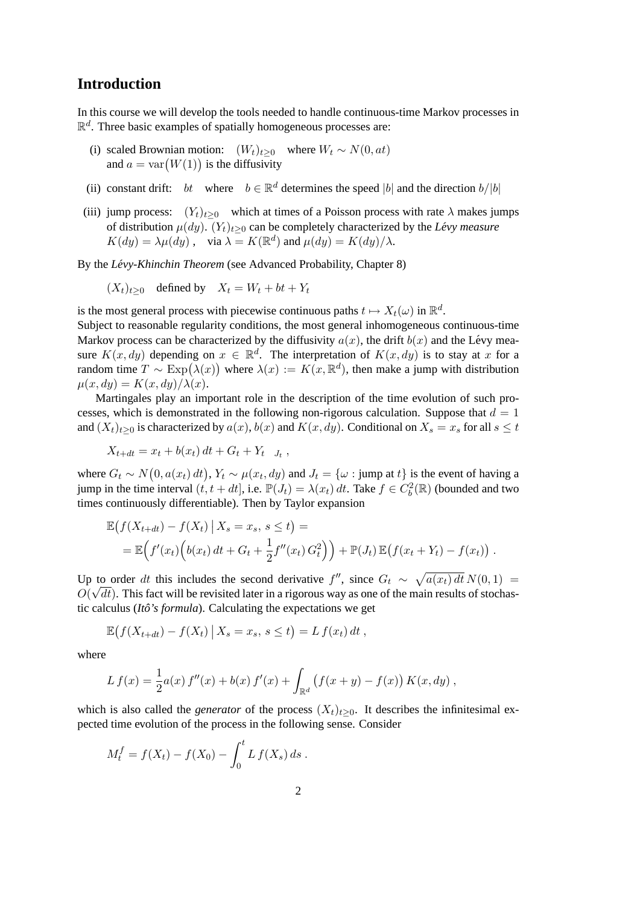## Introduction

In this course we will develop the tools needed to handle continuous-time Markov processes in $\mathbb{R}^d$. Three basic examples of spatially homogeneous processes are:

(i) scaled Brownian motion: $(W_t)_{t\geq 0}$ where $W_t \sim N(0, at)$ and $a = \mathrm{var}\big(W(1)\big)$ is the diffusivity

(ii) constant drift: $bt$ where $b \in \mathbb{R}^d$ determines the speed $|b|$ and the direction $b/|b|$

(iii) jump process: $(Y_t)_{t\geq 0}$ which at times of a Poisson process with rate $\lambda$ makes jumps of distribution $\mu(dy)$. $(Y_t)_{t\geq 0}$ can be completely characterized by the *Lévy measure* $K(dy) = \lambda\mu(dy)$, via $\lambda = K(\mathbb{R}^d)$ and $\mu(dy) = K(dy)/\lambda$.

By the *Lévy-Khinchin Theorem* (see Advanced Probability, Chapter 8)

$$(X_t)_{t\geq 0} \quad \text{defined by} \quad X_t = W_t + bt + Y_t$$

is the most general process with piecewise continuous paths $t \mapsto X_t(\omega)$ in $\mathbb{R}^d$.
Subject to reasonable regularity conditions, the most general inhomogeneous continuous-time Markov process can be characterized by the diffusivity $a(x)$, the drift $b(x)$ and the Lévy measure $K(x, dy)$ depending on $x \in \mathbb{R}^d$. The interpretation of $K(x, dy)$ is to stay at $x$ for a random time $T \sim \mathrm{Exp}\big(\lambda(x)\big)$ where $\lambda(x) := K(x, \mathbb{R}^d)$, then make a jump with distribution $\mu(x, dy) = K(x, dy)/\lambda(x)$.

Martingales play an important role in the description of the time evolution of such processes, which is demonstrated in the following non-rigorous calculation. Suppose that $d = 1$ and $(X_t)_{t\geq 0}$ is characterized by $a(x)$, $b(x)$ and $K(x, dy)$. Conditional on $X_s = x_s$ for all $s \leq t$

$$X_{t+dt} = x_t + b(x_t)\,dt + G_t + Y_t \quad _{J_t}\,,$$

where $G_t \sim N\big(0, a(x_t)\,dt\big)$, $Y_t \sim \mu(x_t, dy)$ and $J_t = \{\omega : \text{jump at } t\}$ is the event of having a jump in the time interval $(t, t + dt]$, i.e. $\mathbb{P}(J_t) = \lambda(x_t)\,dt$. Take $f \in C_b^2(\mathbb{R})$ (bounded and two times continuously differentiable). Then by Taylor expansion

$$\begin{aligned}
&\mathbb{E}\big(f(X_{t+dt}) - f(X_t)\,\big|\,X_s = x_s,\, s \leq t\big) = \\
&\quad = \mathbb{E}\Big(f'(x_t)\Big(b(x_t)\,dt + G_t + \frac{1}{2}f''(x_t)\,G_t^2\Big)\Big) + \mathbb{P}(J_t)\,\mathbb{E}\big(f(x_t + Y_t) - f(x_t)\big)\,.
\end{aligned}$$

Up to order $dt$ this includes the second derivative $f''$, since $G_t \sim \sqrt{a(x_t)\,dt}\,N(0,1) = O(\sqrt{dt})$. This fact will be revisited later in a rigorous way as one of the main results of stochastic calculus (*Itô's formula*). Calculating the expectations we get

$$\mathbb{E}\big(f(X_{t+dt}) - f(X_t)\,\big|\,X_s = x_s,\, s \leq t\big) = L\,f(x_t)\,dt\,,$$

where

$$L\,f(x) = \frac{1}{2}a(x)\,f''(x) + b(x)\,f'(x) + \int_{\mathbb{R}^d}\big(f(x+y) - f(x)\big)\,K(x, dy)\,,$$

which is also called the *generator* of the process $(X_t)_{t\geq 0}$. It describes the infinitesimal expected time evolution of the process in the following sense. Consider

$$M_t^f = f(X_t) - f(X_0) - \int_0^t L\,f(X_s)\,ds\,.$$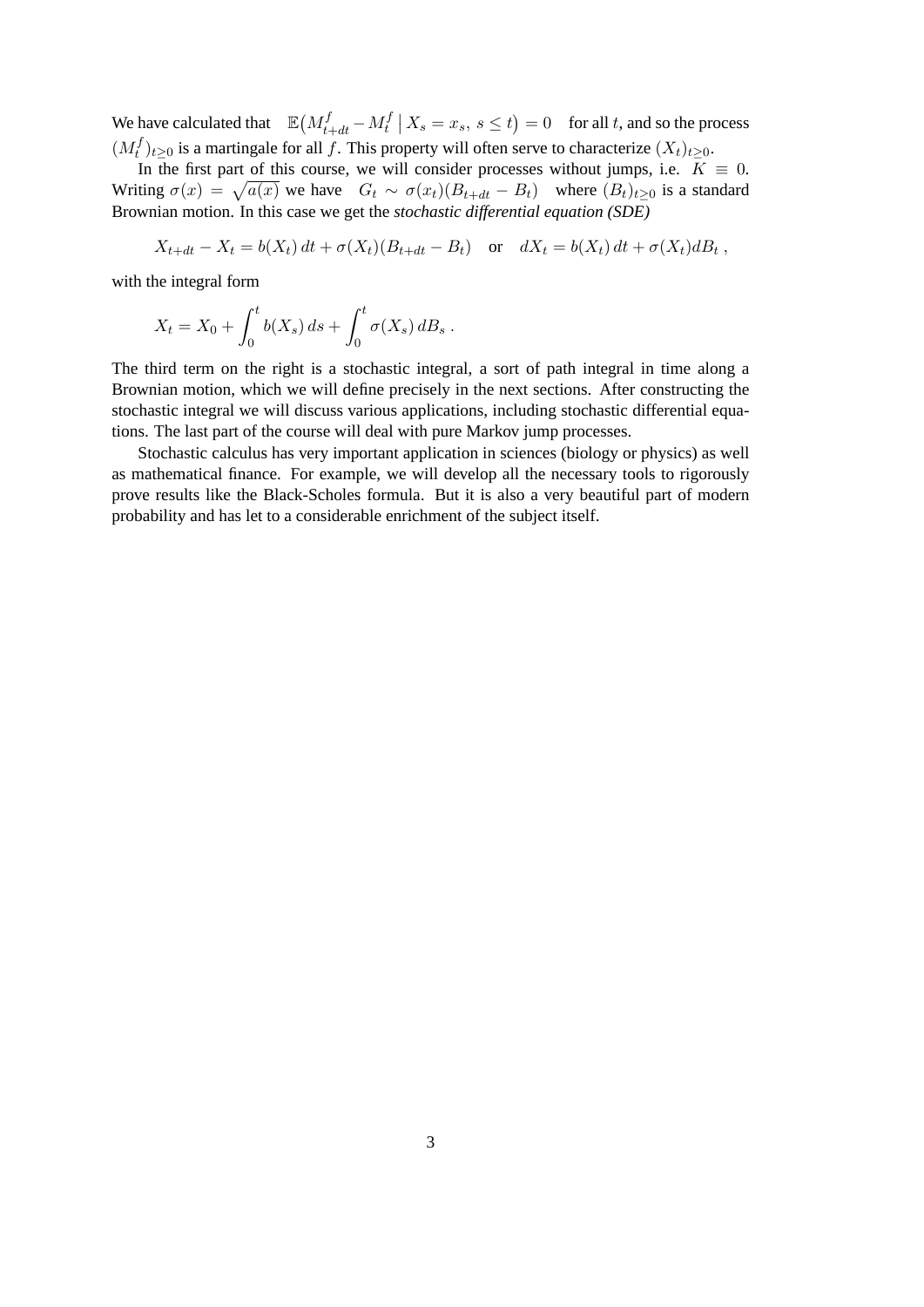We have calculated that $\mathbb{E}\big(M^f_{t+dt} - M^f_t \,\big|\, X_s = x_s,\ s \le t\big) = 0$ for all $t$, and so the process $(M^f_t)_{t\ge 0}$ is a martingale for all $f$. This property will often serve to characterize $(X_t)_{t\ge 0}$.

In the first part of this course, we will consider processes without jumps, i.e. $K \equiv 0$. Writing $\sigma(x) = \sqrt{a(x)}$ we have $G_t \sim \sigma(x_t)(B_{t+dt} - B_t)$ where $(B_t)_{t\ge 0}$ is a standard Brownian motion. In this case we get the ***stochastic differential equation (SDE)***

$$X_{t+dt} - X_t = b(X_t)\,dt + \sigma(X_t)(B_{t+dt} - B_t) \quad \text{or} \quad dX_t = b(X_t)\,dt + \sigma(X_t)dB_t\ ,$$

with the integral form

$$X_t = X_0 + \int_0^t b(X_s)\,ds + \int_0^t \sigma(X_s)\,dB_s\ .$$

The third term on the right is a stochastic integral, a sort of path integral in time along a Brownian motion, which we will define precisely in the next sections. After constructing the stochastic integral we will discuss various applications, including stochastic differential equations. The last part of the course will deal with pure Markov jump processes.

Stochastic calculus has very important application in sciences (biology or physics) as well as mathematical finance. For example, we will develop all the necessary tools to rigorously prove results like the Black-Scholes formula. But it is also a very beautiful part of modern probability and has let to a considerable enrichment of the subject itself.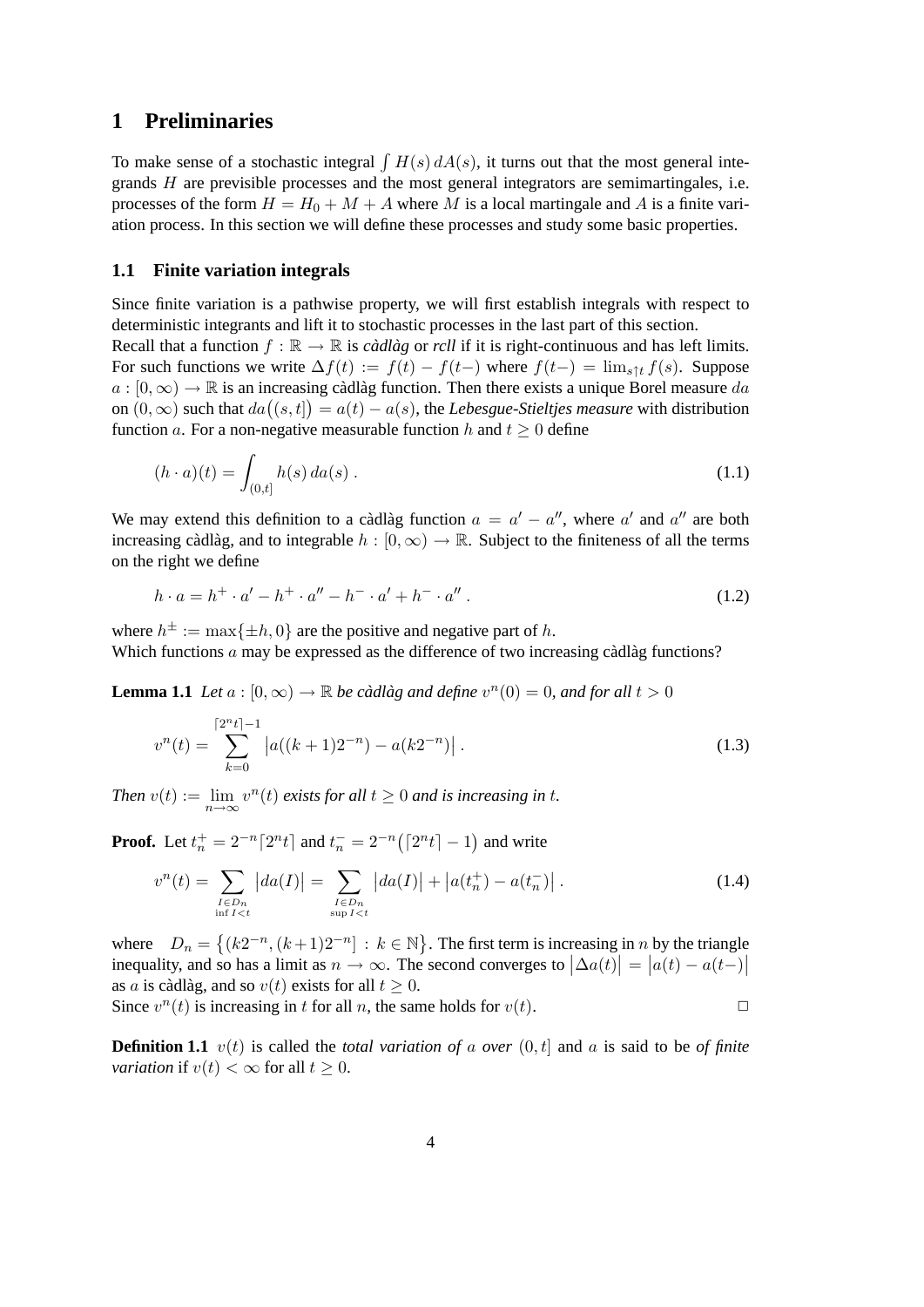# 1 Preliminaries

To make sense of a stochastic integral $\int H(s)\,dA(s)$, it turns out that the most general integrands $H$ are previsible processes and the most general integrators are semimartingales, i.e. processes of the form $H = H_0 + M + A$ where $M$ is a local martingale and $A$ is a finite variation process. In this section we will define these processes and study some basic properties.

## 1.1 Finite variation integrals

Since finite variation is a pathwise property, we will first establish integrals with respect to deterministic integrants and lift it to stochastic processes in the last part of this section.
Recall that a function $f : \mathbb{R} \to \mathbb{R}$ is *càdlàg* or *rcll* if it is right-continuous and has left limits. For such functions we write $\Delta f(t) := f(t) - f(t-)$ where $f(t-) = \lim_{s \uparrow t} f(s)$. Suppose $a : [0,\infty) \to \mathbb{R}$ is an increasing càdlàg function. Then there exists a unique Borel measure $da$ on $(0,\infty)$ such that $da\big((s,t]\big) = a(t) - a(s)$, the *Lebesgue-Stieltjes measure* with distribution function $a$. For a non-negative measurable function $h$ and $t \geq 0$ define

$$(h \cdot a)(t) = \int_{(0,t]} h(s)\,da(s)\,. \tag{1.1}$$

We may extend this definition to a càdlàg function $a = a' - a''$, where $a'$ and $a''$ are both increasing càdlàg, and to integrable $h : [0,\infty) \to \mathbb{R}$. Subject to the finiteness of all the terms on the right we define

$$h \cdot a = h^+ \cdot a' - h^+ \cdot a'' - h^- \cdot a' + h^- \cdot a''\,. \tag{1.2}$$

where $h^{\pm} := \max\{\pm h, 0\}$ are the positive and negative part of $h$.
Which functions $a$ may be expressed as the difference of two increasing càdlàg functions?

**Lemma 1.1** *Let $a : [0,\infty) \to \mathbb{R}$ be càdlàg and define $v^n(0) = 0$, and for all $t > 0$*

$$v^n(t) = \sum_{k=0}^{\lceil 2^n t \rceil - 1} \big|a((k+1)2^{-n}) - a(k2^{-n})\big|\,. \tag{1.3}$$

*Then $v(t) := \lim_{n\to\infty} v^n(t)$ exists for all $t \geq 0$ and is increasing in $t$.*

**Proof.** Let $t_n^+ = 2^{-n}\lceil 2^n t \rceil$ and $t_n^- = 2^{-n}\big(\lceil 2^n t \rceil - 1\big)$ and write

$$v^n(t) = \sum_{\substack{I \in D_n \\ \inf I < t}} \big|da(I)\big| = \sum_{\substack{I \in D_n \\ \sup I < t}} \big|da(I)\big| + \big|a(t_n^+) - a(t_n^-)\big|\,. \tag{1.4}$$

where $D_n = \big\{(k2^{-n}, (k+1)2^{-n}] : k \in \mathbb{N}\big\}$. The first term is increasing in $n$ by the triangle inequality, and so has a limit as $n \to \infty$. The second converges to $\big|\Delta a(t)\big| = \big|a(t) - a(t-)\big|$ as $a$ is càdlàg, and so $v(t)$ exists for all $t \geq 0$.
Since $v^n(t)$ is increasing in $t$ for all $n$, the same holds for $v(t)$. □

**Definition 1.1** $v(t)$ is called the *total variation of $a$ over $(0,t]$* and $a$ is said to be *of finite variation* if $v(t) < \infty$ for all $t \geq 0$.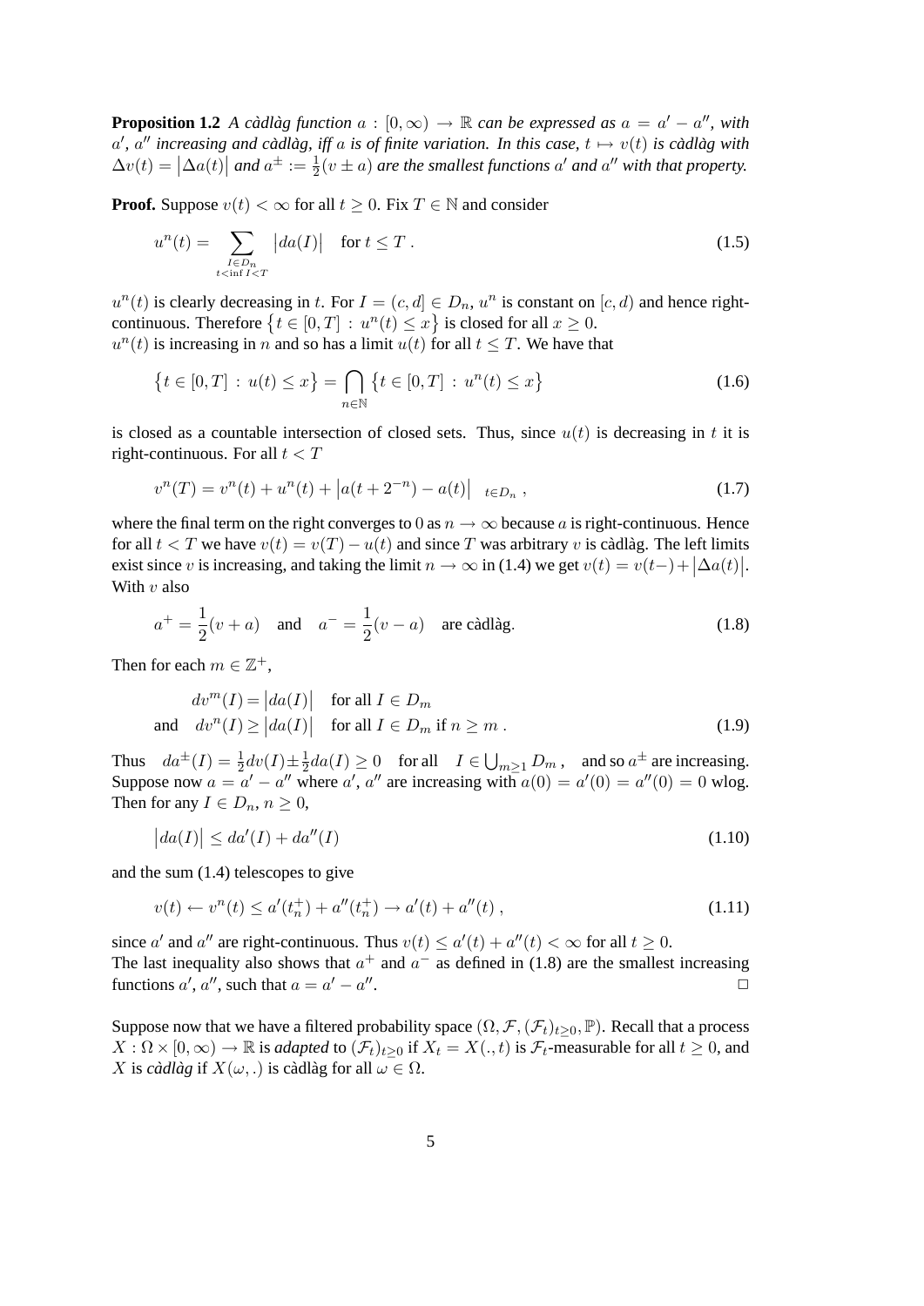**Proposition 1.2** *A càdlàg function $a : [0,\infty) \to \mathbb{R}$ can be expressed as $a = a' - a''$, with $a'$, $a''$ increasing and càdlàg, iff $a$ is of finite variation. In this case, $t \mapsto v(t)$ is càdlàg with $\Delta v(t) = \big|\Delta a(t)\big|$ and $a^\pm := \frac{1}{2}(v \pm a)$ are the smallest functions $a'$ and $a''$ with that property.*

**Proof.** Suppose $v(t) < \infty$ for all $t \geq 0$. Fix $T \in \mathbb{N}$ and consider

$$u^n(t) = \sum_{\substack{I \in D_n \\ t < \inf I < T}} \big|da(I)\big| \quad \text{for } t \leq T\ . \tag{1.5}$$

$u^n(t)$ is clearly decreasing in $t$. For $I = (c,d] \in D_n$, $u^n$ is constant on $[c,d)$ and hence right-continuous. Therefore $\big\{t \in [0,T] \,:\, u^n(t) \leq x\big\}$ is closed for all $x \geq 0$.
$u^n(t)$ is increasing in $n$ and so has a limit $u(t)$ for all $t \leq T$. We have that

$$\big\{t \in [0,T] \,:\, u(t) \leq x\big\} = \bigcap_{n \in \mathbb{N}} \big\{t \in [0,T] \,:\, u^n(t) \leq x\big\} \tag{1.6}$$

is closed as a countable intersection of closed sets. Thus, since $u(t)$ is decreasing in $t$ it is right-continuous. For all $t < T$

$$v^n(T) = v^n(t) + u^n(t) + \big|a(t + 2^{-n}) - a(t)\big| \quad {}_{t \in D_n}\ , \tag{1.7}$$

where the final term on the right converges to $0$ as $n \to \infty$ because $a$ is right-continuous. Hence for all $t < T$ we have $v(t) = v(T) - u(t)$ and since $T$ was arbitrary $v$ is càdlàg. The left limits exist since $v$ is increasing, and taking the limit $n \to \infty$ in (1.4) we get $v(t) = v(t-) + \big|\Delta a(t)\big|$. With $v$ also

$$a^+ = \frac{1}{2}(v + a) \quad \text{and} \quad a^- = \frac{1}{2}(v - a) \quad \text{are càdlàg}. \tag{1.8}$$

Then for each $m \in \mathbb{Z}^+$,

$$\begin{aligned} dv^m(I) &= \big|da(I)\big| \quad \text{for all } I \in D_m \\ \text{and} \quad dv^n(I) &\geq \big|da(I)\big| \quad \text{for all } I \in D_m \text{ if } n \geq m\ . \end{aligned} \tag{1.9}$$

Thus $\quad da^\pm(I) = \frac{1}{2}dv(I) \pm \frac{1}{2}da(I) \geq 0 \quad$ for all $\quad I \in \bigcup_{m \geq 1} D_m\,,\quad$ and so $a^\pm$ are increasing. Suppose now $a = a' - a''$ where $a'$, $a''$ are increasing with $a(0) = a'(0) = a''(0) = 0$ wlog. Then for any $I \in D_n$, $n \geq 0$,

$$\big|da(I)\big| \leq da'(I) + da''(I) \tag{1.10}$$

and the sum (1.4) telescopes to give

$$v(t) \leftarrow v^n(t) \leq a'(t_n^+) + a''(t_n^+) \to a'(t) + a''(t)\ , \tag{1.11}$$

since $a'$ and $a''$ are right-continuous. Thus $v(t) \leq a'(t) + a''(t) < \infty$ for all $t \geq 0$.
The last inequality also shows that $a^+$ and $a^-$ as defined in (1.8) are the smallest increasing functions $a'$, $a''$, such that $a = a' - a''$. □

Suppose now that we have a filtered probability space $(\Omega, \mathcal{F}, (\mathcal{F}_t)_{t \geq 0}, \mathbb{P})$. Recall that a process $X : \Omega \times [0,\infty) \to \mathbb{R}$ is *adapted* to $(\mathcal{F}_t)_{t \geq 0}$ if $X_t = X(.,t)$ is $\mathcal{F}_t$-measurable for all $t \geq 0$, and $X$ is *càdlàg* if $X(\omega, .)$ is càdlàg for all $\omega \in \Omega$.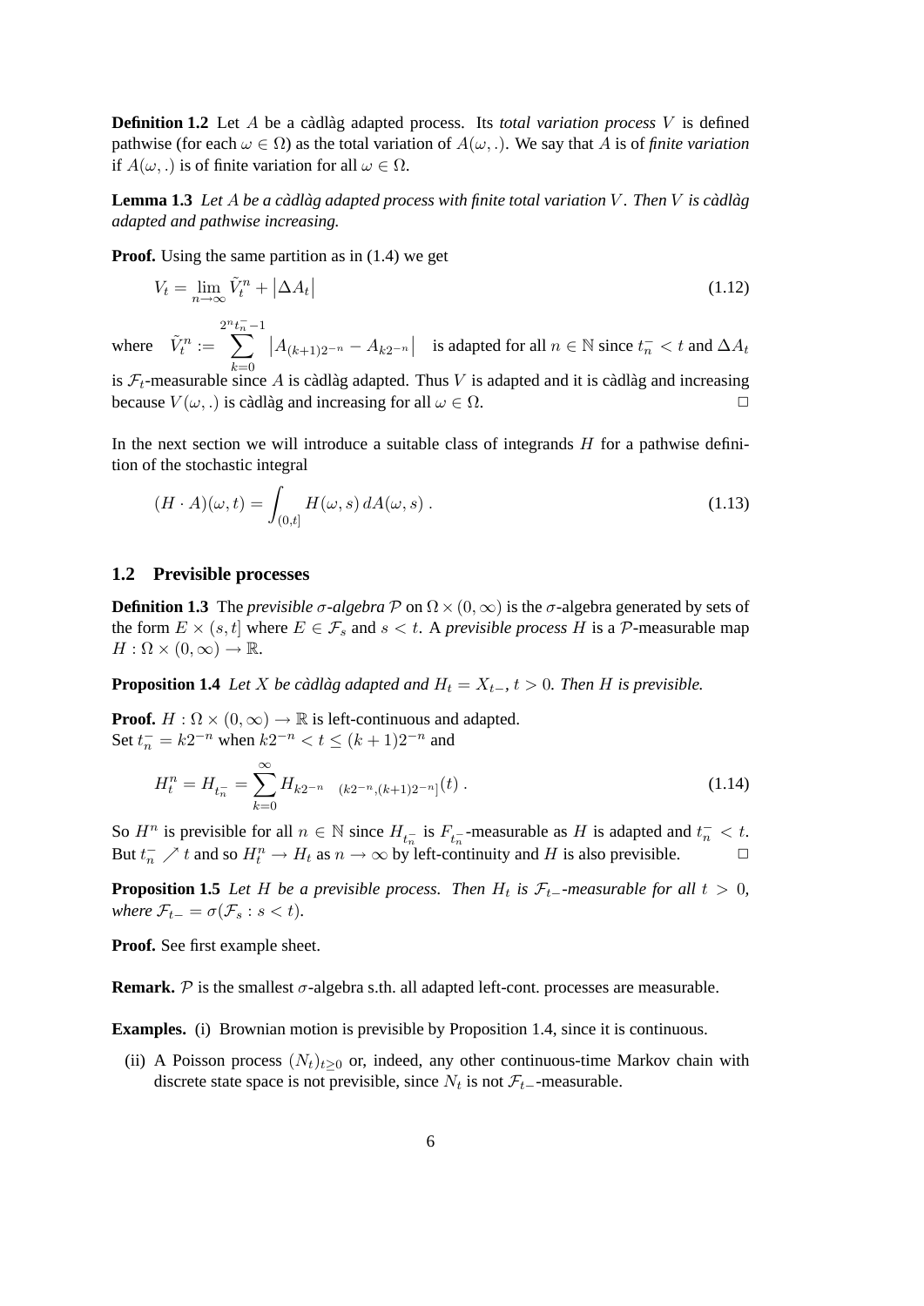**Definition 1.2** Let $A$ be a càdlàg adapted process. Its *total variation process* $V$ is defined pathwise (for each $\omega \in \Omega$) as the total variation of $A(\omega, .)$. We say that $A$ is of *finite variation* if $A(\omega, .)$ is of finite variation for all $\omega \in \Omega$.

**Lemma 1.3** *Let $A$ be a càdlàg adapted process with finite total variation $V$. Then $V$ is càdlàg adapted and pathwise increasing.*

**Proof.** Using the same partition as in (1.4) we get

$$V_t = \lim_{n\to\infty} \tilde{V}_t^n + \left|\Delta A_t\right| \tag{1.12}$$

where $\tilde{V}_t^n := \sum_{k=0}^{2^n t_n^- - 1} \left|A_{(k+1)2^{-n}} - A_{k2^{-n}}\right|$ is adapted for all $n \in \mathbb{N}$ since $t_n^- < t$ and $\Delta A_t$ is $\mathcal{F}_t$-measurable since $A$ is càdlàg adapted. Thus $V$ is adapted and it is càdlàg and increasing because $V(\omega, .)$ is càdlàg and increasing for all $\omega \in \Omega$. □

In the next section we will introduce a suitable class of integrands $H$ for a pathwise definition of the stochastic integral

$$(H \cdot A)(\omega, t) = \int_{(0,t]} H(\omega, s)\, dA(\omega, s)\,. \tag{1.13}$$

## 1.2 Previsible processes

**Definition 1.3** The *previsible $\sigma$-algebra* $\mathcal{P}$ on $\Omega \times (0, \infty)$ is the $\sigma$-algebra generated by sets of the form $E \times (s, t]$ where $E \in \mathcal{F}_s$ and $s < t$. A *previsible process* $H$ is a $\mathcal{P}$-measurable map $H : \Omega \times (0, \infty) \to \mathbb{R}$.

**Proposition 1.4** *Let $X$ be càdlàg adapted and $H_t = X_{t-}$, $t > 0$. Then $H$ is previsible.*

**Proof.** $H : \Omega \times (0, \infty) \to \mathbb{R}$ is left-continuous and adapted.
Set $t_n^- = k2^{-n}$ when $k2^{-n} < t \le (k + 1)2^{-n}$ and

$$H_t^n = H_{t_n^-} = \sum_{k=0}^{\infty} H_{k2^{-n}}\ {}_{(k2^{-n},(k+1)2^{-n}]}(t)\,. \tag{1.14}$$

So $H^n$ is previsible for all $n \in \mathbb{N}$ since $H_{t_n^-}$ is $F_{t_n^-}$-measurable as $H$ is adapted and $t_n^- < t$. But $t_n^- \nearrow t$ and so $H_t^n \to H_t$ as $n \to \infty$ by left-continuity and $H$ is also previsible. □

**Proposition 1.5** *Let $H$ be a previsible process. Then $H_t$ is $\mathcal{F}_{t-}$-measurable for all $t > 0$, where $\mathcal{F}_{t-} = \sigma(\mathcal{F}_s : s < t)$.*

**Proof.** See first example sheet.

**Remark.** $\mathcal{P}$ is the smallest $\sigma$-algebra s.th. all adapted left-cont. processes are measurable.

**Examples.** (i) Brownian motion is previsible by Proposition 1.4, since it is continuous.

(ii) A Poisson process $(N_t)_{t\ge 0}$ or, indeed, any other continuous-time Markov chain with discrete state space is not previsible, since $N_t$ is not $\mathcal{F}_{t-}$-measurable.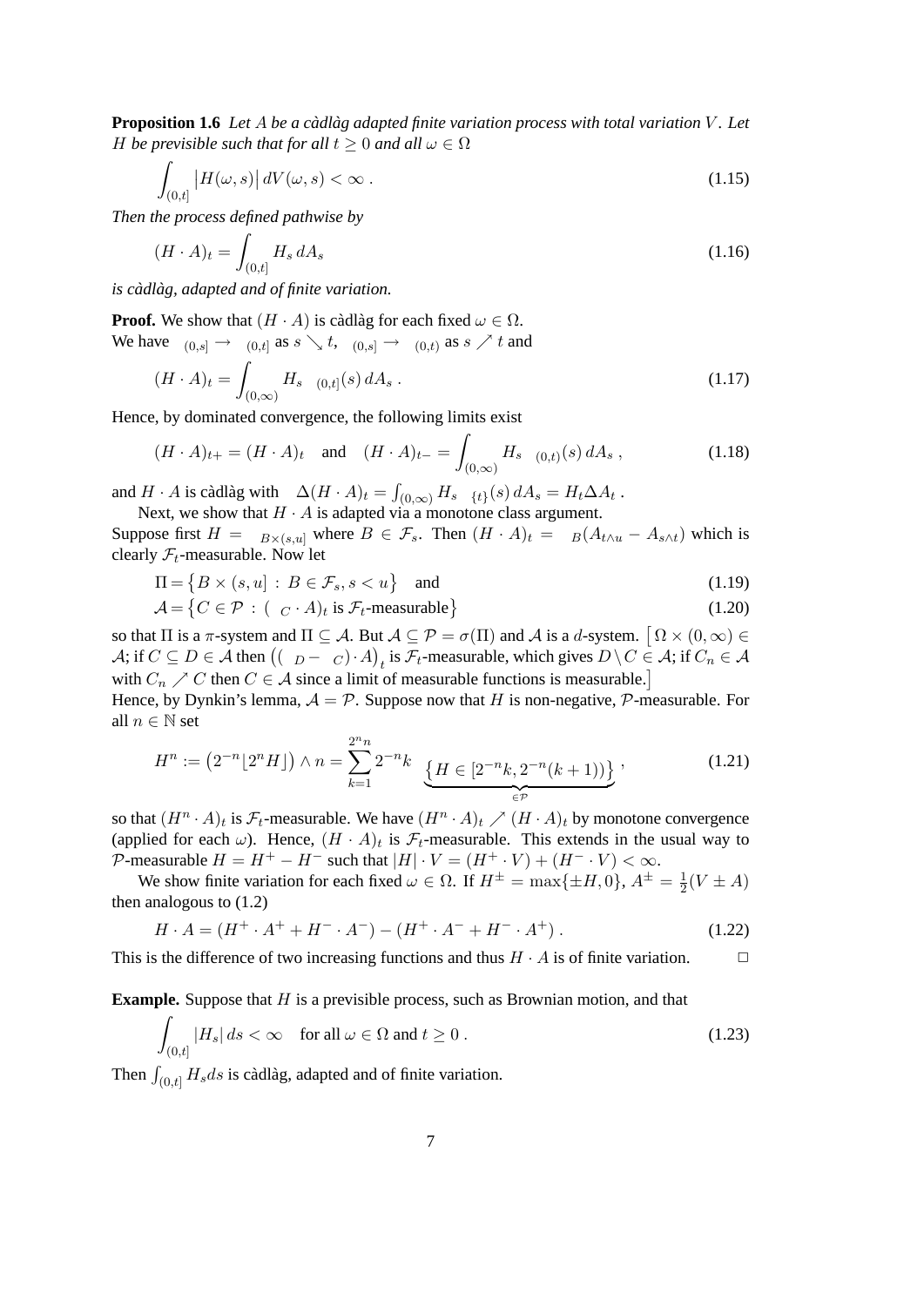**Proposition 1.6** *Let $A$ be a càdlàg adapted finite variation process with total variation $V$. Let $H$ be previsible such that for all $t \geq 0$ and all $\omega \in \Omega$*

$$\int_{(0,t]} \big|H(\omega, s)\big|\, dV(\omega, s) < \infty\ . \tag{1.15}$$

*Then the process defined pathwise by*

$$(H \cdot A)_t = \int_{(0,t]} H_s \, dA_s \tag{1.16}$$

*is càdlàg, adapted and of finite variation.*

**Proof.** We show that $(H \cdot A)$ is càdlàg for each fixed $\omega \in \Omega$.
We have $\mathbb{1}_{(0,s]} \to \mathbb{1}_{(0,t]}$ as $s \searrow t$, $\mathbb{1}_{(0,s]} \to \mathbb{1}_{(0,t)}$ as $s \nearrow t$ and

$$(H \cdot A)_t = \int_{(0,\infty)} H_s \, \mathbb{1}_{(0,t]}(s)\, dA_s\ . \tag{1.17}$$

Hence, by dominated convergence, the following limits exist

$$(H \cdot A)_{t+} = (H \cdot A)_t \quad \text{and} \quad (H \cdot A)_{t-} = \int_{(0,\infty)} H_s \, \mathbb{1}_{(0,t)}(s)\, dA_s\ , \tag{1.18}$$

and $H \cdot A$ is càdlàg with $\Delta(H \cdot A)_t = \int_{(0,\infty)} H_s \, \mathbb{1}_{\{t\}}(s)\, dA_s = H_t \Delta A_t$ .

Next, we show that $H \cdot A$ is adapted via a monotone class argument.
Suppose first $H = \mathbb{1}_{B \times (s,u]}$ where $B \in \mathcal{F}_s$. Then $(H \cdot A)_t = \mathbb{1}_B (A_{t\wedge u} - A_{s\wedge t})$ which is clearly $\mathcal{F}_t$-measurable. Now let

$$\Pi = \big\{B \times (s,u]\ :\ B \in \mathcal{F}_s, s < u\big\} \quad \text{and} \tag{1.19}$$

$$\mathcal{A} = \big\{C \in \mathcal{P}\ :\ (\mathbb{1}_C \cdot A)_t \text{ is } \mathcal{F}_t\text{-measurable}\big\} \tag{1.20}$$

so that $\Pi$ is a $\pi$-system and $\Pi \subseteq \mathcal{A}$. But $\mathcal{A} \subseteq \mathcal{P} = \sigma(\Pi)$ and $\mathcal{A}$ is a $d$-system. $\big[\, \Omega \times (0,\infty) \in \mathcal{A}$; if $C \subseteq D \in \mathcal{A}$ then $\big((\mathbb{1}_D - \mathbb{1}_C)\cdot A\big)_t$ is $\mathcal{F}_t$-measurable, which gives $D \setminus C \in \mathcal{A}$; if $C_n \in \mathcal{A}$ with $C_n \nearrow C$ then $C \in \mathcal{A}$ since a limit of measurable functions is measurable.$\big]$
Hence, by Dynkin's lemma, $\mathcal{A} = \mathcal{P}$. Suppose now that $H$ is non-negative, $\mathcal{P}$-measurable. For all $n \in \mathbb{N}$ set

$$H^n := \big(2^{-n}\lfloor 2^n H\rfloor\big) \wedge n = \sum_{k=1}^{2^n n} 2^{-n}k\ \mathbb{1}\underbrace{\big\{H \in [2^{-n}k, 2^{-n}(k+1))\big\}}_{\in \mathcal{P}}\ , \tag{1.21}$$

so that $(H^n \cdot A)_t$ is $\mathcal{F}_t$-measurable. We have $(H^n \cdot A)_t \nearrow (H \cdot A)_t$ by monotone convergence (applied for each $\omega$). Hence, $(H \cdot A)_t$ is $\mathcal{F}_t$-measurable. This extends in the usual way to $\mathcal{P}$-measurable $H = H^+ - H^-$ such that $|H| \cdot V = (H^+ \cdot V) + (H^- \cdot V) < \infty$.

We show finite variation for each fixed $\omega \in \Omega$. If $H^\pm = \max\{\pm H, 0\}$, $A^\pm = \frac{1}{2}(V \pm A)$ then analogous to (1.2)

$$H \cdot A = (H^+ \cdot A^+ + H^- \cdot A^-) - (H^+ \cdot A^- + H^- \cdot A^+)\ . \tag{1.22}$$

This is the difference of two increasing functions and thus $H \cdot A$ is of finite variation. □

**Example.** Suppose that $H$ is a previsible process, such as Brownian motion, and that

$$\int_{(0,t]} |H_s|\, ds < \infty \quad \text{for all } \omega \in \Omega \text{ and } t \geq 0\ . \tag{1.23}$$

Then $\int_{(0,t]} H_s ds$ is càdlàg, adapted and of finite variation.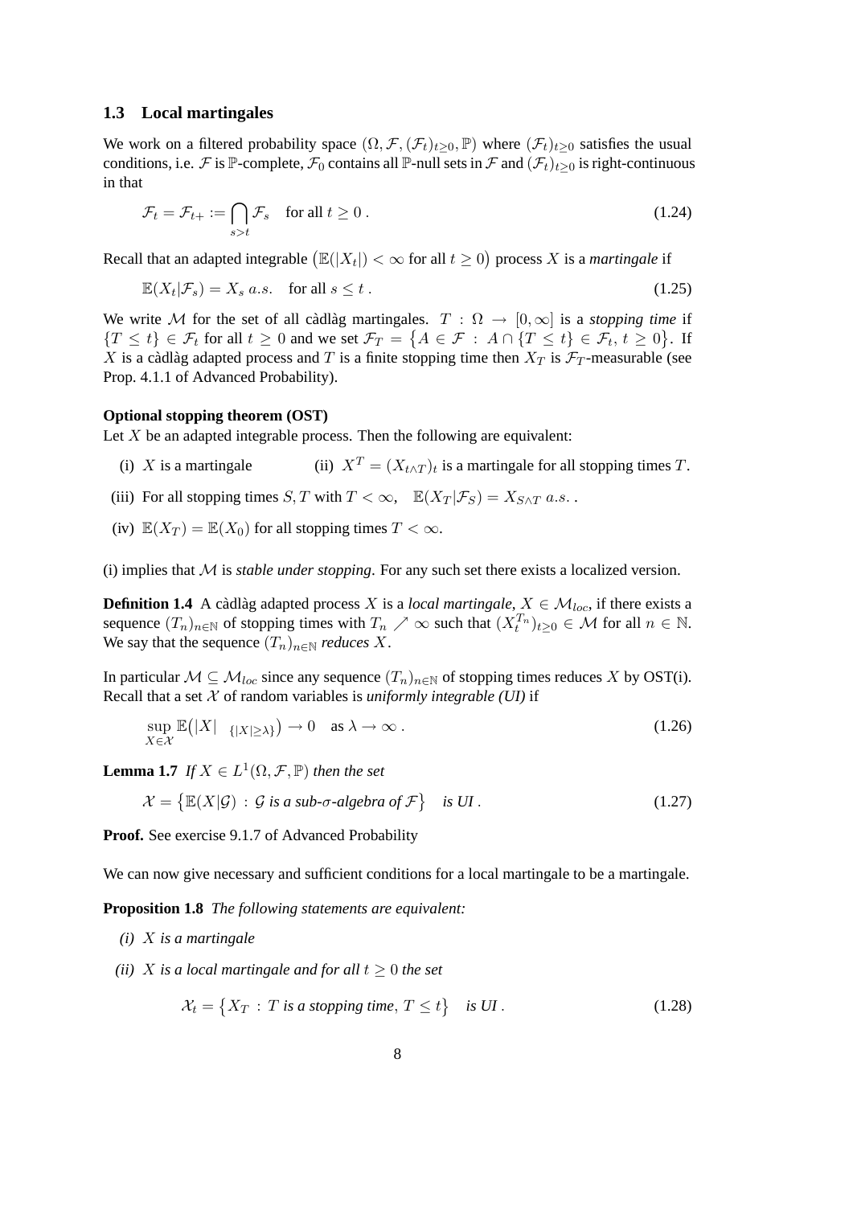### 1.3 Local martingales

We work on a filtered probability space $(\Omega, \mathcal{F}, (\mathcal{F}_t)_{t\geq 0}, \mathbb{P})$ where $(\mathcal{F}_t)_{t\geq 0}$ satisfies the usual conditions, i.e. $\mathcal{F}$ is $\mathbb{P}$-complete, $\mathcal{F}_0$ contains all $\mathbb{P}$-null sets in $\mathcal{F}$ and $(\mathcal{F}_t)_{t\geq 0}$ is right-continuous in that

$$\mathcal{F}_t = \mathcal{F}_{t+} := \bigcap_{s>t} \mathcal{F}_s \quad \text{for all } t \geq 0 \,. \tag{1.24}$$

Recall that an adapted integrable $\big(\mathbb{E}(|X_t|) < \infty \text{ for all } t \geq 0\big)$ process $X$ is a *martingale* if

$$\mathbb{E}(X_t|\mathcal{F}_s) = X_s \; a.s. \quad \text{for all } s \leq t \,. \tag{1.25}$$

We write $\mathcal{M}$ for the set of all càdlàg martingales. $T : \Omega \to [0, \infty]$ is a *stopping time* if $\{T \leq t\} \in \mathcal{F}_t$ for all $t \geq 0$ and we set $\mathcal{F}_T = \big\{A \in \mathcal{F} \, : \, A \cap \{T \leq t\} \in \mathcal{F}_t, \, t \geq 0\big\}$. If $X$ is a càdlàg adapted process and $T$ is a finite stopping time then $X_T$ is $\mathcal{F}_T$-measurable (see Prop. 4.1.1 of Advanced Probability).

**Optional stopping theorem (OST)**

Let $X$ be an adapted integrable process. Then the following are equivalent:

(i) $X$ is a martingale  (ii) $X^T = (X_{t\wedge T})_t$ is a martingale for all stopping times $T$.

(iii) For all stopping times $S, T$ with $T < \infty$, $\quad \mathbb{E}(X_T|\mathcal{F}_S) = X_{S\wedge T} \; a.s.$ .

(iv) $\mathbb{E}(X_T) = \mathbb{E}(X_0)$ for all stopping times $T < \infty$.

(i) implies that $\mathcal{M}$ is *stable under stopping*. For any such set there exists a localized version.

**Definition 1.4** A càdlàg adapted process $X$ is a *local martingale*, $X \in \mathcal{M}_{loc}$, if there exists a sequence $(T_n)_{n\in\mathbb{N}}$ of stopping times with $T_n \nearrow \infty$ such that $(X_t^{T_n})_{t\geq 0} \in \mathcal{M}$ for all $n \in \mathbb{N}$. We say that the sequence $(T_n)_{n\in\mathbb{N}}$ *reduces* $X$.

In particular $\mathcal{M} \subseteq \mathcal{M}_{loc}$ since any sequence $(T_n)_{n\in\mathbb{N}}$ of stopping times reduces $X$ by OST(i). Recall that a set $\mathcal{X}$ of random variables is *uniformly integrable (UI)* if

$$\sup_{X\in\mathcal{X}} \mathbb{E}\big(|X| \; _{\{|X|\geq\lambda\}}\big) \to 0 \quad \text{as } \lambda \to \infty \,. \tag{1.26}$$

**Lemma 1.7** *If $X \in L^1(\Omega, \mathcal{F}, \mathbb{P})$ then the set*

$$\mathcal{X} = \big\{\mathbb{E}(X|\mathcal{G}) \, : \, \mathcal{G} \text{ is a sub-}\sigma\text{-algebra of } \mathcal{F}\big\} \quad \text{is UI} \,. \tag{1.27}$$

**Proof.** See exercise 9.1.7 of Advanced Probability

We can now give necessary and sufficient conditions for a local martingale to be a martingale.

**Proposition 1.8** *The following statements are equivalent:*

*(i) $X$ is a martingale*

*(ii) $X$ is a local martingale and for all $t \geq 0$ the set*

$$\mathcal{X}_t = \big\{X_T \, : \, T \text{ is a stopping time}, \, T \leq t\big\} \quad \text{is UI} \,. \tag{1.28}$$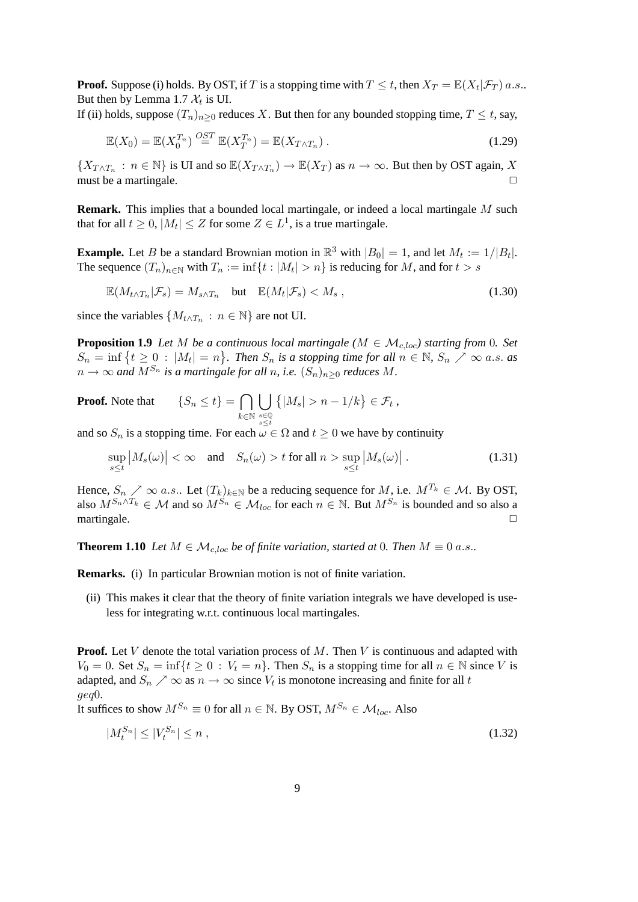**Proof.** Suppose (i) holds. By OST, if $T$ is a stopping time with $T \leq t$, then $X_T = \mathbb{E}(X_t|\mathcal{F}_T)\ a.s.$. But then by Lemma 1.7 $\mathcal{X}_t$ is UI.

If (ii) holds, suppose $(T_n)_{n\geq 0}$ reduces $X$. But then for any bounded stopping time, $T \leq t$, say,

$$\mathbb{E}(X_0) = \mathbb{E}(X_0^{T_n}) \overset{OST}{=} \mathbb{E}(X_T^{T_n}) = \mathbb{E}(X_{T\wedge T_n})\ . \tag{1.29}$$

$\{X_{T\wedge T_n} : n \in \mathbb{N}\}$ is UI and so $\mathbb{E}(X_{T\wedge T_n}) \to \mathbb{E}(X_T)$ as $n \to \infty$. But then by OST again, $X$ must be a martingale. □

**Remark.** This implies that a bounded local martingale, or indeed a local martingale $M$ such that for all $t \geq 0$, $|M_t| \leq Z$ for some $Z \in L^1$, is a true martingale.

**Example.** Let $B$ be a standard Brownian motion in $\mathbb{R}^3$ with $|B_0| = 1$, and let $M_t := 1/|B_t|$. The sequence $(T_n)_{n\in\mathbb{N}}$ with $T_n := \inf\{t : |M_t| > n\}$ is reducing for $M$, and for $t > s$

$$\mathbb{E}(M_{t\wedge T_n}|\mathcal{F}_s) = M_{s\wedge T_n} \quad \text{but} \quad \mathbb{E}(M_t|\mathcal{F}_s) < M_s\ , \tag{1.30}$$

since the variables $\{M_{t\wedge T_n} : n \in \mathbb{N}\}$ are not UI.

**Proposition 1.9** *Let $M$ be a continuous local martingale ($M \in \mathcal{M}_{c,loc}$) starting from $0$. Set $S_n = \inf\{t \geq 0 : |M_t| = n\}$. Then $S_n$ is a stopping time for all $n \in \mathbb{N}$, $S_n \nearrow \infty\ a.s.$ as $n \to \infty$ and $M^{S_n}$ is a martingale for all $n$, i.e. $(S_n)_{n\geq 0}$ reduces $M$.*

**Proof.** Note that $\quad \{S_n \leq t\} = \bigcap_{k\in\mathbb{N}} \bigcup_{\substack{s\in\mathbb{Q}\\ s\leq t}} \{|M_s| > n - 1/k\} \in \mathcal{F}_t\ ,$

and so $S_n$ is a stopping time. For each $\omega \in \Omega$ and $t \geq 0$ we have by continuity

$$\sup_{s\leq t} \big|M_s(\omega)\big| < \infty \quad \text{and} \quad S_n(\omega) > t \text{ for all } n > \sup_{s\leq t}\big|M_s(\omega)\big|\ . \tag{1.31}$$

Hence, $S_n \nearrow \infty\ a.s.$. Let $(T_k)_{k\in\mathbb{N}}$ be a reducing sequence for $M$, i.e. $M^{T_k} \in \mathcal{M}$. By OST, also $M^{S_n\wedge T_k} \in \mathcal{M}$ and so $M^{S_n} \in \mathcal{M}_{loc}$ for each $n \in \mathbb{N}$. But $M^{S_n}$ is bounded and so also a martingale. □

**Theorem 1.10** *Let $M \in \mathcal{M}_{c,loc}$ be of finite variation, started at $0$. Then $M \equiv 0\ a.s.$.*

**Remarks.** (i) In particular Brownian motion is not of finite variation.

(ii) This makes it clear that the theory of finite variation integrals we have developed is useless for integrating w.r.t. continuous local martingales.

**Proof.** Let $V$ denote the total variation process of $M$. Then $V$ is continuous and adapted with $V_0 = 0$. Set $S_n = \inf\{t \geq 0 : V_t = n\}$. Then $S_n$ is a stopping time for all $n \in \mathbb{N}$ since $V$ is adapted, and $S_n \nearrow \infty$ as $n \to \infty$ since $V_t$ is monotone increasing and finite for all $t$ $geq0$.

It suffices to show $M^{S_n} \equiv 0$ for all $n \in \mathbb{N}$. By OST, $M^{S_n} \in \mathcal{M}_{loc}$. Also

$$|M_t^{S_n}| \leq |V_t^{S_n}| \leq n\ , \tag{1.32}$$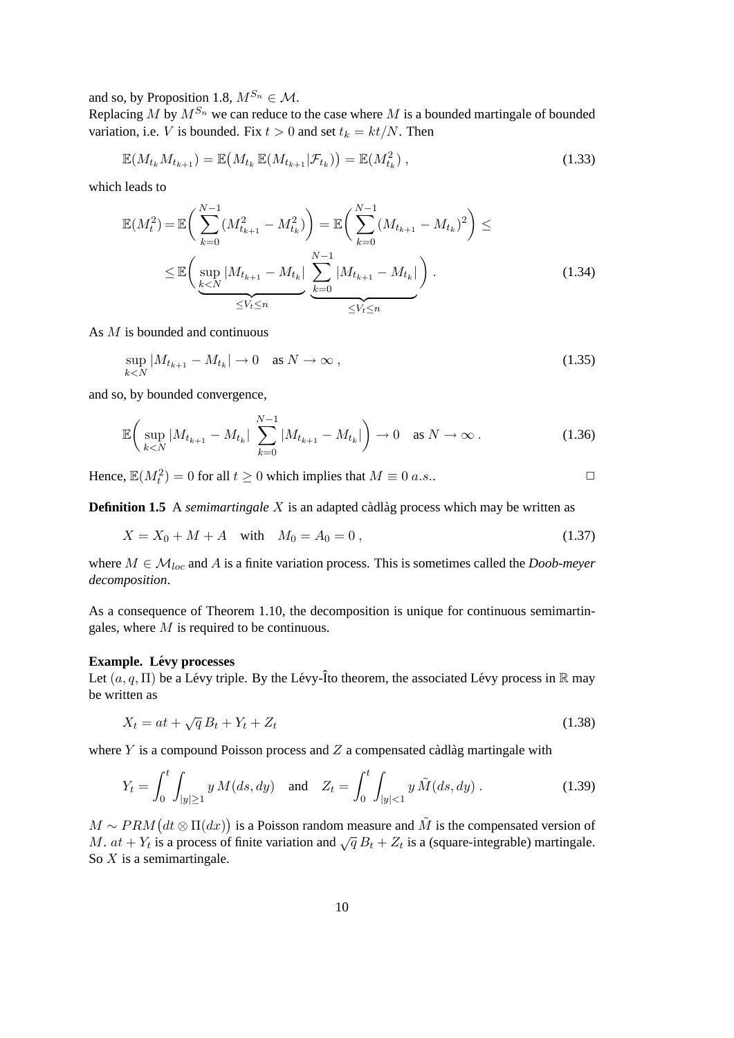and so, by Proposition 1.8, $M^{S_n} \in \mathcal{M}$.
Replacing $M$ by $M^{S_n}$ we can reduce to the case where $M$ is a bounded martingale of bounded variation, i.e. $V$ is bounded. Fix $t > 0$ and set $t_k = kt/N$. Then

$$\mathbb{E}(M_{t_k} M_{t_{k+1}}) = \mathbb{E}\big(M_{t_k}\, \mathbb{E}(M_{t_{k+1}} | \mathcal{F}_{t_k})\big) = \mathbb{E}(M_{t_k}^2)\,, \tag{1.33}$$

which leads to

$$\mathbb{E}(M_t^2) = \mathbb{E}\bigg( \sum_{k=0}^{N-1} (M_{t_{k+1}}^2 - M_{t_k}^2) \bigg) = \mathbb{E}\bigg( \sum_{k=0}^{N-1} (M_{t_{k+1}} - M_{t_k})^2 \bigg) \leq$$
$$\leq \mathbb{E}\bigg( \underbrace{\sup_{k<N} |M_{t_{k+1}} - M_{t_k}|}_{\leq V_t \leq n} \; \underbrace{\sum_{k=0}^{N-1} |M_{t_{k+1}} - M_{t_k}|}_{\leq V_t \leq n} \bigg)\,. \tag{1.34}$$

As $M$ is bounded and continuous

$$\sup_{k<N} |M_{t_{k+1}} - M_{t_k}| \to 0 \quad \text{as } N \to \infty\,, \tag{1.35}$$

and so, by bounded convergence,

$$\mathbb{E}\bigg( \sup_{k<N} |M_{t_{k+1}} - M_{t_k}| \sum_{k=0}^{N-1} |M_{t_{k+1}} - M_{t_k}| \bigg) \to 0 \quad \text{as } N \to \infty\,. \tag{1.36}$$

Hence, $\mathbb{E}(M_t^2) = 0$ for all $t \geq 0$ which implies that $M \equiv 0$ $a.s.$. □

**Definition 1.5** A *semimartingale* $X$ is an adapted càdlàg process which may be written as

$$X = X_0 + M + A \quad \text{with} \quad M_0 = A_0 = 0\,, \tag{1.37}$$

where $M \in \mathcal{M}_{loc}$ and $A$ is a finite variation process. This is sometimes called the *Doob-meyer decomposition*.

As a consequence of Theorem 1.10, the decomposition is unique for continuous semimartingales, where $M$ is required to be continuous.

**Example. Lévy processes**
Let $(a, q, \Pi)$ be a Lévy triple. By the Lévy-Îto theorem, the associated Lévy process in $\mathbb{R}$ may be written as

$$X_t = at + \sqrt{q}\, B_t + Y_t + Z_t \tag{1.38}$$

where $Y$ is a compound Poisson process and $Z$ a compensated càdlàg martingale with

$$Y_t = \int_0^t \int_{|y|\geq 1} y\, M(ds, dy) \quad \text{and} \quad Z_t = \int_0^t \int_{|y|<1} y\, \tilde{M}(ds, dy)\,. \tag{1.39}$$

$M \sim PRM\big(dt \otimes \Pi(dx)\big)$ is a Poisson random measure and $\tilde{M}$ is the compensated version of $M$. $at + Y_t$ is a process of finite variation and $\sqrt{q}\, B_t + Z_t$ is a (square-integrable) martingale. So $X$ is a semimartingale.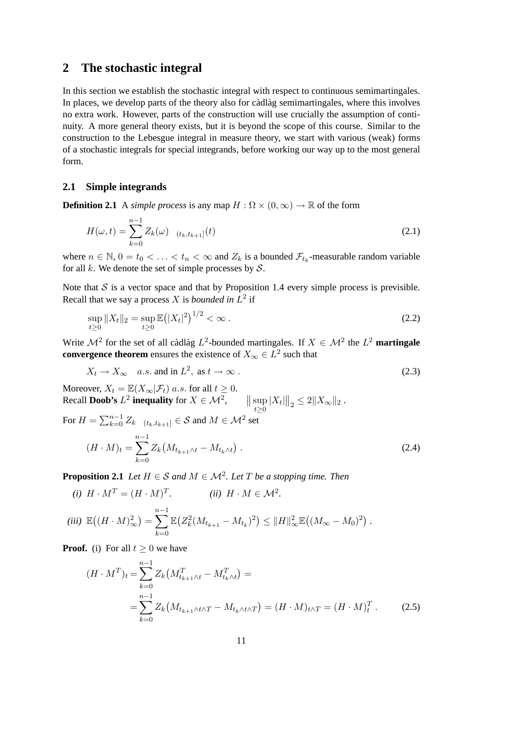## 2 The stochastic integral

In this section we establish the stochastic integral with respect to continuous semimartingales. In places, we develop parts of the theory also for càdlàg semimartingales, where this involves no extra work. However, parts of the construction will use crucially the assumption of continuity. A more general theory exists, but it is beyond the scope of this course. Similar to the construction to the Lebesgue integral in measure theory, we start with various (weak) forms of a stochastic integrals for special integrands, before working our way up to the most general form.

### 2.1 Simple integrands

**Definition 2.1** A *simple process* is any map $H : \Omega \times (0, \infty) \to \mathbb{R}$ of the form

$$H(\omega, t) = \sum_{k=0}^{n-1} Z_k(\omega) \; _{(t_k, t_{k+1}]}(t) \tag{2.1}$$

where $n \in \mathbb{N}$, $0 = t_0 < \ldots < t_n < \infty$ and $Z_k$ is a bounded $\mathcal{F}_{t_k}$-measurable random variable for all $k$. We denote the set of simple processes by $\mathcal{S}$.

Note that $\mathcal{S}$ is a vector space and that by Proposition 1.4 every simple process is previsible. Recall that we say a process $X$ is *bounded in* $L^2$ if

$$\sup_{t\geq 0} \|X_t\|_2 = \sup_{t\geq 0} \mathbb{E}\big(|X_t|^2\big)^{1/2} < \infty . \tag{2.2}$$

Write $\mathcal{M}^2$ for the set of all càdlàg $L^2$-bounded martingales. If $X \in \mathcal{M}^2$ the $L^2$ **martingale convergence theorem** ensures the existence of $X_\infty \in L^2$ such that

$$X_t \to X_\infty \quad a.s. \text{ and in } L^2, \text{ as } t \to \infty . \tag{2.3}$$

Moreover, $X_t = \mathbb{E}(X_\infty | \mathcal{F}_t)$ $a.s.$ for all $t \geq 0$.
Recall **Doob's** $L^2$ **inequality** for $X \in \mathcal{M}^2$, $\quad \big\| \sup_{t\geq 0} |X_t| \big\|_2 \leq 2\|X_\infty\|_2$ .

For $H = \sum_{k=0}^{n-1} Z_k \; _{(t_k, t_{k+1}]} \in \mathcal{S}$ and $M \in \mathcal{M}^2$ set

$$(H \cdot M)_t = \sum_{k=0}^{n-1} Z_k \big(M_{t_{k+1}\wedge t} - M_{t_k \wedge t}\big) . \tag{2.4}$$

**Proposition 2.1** *Let $H \in \mathcal{S}$ and $M \in \mathcal{M}^2$. Let $T$ be a stopping time. Then*

*(i)* $H \cdot M^T = (H \cdot M)^T$. *(ii)* $H \cdot M \in \mathcal{M}^2$.

*(iii)* $\mathbb{E}\big((H \cdot M)_\infty^2\big) = \sum_{k=0}^{n-1} \mathbb{E}\big(Z_k^2 (M_{t_{k+1}} - M_{t_k})^2\big) \leq \|H\|_\infty^2 \mathbb{E}\big((M_\infty - M_0)^2\big)$ .

**Proof.** (i) For all $t \geq 0$ we have

$$\begin{aligned}(H \cdot M^T)_t &= \sum_{k=0}^{n-1} Z_k \big(M^T_{t_{k+1}\wedge t} - M^T_{t_k\wedge t}\big) = \\ &= \sum_{k=0}^{n-1} Z_k \big(M_{t_{k+1}\wedge t\wedge T} - M_{t_k\wedge t\wedge T}\big) = (H \cdot M)_{t\wedge T} = (H \cdot M)^T_t .\end{aligned} \tag{2.5}$$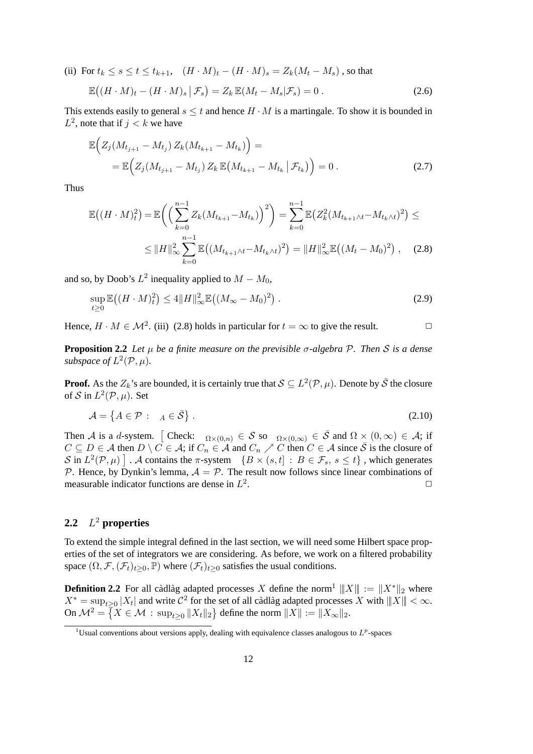(ii) For $t_k \leq s \leq t \leq t_{k+1}$, $\quad (H \cdot M)_t - (H \cdot M)_s = Z_k(M_t - M_s)$ , so that

$$\mathbb{E}\big((H \cdot M)_t - (H \cdot M)_s \,\big|\, \mathcal{F}_s\big) = Z_k\, \mathbb{E}(M_t - M_s | \mathcal{F}_s) = 0\,. \tag{2.6}$$

This extends easily to general $s \leq t$ and hence $H \cdot M$ is a martingale. To show it is bounded in $L^2$, note that if $j < k$ we have

$$\begin{aligned}
&\mathbb{E}\Big(Z_j(M_{t_{j+1}} - M_{t_j})\, Z_k(M_{t_{k+1}} - M_{t_k})\Big) = \\
&\quad = \mathbb{E}\Big(Z_j(M_{t_{j+1}} - M_{t_j})\, Z_k\, \mathbb{E}\big(M_{t_{k+1}} - M_{t_k} \,\big|\, \mathcal{F}_{t_k}\big)\Big) = 0\,.
\end{aligned} \tag{2.7}$$

Thus

$$\begin{aligned}
\mathbb{E}\big((H \cdot M)_t^2\big) &= \mathbb{E}\bigg(\Big(\sum_{k=0}^{n-1} Z_k(M_{t_{k+1}} - M_{t_k})\Big)^2\bigg) = \sum_{k=0}^{n-1} \mathbb{E}\big(Z_k^2(M_{t_{k+1}\wedge t} - M_{t_k \wedge t})^2\big) \leq \\
&\leq \|H\|_\infty^2 \sum_{k=0}^{n-1} \mathbb{E}\big((M_{t_{k+1}\wedge t} - M_{t_k\wedge t})^2\big) = \|H\|_\infty^2\, \mathbb{E}\big((M_t - M_0)^2\big)\,,
\end{aligned} \tag{2.8}$$

and so, by Doob's $L^2$ inequality applied to $M - M_0$,

$$\sup_{t \geq 0} \mathbb{E}\big((H \cdot M)_t^2\big) \leq 4\|H\|_\infty^2\, \mathbb{E}\big((M_\infty - M_0)^2\big)\,. \tag{2.9}$$

Hence, $H \cdot M \in \mathcal{M}^2$. (iii) (2.8) holds in particular for $t = \infty$ to give the result. $\square$

**Proposition 2.2** *Let $\mu$ be a finite measure on the previsible $\sigma$-algebra $\mathcal{P}$. Then $\mathcal{S}$ is a dense subspace of $L^2(\mathcal{P}, \mu)$.*

**Proof.** As the $Z_k$'s are bounded, it is certainly true that $\mathcal{S} \subseteq L^2(\mathcal{P}, \mu)$. Denote by $\bar{\mathcal{S}}$ the closure of $\mathcal{S}$ in $L^2(\mathcal{P}, \mu)$. Set

$$\mathcal{A} = \big\{A \in \mathcal{P} : \ \ _A \in \bar{\mathcal{S}}\big\}\,. \tag{2.10}$$

Then $\mathcal{A}$ is a $d$-system. $\big[$ Check: $\ _{\Omega\times(0,n)} \in \mathcal{S}$ so $\ _{\Omega\times(0,\infty)} \in \bar{\mathcal{S}}$ and $\Omega \times (0, \infty) \in \mathcal{A}$; if $C \subseteq D \in \mathcal{A}$ then $D \setminus C \in \mathcal{A}$; if $C_n \in \mathcal{A}$ and $C_n \nearrow C$ then $C \in \mathcal{A}$ since $\bar{\mathcal{S}}$ is the closure of $\mathcal{S}$ in $L^2(\mathcal{P}, \mu)$ $\big]$ . $\mathcal{A}$ contains the $\pi$-system $\ \{B \times (s, t] : B \in \mathcal{F}_s,\ s \leq t\}$ , which generates $\mathcal{P}$. Hence, by Dynkin's lemma, $\mathcal{A} = \mathcal{P}$. The result now follows since linear combinations of measurable indicator functions are dense in $L^2$. $\square$

## 2.2 $L^2$ properties

To extend the simple integral defined in the last section, we will need some Hilbert space properties of the set of integrators we are considering. As before, we work on a filtered probability space $(\Omega, \mathcal{F}, (\mathcal{F}_t)_{t\geq 0}, \mathbb{P})$ where $(\mathcal{F}_t)_{t\geq 0}$ satisfies the usual conditions.

**Definition 2.2** For all càdlàg adapted processes $X$ define the norm[1] $|\!|\!|X|\!|\!| := \|X^*\|_2$ where $X^* = \sup_{t\geq 0} |X_t|$ and write $\mathcal{C}^2$ for the set of all càdlàg adapted processes $X$ with $|\!|\!|X|\!|\!| < \infty$. On $\mathcal{M}^2 = \big\{X \in \mathcal{M} : \sup_{t\geq 0} \|X_t\|_2\big\}$ define the norm $\|X\| := \|X_\infty\|_2$.

[1] Usual conventions about versions apply, dealing with equivalence classes analogous to $L^p$-spaces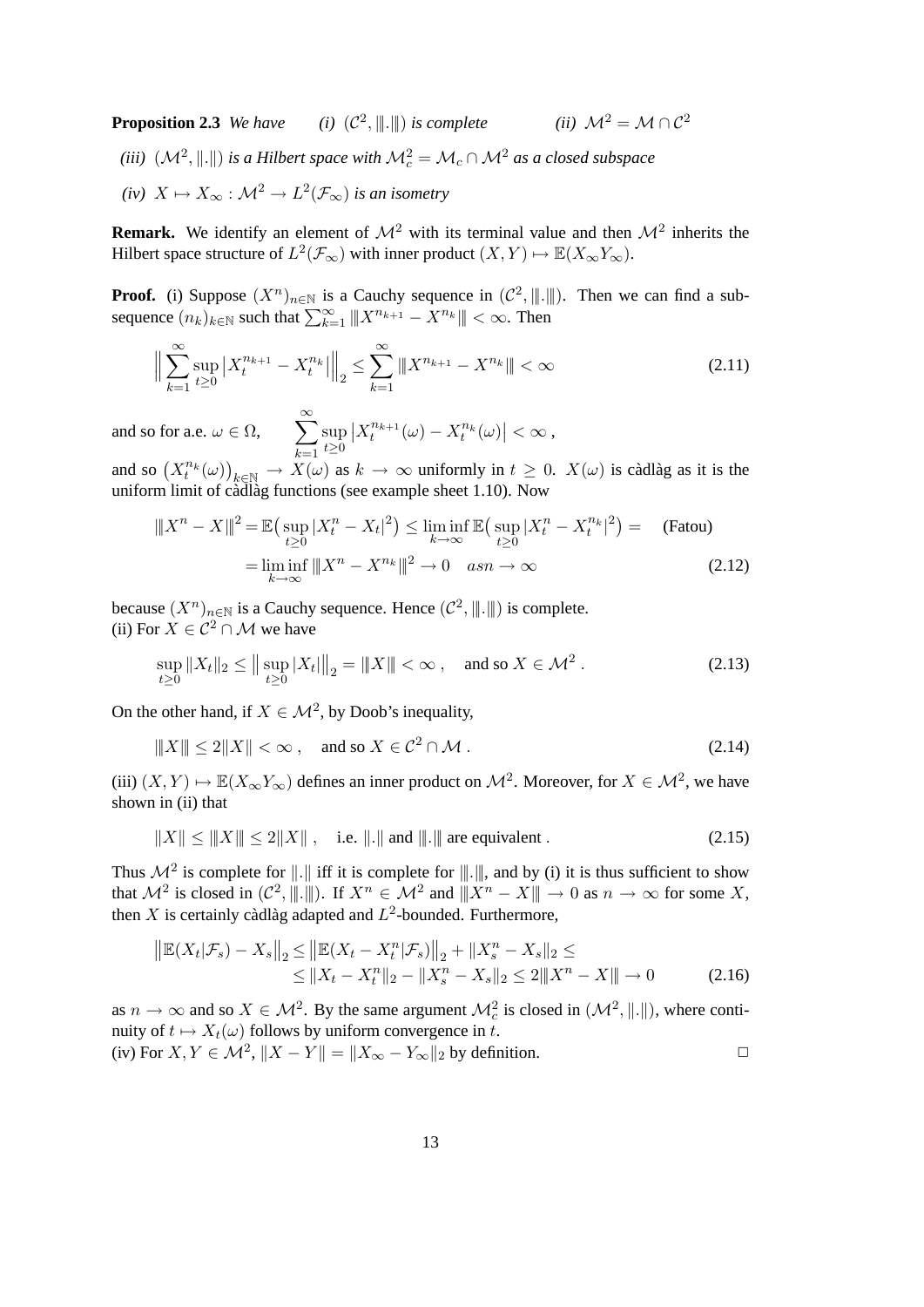**Proposition 2.3** *We have* *(i)* $(\mathcal{C}^2, |||.|||)$ *is complete* *(ii)* $\mathcal{M}^2 = \mathcal{M} \cap \mathcal{C}^2$

*(iii)* $(\mathcal{M}^2, \|.\|)$ *is a Hilbert space with* $\mathcal{M}_c^2 = \mathcal{M}_c \cap \mathcal{M}^2$ *as a closed subspace*

*(iv)* $X \mapsto X_\infty : \mathcal{M}^2 \to L^2(\mathcal{F}_\infty)$ *is an isometry*

**Remark.** We identify an element of $\mathcal{M}^2$ with its terminal value and then $\mathcal{M}^2$ inherits the Hilbert space structure of $L^2(\mathcal{F}_\infty)$ with inner product $(X, Y) \mapsto \mathbb{E}(X_\infty Y_\infty)$.

**Proof.** (i) Suppose $(X^n)_{n\in\mathbb{N}}$ is a Cauchy sequence in $(\mathcal{C}^2, |||.|||)$. Then we can find a subsequence $(n_k)_{k\in\mathbb{N}}$ such that $\sum_{k=1}^{\infty} |||X^{n_{k+1}} - X^{n_k}||| < \infty$. Then

$$\Big\| \sum_{k=1}^{\infty} \sup_{t\geq 0} \big|X_t^{n_{k+1}} - X_t^{n_k}\big| \Big\|_2 \leq \sum_{k=1}^{\infty} |||X^{n_{k+1}} - X^{n_k}||| < \infty \tag{2.11}$$

and so for a.e. $\omega \in \Omega$, $\qquad \displaystyle\sum_{k=1}^{\infty} \sup_{t\geq 0} \big|X_t^{n_{k+1}}(\omega) - X_t^{n_k}(\omega)\big| < \infty\,,$

and so $\big(X_t^{n_k}(\omega)\big)_{k\in\mathbb{N}} \to X(\omega)$ as $k \to \infty$ uniformly in $t \geq 0$. $X(\omega)$ is càdlàg as it is the uniform limit of càdlàg functions (see example sheet 1.10). Now

$$\begin{aligned} |||X^n - X|||^2 &= \mathbb{E}\big(\sup_{t\geq 0} |X_t^n - X_t|^2\big) \leq \liminf_{k\to\infty} \mathbb{E}\big(\sup_{t\geq 0} |X_t^n - X_t^{n_k}|^2\big) = \quad \text{(Fatou)} \\ &= \liminf_{k\to\infty} |||X^n - X^{n_k}|||^2 \to 0 \quad as n \to \infty \end{aligned} \tag{2.12}$$

because $(X^n)_{n\in\mathbb{N}}$ is a Cauchy sequence. Hence $(\mathcal{C}^2, |||.|||)$ is complete.
(ii) For $X \in \mathcal{C}^2 \cap \mathcal{M}$ we have

$$\sup_{t\geq 0} \|X_t\|_2 \leq \big\| \sup_{t\geq 0} |X_t| \big\|_2 = |||X||| < \infty\,, \quad \text{and so } X \in \mathcal{M}^2\,. \tag{2.13}$$

On the other hand, if $X \in \mathcal{M}^2$, by Doob's inequality,

$$|||X||| \leq 2\|X\| < \infty\,, \quad \text{and so } X \in \mathcal{C}^2 \cap \mathcal{M}\,. \tag{2.14}$$

(iii) $(X, Y) \mapsto \mathbb{E}(X_\infty Y_\infty)$ defines an inner product on $\mathcal{M}^2$. Moreover, for $X \in \mathcal{M}^2$, we have shown in (ii) that

$$\|X\| \leq |||X||| \leq 2\|X\|\,, \quad \text{i.e. } \|.\| \text{ and } |||.||| \text{ are equivalent}\,. \tag{2.15}$$

Thus $\mathcal{M}^2$ is complete for $\|.\|$ iff it is complete for $|||.|||$, and by (i) it is thus sufficient to show that $\mathcal{M}^2$ is closed in $(\mathcal{C}^2, |||.|||)$. If $X^n \in \mathcal{M}^2$ and $|||X^n - X||| \to 0$ as $n \to \infty$ for some $X$, then $X$ is certainly càdlàg adapted and $L^2$-bounded. Furthermore,

$$\begin{aligned} \big\|\mathbb{E}(X_t|\mathcal{F}_s) - X_s\big\|_2 &\leq \big\|\mathbb{E}(X_t - X_t^n|\mathcal{F}_s)\big\|_2 + \|X_s^n - X_s\|_2 \leq \\ &\leq \|X_t - X_t^n\|_2 - \|X_s^n - X_s\|_2 \leq 2|||X^n - X||| \to 0 \end{aligned} \tag{2.16}$$

as $n \to \infty$ and so $X \in \mathcal{M}^2$. By the same argument $\mathcal{M}_c^2$ is closed in $(\mathcal{M}^2, \|.\|)$, where continuity of $t \mapsto X_t(\omega)$ follows by uniform convergence in $t$.
(iv) For $X, Y \in \mathcal{M}^2$, $\|X - Y\| = \|X_\infty - Y_\infty\|_2$ by definition. □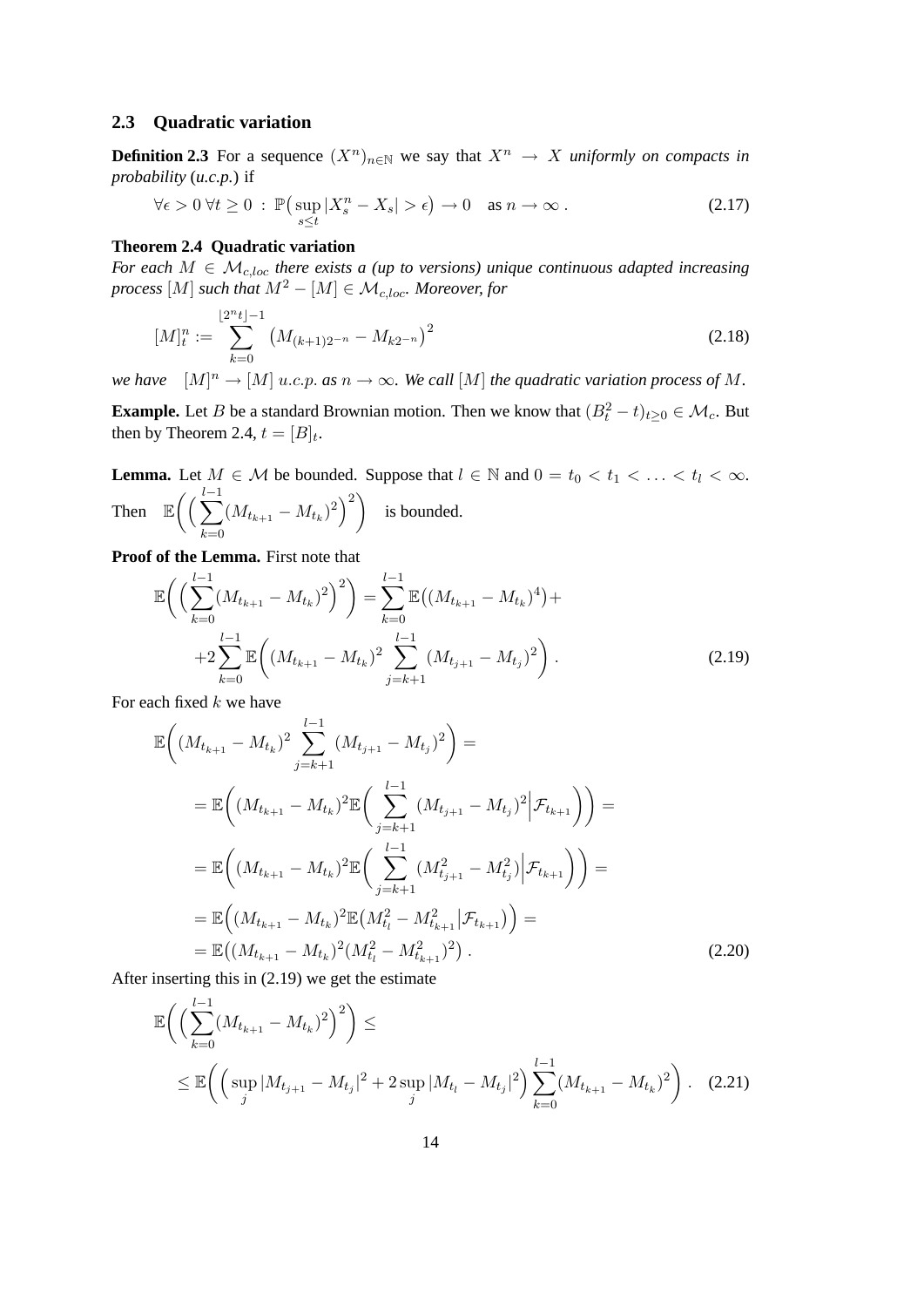### 2.3 Quadratic variation

**Definition 2.3** For a sequence $(X^n)_{n\in\mathbb{N}}$ we say that $X^n \to X$ *uniformly on compacts in probability* (*u.c.p.*) if

$$\forall \epsilon > 0\ \forall t \geq 0\ :\ \mathbb{P}\big(\sup_{s\leq t}|X^n_s - X_s| > \epsilon\big) \to 0 \quad \text{as } n \to \infty\ . \tag{2.17}$$

**Theorem 2.4 Quadratic variation**
*For each $M \in \mathcal{M}_{c,loc}$ there exists a (up to versions) unique continuous adapted increasing process $[M]$ such that $M^2 - [M] \in \mathcal{M}_{c,loc}$. Moreover, for*

$$[M]^n_t := \sum_{k=0}^{\lfloor 2^n t\rfloor - 1} \big(M_{(k+1)2^{-n}} - M_{k2^{-n}}\big)^2 \tag{2.18}$$

*we have* $\quad [M]^n \to [M]$ *u.c.p. as* $n \to \infty$*. We call $[M]$ the quadratic variation process of $M$.*

**Example.** Let $B$ be a standard Brownian motion. Then we know that $(B_t^2 - t)_{t\geq 0} \in \mathcal{M}_c$. But then by Theorem 2.4, $t = [B]_t$.

**Lemma.** Let $M \in \mathcal{M}$ be bounded. Suppose that $l \in \mathbb{N}$ and $0 = t_0 < t_1 < \ldots < t_l < \infty$. Then $\quad \mathbb{E}\bigg(\Big(\sum_{k=0}^{l-1}(M_{t_{k+1}} - M_{t_k})^2\Big)^2\bigg) \quad$ is bounded.

**Proof of the Lemma.** First note that

$$\mathbb{E}\bigg(\Big(\sum_{k=0}^{l-1}(M_{t_{k+1}} - M_{t_k})^2\Big)^2\bigg) = \sum_{k=0}^{l-1}\mathbb{E}\big((M_{t_{k+1}} - M_{t_k})^4\big) + \\ + 2\sum_{k=0}^{l-1}\mathbb{E}\bigg((M_{t_{k+1}} - M_{t_k})^2 \sum_{j=k+1}^{l-1}(M_{t_{j+1}} - M_{t_j})^2\bigg)\ . \tag{2.19}$$

For each fixed $k$ we have

$$\begin{aligned}
&\mathbb{E}\bigg((M_{t_{k+1}} - M_{t_k})^2 \sum_{j=k+1}^{l-1}(M_{t_{j+1}} - M_{t_j})^2\bigg) = \\
&= \mathbb{E}\bigg((M_{t_{k+1}} - M_{t_k})^2 \mathbb{E}\Big(\sum_{j=k+1}^{l-1}(M_{t_{j+1}} - M_{t_j})^2\Big|\mathcal{F}_{t_{k+1}}\Big)\bigg) = \\
&= \mathbb{E}\bigg((M_{t_{k+1}} - M_{t_k})^2 \mathbb{E}\Big(\sum_{j=k+1}^{l-1}(M^2_{t_{j+1}} - M^2_{t_j})\Big|\mathcal{F}_{t_{k+1}}\Big)\bigg) = \\
&= \mathbb{E}\Big((M_{t_{k+1}} - M_{t_k})^2 \mathbb{E}\big(M^2_{t_l} - M^2_{t_{k+1}}\big|\mathcal{F}_{t_{k+1}}\big)\Big) = \\
&= \mathbb{E}\big((M_{t_{k+1}} - M_{t_k})^2 (M^2_{t_l} - M^2_{t_{k+1}})^2\big)\ .
\end{aligned} \tag{2.20}$$

After inserting this in (2.19) we get the estimate

$$\mathbb{E}\bigg(\Big(\sum_{k=0}^{l-1}(M_{t_{k+1}} - M_{t_k})^2\Big)^2\bigg) \leq \\ \leq \mathbb{E}\bigg(\Big(\sup_j |M_{t_{j+1}} - M_{t_j}|^2 + 2\sup_j |M_{t_l} - M_{t_j}|^2\Big)\sum_{k=0}^{l-1}(M_{t_{k+1}} - M_{t_k})^2\bigg)\ . \tag{2.21}$$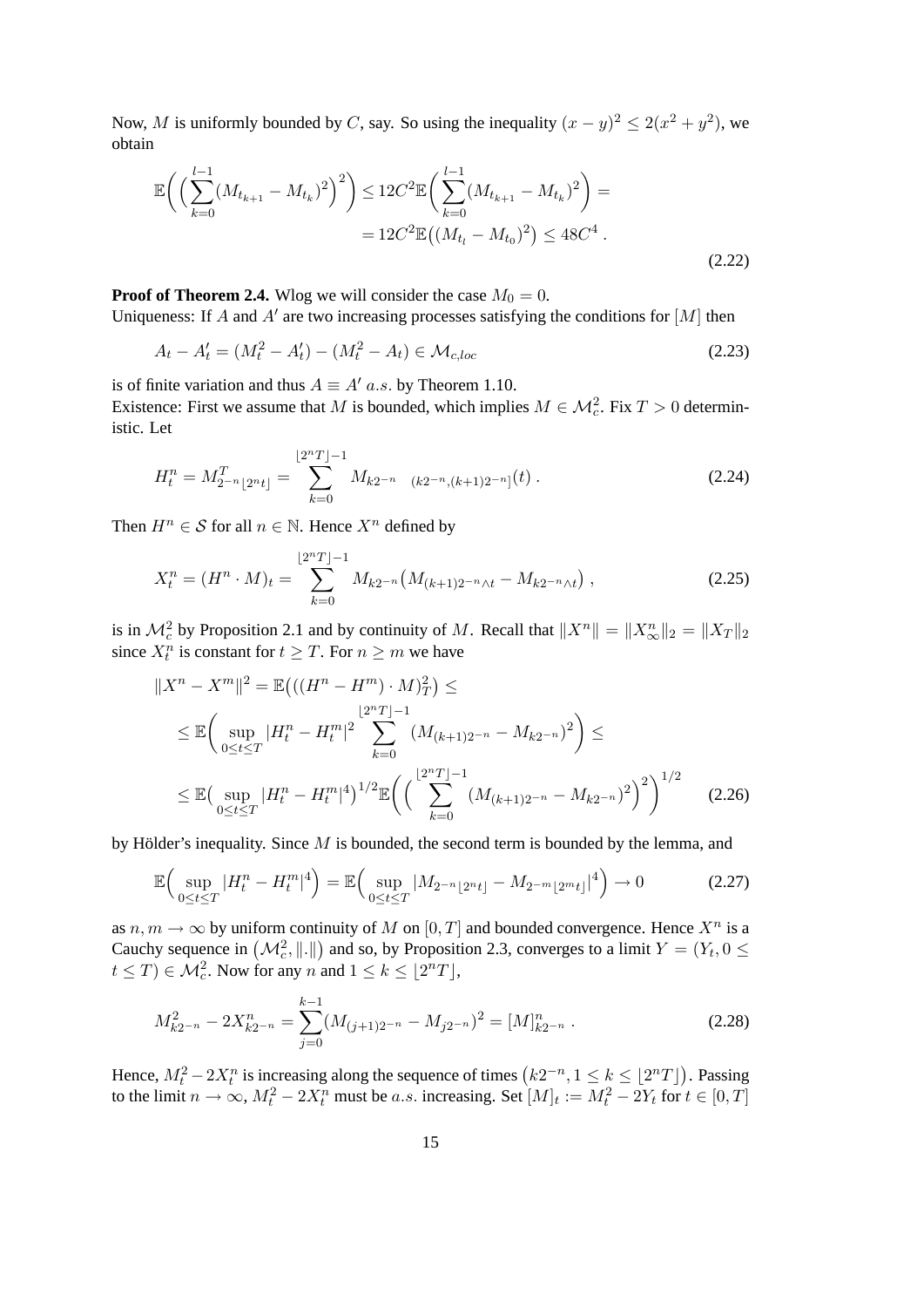Now, $M$ is uniformly bounded by $C$, say. So using the inequality $(x-y)^2 \leq 2(x^2+y^2)$, we obtain

$$\mathbb{E}\bigg(\Big(\sum_{k=0}^{l-1}(M_{t_{k+1}}-M_{t_k})^2\Big)^2\bigg) \leq 12C^2\mathbb{E}\bigg(\sum_{k=0}^{l-1}(M_{t_{k+1}}-M_{t_k})^2\bigg) = \\ = 12C^2\mathbb{E}\big((M_{t_l}-M_{t_0})^2\big) \leq 48C^4\,. \tag{2.22}$$

**Proof of Theorem 2.4.** Wlog we will consider the case $M_0 = 0$.
Uniqueness: If $A$ and $A'$ are two increasing processes satisfying the conditions for $[M]$ then

$$A_t - A'_t = (M_t^2 - A'_t) - (M_t^2 - A_t) \in \mathcal{M}_{c,loc} \tag{2.23}$$

is of finite variation and thus $A \equiv A'$ $a.s.$ by Theorem 1.10.
Existence: First we assume that $M$ is bounded, which implies $M \in \mathcal{M}_c^2$. Fix $T > 0$ deterministic. Let

$$H_t^n = M^T_{2^{-n}\lfloor 2^n t\rfloor} = \sum_{k=0}^{\lfloor 2^n T\rfloor -1} M_{k2^{-n}} \quad {}_{(k2^{-n},(k+1)2^{-n}]}(t)\,. \tag{2.24}$$

Then $H^n \in \mathcal{S}$ for all $n \in \mathbb{N}$. Hence $X^n$ defined by

$$X_t^n = (H^n \cdot M)_t = \sum_{k=0}^{\lfloor 2^n T\rfloor -1} M_{k2^{-n}}\big(M_{(k+1)2^{-n}\wedge t} - M_{k2^{-n}\wedge t}\big)\,, \tag{2.25}$$

is in $\mathcal{M}_c^2$ by Proposition 2.1 and by continuity of $M$. Recall that $\|X^n\| = \|X_\infty^n\|_2 = \|X_T\|_2$ since $X_t^n$ is constant for $t \geq T$. For $n \geq m$ we have

$$\begin{aligned}
\|X^n - X^m\|^2 &= \mathbb{E}\big(((H^n - H^m)\cdot M)_T^2\big) \leq \\
&\leq \mathbb{E}\bigg(\sup_{0\leq t\leq T}|H_t^n - H_t^m|^2 \sum_{k=0}^{\lfloor 2^n T\rfloor -1}(M_{(k+1)2^{-n}} - M_{k2^{-n}})^2\bigg) \leq \\
&\leq \mathbb{E}\big(\sup_{0\leq t\leq T}|H_t^n - H_t^m|^4\big)^{1/2}\mathbb{E}\bigg(\Big(\sum_{k=0}^{\lfloor 2^n T\rfloor -1}(M_{(k+1)2^{-n}} - M_{k2^{-n}})^2\Big)^2\bigg)^{1/2}
\end{aligned} \tag{2.26}$$

by Hölder's inequality. Since $M$ is bounded, the second term is bounded by the lemma, and

$$\mathbb{E}\Big(\sup_{0\leq t\leq T}|H_t^n - H_t^m|^4\Big) = \mathbb{E}\Big(\sup_{0\leq t\leq T}\big|M_{2^{-n}\lfloor 2^n t\rfloor} - M_{2^{-m}\lfloor 2^m t\rfloor}\big|^4\Big) \to 0 \tag{2.27}$$

as $n, m \to \infty$ by uniform continuity of $M$ on $[0,T]$ and bounded convergence. Hence $X^n$ is a Cauchy sequence in $\big(\mathcal{M}_c^2, \|.\|\big)$ and so, by Proposition 2.3, converges to a limit $Y = (Y_t, 0 \leq t \leq T) \in \mathcal{M}_c^2$. Now for any $n$ and $1 \leq k \leq \lfloor 2^n T\rfloor$,

$$M_{k2^{-n}}^2 - 2X_{k2^{-n}}^n = \sum_{j=0}^{k-1}(M_{(j+1)2^{-n}} - M_{j2^{-n}})^2 = [M]_{k2^{-n}}^n\,. \tag{2.28}$$

Hence, $M_t^2 - 2X_t^n$ is increasing along the sequence of times $\big(k2^{-n}, 1 \leq k \leq \lfloor 2^n T\rfloor\big)$. Passing to the limit $n \to \infty$, $M_t^2 - 2X_t^n$ must be $a.s.$ increasing. Set $[M]_t := M_t^2 - 2Y_t$ for $t \in [0,T]$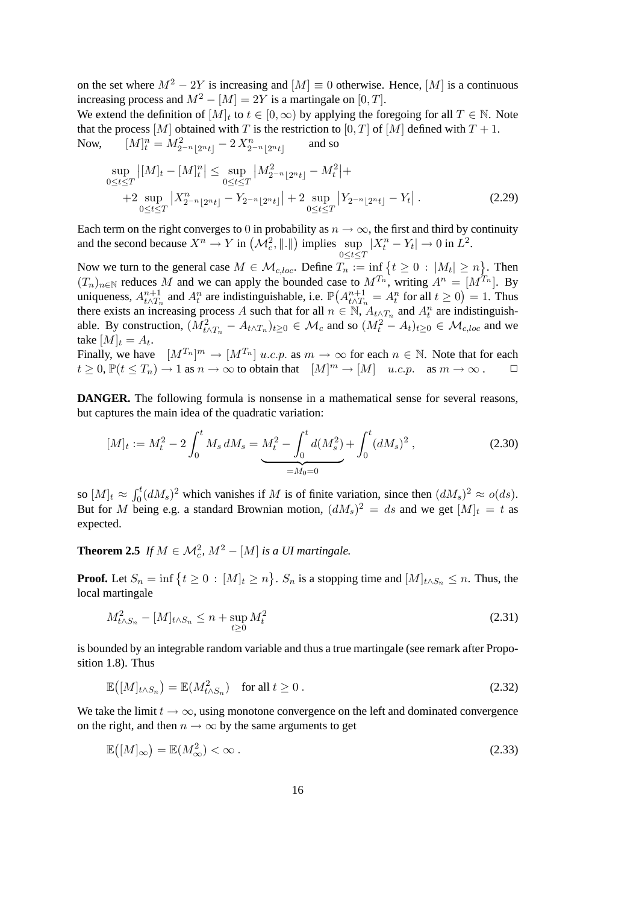on the set where $M^2 - 2Y$ is increasing and $[M] \equiv 0$ otherwise. Hence, $[M]$ is a continuous increasing process and $M^2 - [M] = 2Y$ is a martingale on $[0, T]$.
We extend the definition of $[M]_t$ to $t \in [0, \infty)$ by applying the foregoing for all $T \in \mathbb{N}$. Note that the process $[M]$ obtained with $T$ is the restriction to $[0, T]$ of $[M]$ defined with $T + 1$.
Now, $\quad [M]^n_t = M^2_{2^{-n}\lfloor 2^n t\rfloor} - 2\, X^n_{2^{-n}\lfloor 2^n t\rfloor} \quad$ and so

$$\sup_{0\leq t\leq T} \big|[M]_t - [M]^n_t\big| \leq \sup_{0\leq t\leq T} \big|M^2_{2^{-n}\lfloor 2^n t\rfloor} - M^2_t\big| + \\ +2 \sup_{0\leq t\leq T} \big|X^n_{2^{-n}\lfloor 2^n t\rfloor} - Y_{2^{-n}\lfloor 2^n t\rfloor}\big| + 2 \sup_{0\leq t\leq T} \big|Y_{2^{-n}\lfloor 2^n t\rfloor} - Y_t\big| \,. \tag{2.29}$$

Each term on the right converges to 0 in probability as $n \to \infty$, the first and third by continuity and the second because $X^n \to Y$ in $\big(\mathcal{M}^2_c, \|.\|\big)$ implies $\sup\limits_{0\leq t\leq T} |X^n_t - Y_t| \to 0$ in $L^2$.

Now we turn to the general case $M \in \mathcal{M}_{c,loc}$. Define $T_n := \inf\big\{t \geq 0 \,:\, |M_t| \geq n\big\}$. Then $(T_n)_{n\in\mathbb{N}}$ reduces $M$ and we can apply the bounded case to $M^{T_n}$, writing $A^n = [M^{T_n}]$. By uniqueness, $A^{n+1}_{t\wedge T_n}$ and $A^n_t$ are indistinguishable, i.e. $\mathbb{P}\big(A^{n+1}_{t\wedge T_n} = A^n_t \text{ for all } t \geq 0\big) = 1$. Thus there exists an increasing process $A$ such that for all $n \in \mathbb{N}$, $A_{t\wedge T_n}$ and $A^n_t$ are indistinguishable. By construction, $(M^2_{t\wedge T_n} - A_{t\wedge T_n})_{t\geq 0} \in \mathcal{M}_c$ and so $(M^2_t - A_t)_{t\geq 0} \in \mathcal{M}_{c,loc}$ and we take $[M]_t = A_t$.
Finally, we have $\quad [M^{T_n}]^m \to [M^{T_n}]$ $u.c.p.$ as $m \to \infty$ for each $n \in \mathbb{N}$. Note that for each $t \geq 0$, $\mathbb{P}(t \leq T_n) \to 1$ as $n \to \infty$ to obtain that $\quad [M]^m \to [M] \quad u.c.p. \quad$ as $m \to \infty$ . $\qquad \square$

**DANGER.** The following formula is nonsense in a mathematical sense for several reasons, but captures the main idea of the quadratic variation:

$$[M]_t := M^2_t - 2\int_0^t M_s\, dM_s = \underbrace{M^2_t - \int_0^t d(M^2_s)}_{=M_0=0} + \int_0^t (dM_s)^2 \,, \tag{2.30}$$

so $[M]_t \approx \int_0^t (dM_s)^2$ which vanishes if $M$ is of finite variation, since then $(dM_s)^2 \approx o(ds)$. But for $M$ being e.g. a standard Brownian motion, $(dM_s)^2 = ds$ and we get $[M]_t = t$ as expected.

**Theorem 2.5** *If $M \in \mathcal{M}^2_c$, $M^2 - [M]$ is a UI martingale.*

**Proof.** Let $S_n = \inf\big\{t \geq 0 \,:\, [M]_t \geq n\big\}$. $S_n$ is a stopping time and $[M]_{t\wedge S_n} \leq n$. Thus, the local martingale

$$M^2_{t\wedge S_n} - [M]_{t\wedge S_n} \leq n + \sup_{t\geq 0} M^2_t \tag{2.31}$$

is bounded by an integrable random variable and thus a true martingale (see remark after Proposition 1.8). Thus

$$\mathbb{E}\big([M]_{t\wedge S_n}\big) = \mathbb{E}(M^2_{t\wedge S_n}) \quad \text{for all } t \geq 0 \,. \tag{2.32}$$

We take the limit $t \to \infty$, using monotone convergence on the left and dominated convergence on the right, and then $n \to \infty$ by the same arguments to get

$$\mathbb{E}\big([M]_\infty\big) = \mathbb{E}(M^2_\infty) < \infty \,. \tag{2.33}$$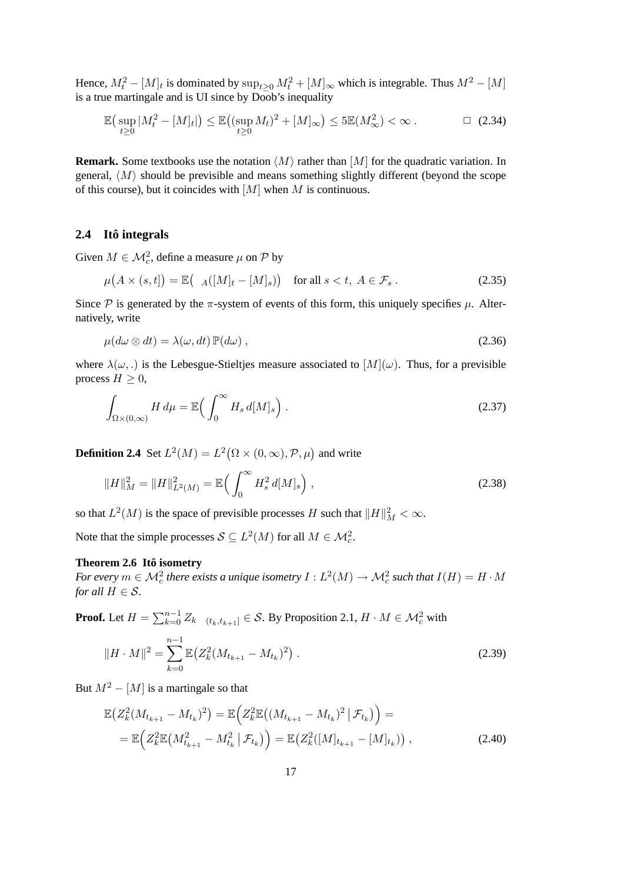Hence, $M_t^2 - [M]_t$ is dominated by $\sup_{t\geq 0} M_t^2 + [M]_\infty$ which is integrable. Thus $M^2 - [M]$ is a true martingale and is UI since by Doob's inequality

$$\mathbb{E}\big(\sup_{t\geq 0}|M_t^2 - [M]_t|\big) \leq \mathbb{E}\big((\sup_{t\geq 0} M_t)^2 + [M]_\infty\big) \leq 5\mathbb{E}(M_\infty^2) < \infty\,. \qquad \square \quad (2.34)$$

**Remark.** Some textbooks use the notation $\langle M\rangle$ rather than $[M]$ for the quadratic variation. In general, $\langle M\rangle$ should be previsible and means something slightly different (beyond the scope of this course), but it coincides with $[M]$ when $M$ is continuous.

## 2.4 Itô integrals

Given $M \in \mathcal{M}_c^2$, define a measure $\mu$ on $\mathcal{P}$ by

$$\mu\big(A \times (s,t]\big) = \mathbb{E}\big(\mathbb{1}_A([M]_t - [M]_s)\big) \quad \text{for all } s < t,\ A \in \mathcal{F}_s\,. \tag{2.35}$$

Since $\mathcal{P}$ is generated by the $\pi$-system of events of this form, this uniquely specifies $\mu$. Alternatively, write

$$\mu(d\omega \otimes dt) = \lambda(\omega, dt)\,\mathbb{P}(d\omega)\,, \tag{2.36}$$

where $\lambda(\omega, .)$ is the Lebesgue-Stieltjes measure associated to $[M](\omega)$. Thus, for a previsible process $H \geq 0$,

$$\int_{\Omega\times(0,\infty)} H\, d\mu = \mathbb{E}\Big(\int_0^\infty H_s\, d[M]_s\Big)\,. \tag{2.37}$$

**Definition 2.4** Set $L^2(M) = L^2\big(\Omega \times (0,\infty), \mathcal{P}, \mu\big)$ and write

$$\|H\|_M^2 = \|H\|_{L^2(M)}^2 = \mathbb{E}\Big(\int_0^\infty H_s^2\, d[M]_s\Big)\,, \tag{2.38}$$

so that $L^2(M)$ is the space of previsible processes $H$ such that $\|H\|_M^2 < \infty$.

Note that the simple processes $\mathcal{S} \subseteq L^2(M)$ for all $M \in \mathcal{M}_c^2$.

**Theorem 2.6 Itô isometry**
*For every $m \in \mathcal{M}_c^2$ there exists a unique isometry $I : L^2(M) \to \mathcal{M}_c^2$ such that $I(H) = H \cdot M$ for all $H \in \mathcal{S}$.*

**Proof.** Let $H = \sum_{k=0}^{n-1} Z_k\, \mathbb{1}_{(t_k, t_{k+1}]} \in \mathcal{S}$. By Proposition 2.1, $H \cdot M \in \mathcal{M}_c^2$ with

$$\|H \cdot M\|^2 = \sum_{k=0}^{n-1} \mathbb{E}\big(Z_k^2 (M_{t_{k+1}} - M_{t_k})^2\big)\,. \tag{2.39}$$

But $M^2 - [M]$ is a martingale so that

$$\begin{aligned}\mathbb{E}\big(Z_k^2 (M_{t_{k+1}} - M_{t_k})^2\big) &= \mathbb{E}\Big(Z_k^2 \mathbb{E}\big((M_{t_{k+1}} - M_{t_k})^2 \,\big|\, \mathcal{F}_{t_k}\big)\Big) = \\ &= \mathbb{E}\Big(Z_k^2 \mathbb{E}\big(M_{t_{k+1}}^2 - M_{t_k}^2 \,\big|\, \mathcal{F}_{t_k}\big)\Big) = \mathbb{E}\big(Z_k^2([M]_{t_{k+1}} - [M]_{t_k})\big)\,,\end{aligned} \tag{2.40}$$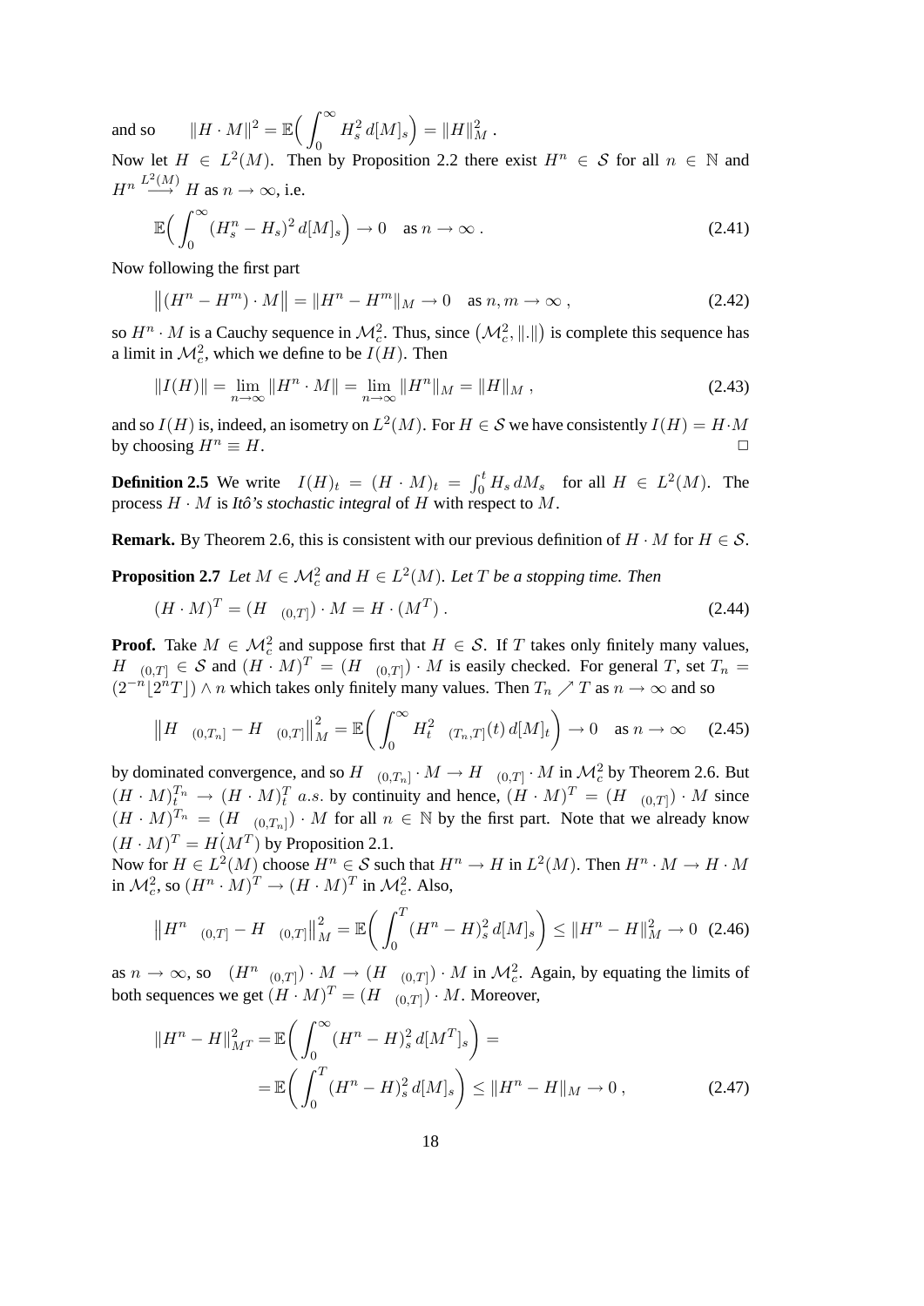and so $\quad \|H \cdot M\|^2 = \mathbb{E}\Big( \int_0^\infty H_s^2 \, d[M]_s \Big) = \|H\|_M^2$ .

Now let $H \in L^2(M)$. Then by Proposition 2.2 there exist $H^n \in \mathcal{S}$ for all $n \in \mathbb{N}$ and $H^n \overset{L^2(M)}{\longrightarrow} H$ as $n \to \infty$, i.e.

$$
\mathbb{E}\Big( \int_0^\infty (H_s^n - H_s)^2 \, d[M]_s \Big) \to 0 \quad \text{as } n \to \infty \, . \tag{2.41}
$$

Now following the first part

$$
\big\| (H^n - H^m) \cdot M \big\| = \|H^n - H^m\|_M \to 0 \quad \text{as } n, m \to \infty \, , \tag{2.42}
$$

so $H^n \cdot M$ is a Cauchy sequence in $\mathcal{M}_c^2$. Thus, since $\big(\mathcal{M}_c^2, \|.\|\big)$ is complete this sequence has a limit in $\mathcal{M}_c^2$, which we define to be $I(H)$. Then

$$
\|I(H)\| = \lim_{n\to\infty} \|H^n \cdot M\| = \lim_{n\to\infty} \|H^n\|_M = \|H\|_M \, , \tag{2.43}
$$

and so $I(H)$ is, indeed, an isometry on $L^2(M)$. For $H \in \mathcal{S}$ we have consistently $I(H) = H \cdot M$ by choosing $H^n \equiv H$. □

**Definition 2.5** We write $\quad I(H)_t = (H \cdot M)_t = \int_0^t H_s \, dM_s \quad$ for all $H \in L^2(M)$. The process $H \cdot M$ is *Itô's stochastic integral* of $H$ with respect to $M$.

**Remark.** By Theorem 2.6, this is consistent with our previous definition of $H \cdot M$ for $H \in \mathcal{S}$.

**Proposition 2.7** *Let $M \in \mathcal{M}_c^2$ and $H \in L^2(M)$. Let $T$ be a stopping time. Then*

$$
(H \cdot M)^T = (H \, 1_{(0,T]}) \cdot M = H \cdot (M^T) \, . \tag{2.44}
$$

**Proof.** Take $M \in \mathcal{M}_c^2$ and suppose first that $H \in \mathcal{S}$. If $T$ takes only finitely many values, $H \, 1_{(0,T]} \in \mathcal{S}$ and $(H \cdot M)^T = (H \, 1_{(0,T]}) \cdot M$ is easily checked. For general $T$, set $T_n = (2^{-n}\lfloor 2^n T \rfloor) \wedge n$ which takes only finitely many values. Then $T_n \nearrow T$ as $n \to \infty$ and so

$$
\big\| H \, 1_{(0,T_n]} - H \, 1_{(0,T]} \big\|_M^2 = \mathbb{E}\bigg( \int_0^\infty H_t^2 \, 1_{(T_n,T]}(t) \, d[M]_t \bigg) \to 0 \quad \text{as } n \to \infty \tag{2.45}
$$

by dominated convergence, and so $H \, 1_{(0,T_n]} \cdot M \to H \, 1_{(0,T]} \cdot M$ in $\mathcal{M}_c^2$ by Theorem 2.6. But $(H \cdot M)_t^{T_n} \to (H \cdot M)_t^T \; a.s.$ by continuity and hence, $(H \cdot M)^T = (H \, 1_{(0,T]}) \cdot M$ since $(H \cdot M)^{T_n} = (H \, 1_{(0,T_n]}) \cdot M$ for all $n \in \mathbb{N}$ by the first part. Note that we already know $(H \cdot M)^T = H(M^T)$ by Proposition 2.1.

Now for $H \in L^2(M)$ choose $H^n \in \mathcal{S}$ such that $H^n \to H$ in $L^2(M)$. Then $H^n \cdot M \to H \cdot M$ in $\mathcal{M}_c^2$, so $(H^n \cdot M)^T \to (H \cdot M)^T$ in $\mathcal{M}_c^2$. Also,

$$
\big\| H^n \, 1_{(0,T]} - H \, 1_{(0,T]} \big\|_M^2 = \mathbb{E}\bigg( \int_0^T (H^n - H)_s^2 \, d[M]_s \bigg) \leq \|H^n - H\|_M^2 \to 0 \tag{2.46}
$$

as $n \to \infty$, so $\;(H^n \, 1_{(0,T]}) \cdot M \to (H \, 1_{(0,T]}) \cdot M$ in $\mathcal{M}_c^2$. Again, by equating the limits of both sequences we get $(H \cdot M)^T = (H \, 1_{(0,T]}) \cdot M$. Moreover,

$$
\begin{aligned}
\|H^n - H\|_{M^T}^2 &= \mathbb{E}\bigg( \int_0^\infty (H^n - H)_s^2 \, d[M^T]_s \bigg) = \\
&= \mathbb{E}\bigg( \int_0^T (H^n - H)_s^2 \, d[M]_s \bigg) \leq \|H^n - H\|_M \to 0 \, ,
\end{aligned} \tag{2.47}
$$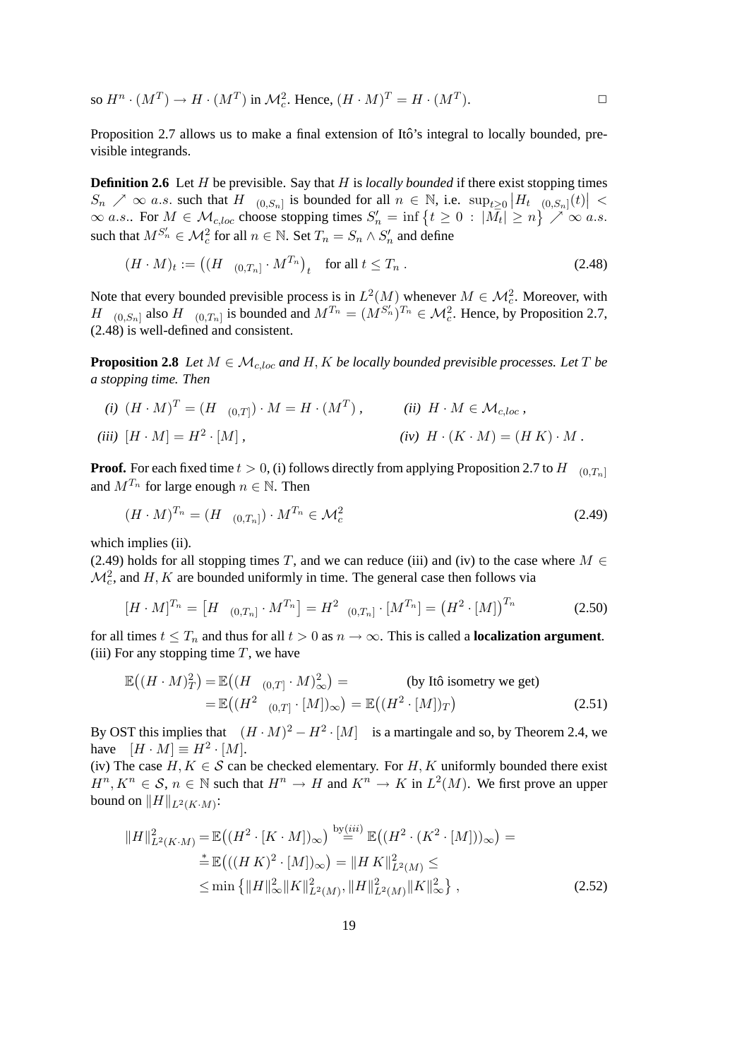so $H^n \cdot (M^T) \to H \cdot (M^T)$ in $\mathcal{M}_c^2$. Hence, $(H \cdot M)^T = H \cdot (M^T)$. $\square$

Proposition 2.7 allows us to make a final extension of Itô's integral to locally bounded, previsible integrands.

**Definition 2.6** Let $H$ be previsible. Say that $H$ is *locally bounded* if there exist stopping times $S_n \nearrow \infty$ $a.s.$ such that $H \, 1_{(0,S_n]}$ is bounded for all $n \in \mathbb{N}$, i.e. $\sup_{t \geq 0} \big| H_t \, 1_{(0,S_n]}(t) \big| < \infty$ $a.s.$. For $M \in \mathcal{M}_{c,loc}$ choose stopping times $S_n' = \inf\big\{t \geq 0 \, : \, |M_t| \geq n\big\} \nearrow \infty$ $a.s.$ such that $M^{S_n'} \in \mathcal{M}_c^2$ for all $n \in \mathbb{N}$. Set $T_n = S_n \wedge S_n'$ and define

$$(H \cdot M)_t := \big( (H \, 1_{(0,T_n]} \cdot M^{T_n} \big)_t \quad \text{for all } t \leq T_n \, . \tag{2.48}$$

Note that every bounded previsible process is in $L^2(M)$ whenever $M \in \mathcal{M}_c^2$. Moreover, with $H \, 1_{(0,S_n]}$ also $H \, 1_{(0,T_n]}$ is bounded and $M^{T_n} = (M^{S_n'})^{T_n} \in \mathcal{M}_c^2$. Hence, by Proposition 2.7, (2.48) is well-defined and consistent.

**Proposition 2.8** *Let $M \in \mathcal{M}_{c,loc}$ and $H, K$ be locally bounded previsible processes. Let $T$ be a stopping time. Then*

*(i)* $(H \cdot M)^T = (H \, 1_{(0,T]}) \cdot M = H \cdot (M^T)$ , $\qquad$ *(ii)* $H \cdot M \in \mathcal{M}_{c,loc}$ ,

*(iii)* $[H \cdot M] = H^2 \cdot [M]$ , $\qquad$ *(iv)* $H \cdot (K \cdot M) = (H\, K) \cdot M$ .

**Proof.** For each fixed time $t > 0$, (i) follows directly from applying Proposition 2.7 to $H \, 1_{(0,T_n]}$ and $M^{T_n}$ for large enough $n \in \mathbb{N}$. Then

$$(H \cdot M)^{T_n} = (H \, 1_{(0,T_n]}) \cdot M^{T_n} \in \mathcal{M}_c^2 \tag{2.49}$$

which implies (ii).
(2.49) holds for all stopping times $T$, and we can reduce (iii) and (iv) to the case where $M \in \mathcal{M}_c^2$, and $H, K$ are bounded uniformly in time. The general case then follows via

$$[H \cdot M]^{T_n} = \big[ H \, 1_{(0,T_n]} \cdot M^{T_n} \big] = H^2 \, 1_{(0,T_n]} \cdot [M^{T_n}] = \big( H^2 \cdot [M] \big)^{T_n} \tag{2.50}$$

for all times $t \leq T_n$ and thus for all $t > 0$ as $n \to \infty$. This is called a **localization argument**.
(iii) For any stopping time $T$, we have

$$\begin{aligned} \mathbb{E}\big( (H \cdot M)_T^2 \big) &= \mathbb{E}\big( (H \, 1_{(0,T]} \cdot M)_\infty^2 \big) = \qquad \text{(by Itô isometry we get)} \\ &= \mathbb{E}\big( (H^2 \, 1_{(0,T]} \cdot [M])_\infty \big) = \mathbb{E}\big( (H^2 \cdot [M])_T \big) \end{aligned} \tag{2.51}$$

By OST this implies that $\quad (H \cdot M)^2 - H^2 \cdot [M] \quad$ is a martingale and so, by Theorem 2.4, we have $\quad [H \cdot M] \equiv H^2 \cdot [M]$.
(iv) The case $H, K \in \mathcal{S}$ can be checked elementary. For $H, K$ uniformly bounded there exist $H^n, K^n \in \mathcal{S}$, $n \in \mathbb{N}$ such that $H^n \to H$ and $K^n \to K$ in $L^2(M)$. We first prove an upper bound on $\|H\|_{L^2(K \cdot M)}$:

$$\begin{aligned} \|H\|_{L^2(K \cdot M)}^2 &= \mathbb{E}\big( (H^2 \cdot [K \cdot M])_\infty \big) \overset{\text{by}(iii)}{=} \mathbb{E}\big( (H^2 \cdot (K^2 \cdot [M]))_\infty \big) = \\ &\overset{*}{=} \mathbb{E}\big( ((H\, K)^2 \cdot [M])_\infty \big) = \|H\, K\|_{L^2(M)}^2 \leq \\ &\leq \min\big\{ \|H\|_\infty^2 \|K\|_{L^2(M)}^2 , \|H\|_{L^2(M)}^2 \|K\|_\infty^2 \big\} \, , \end{aligned} \tag{2.52}$$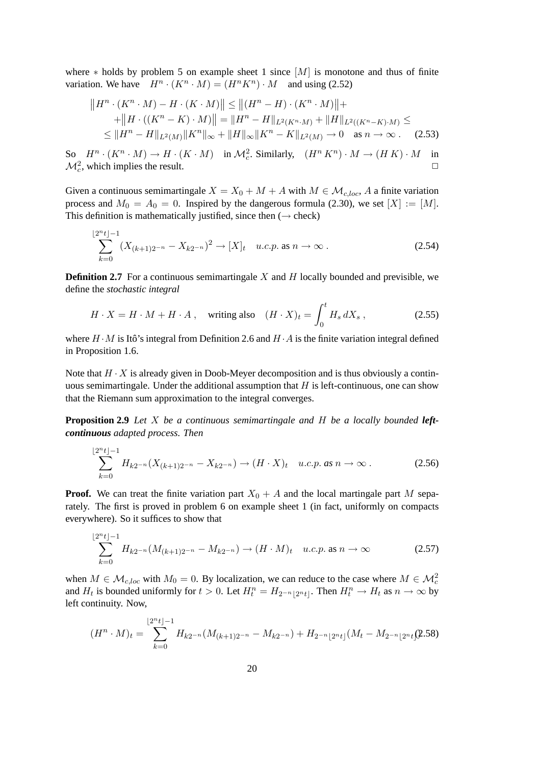where $*$ holds by problem 5 on example sheet 1 since $[M]$ is monotone and thus of finite variation. We have $\quad H^n \cdot (K^n \cdot M) = (H^n K^n) \cdot M \quad$ and using (2.52)

$$\begin{aligned}\big\|H^n \cdot (K^n \cdot M) - H \cdot (K \cdot M)\big\| &\leq \big\|(H^n - H) \cdot (K^n \cdot M)\big\| + \\ &+ \big\|H \cdot ((K^n - K) \cdot M)\big\| = \|H^n - H\|_{L^2(K^n \cdot M)} + \|H\|_{L^2((K^n - K)\cdot M)} \leq \\ &\leq \|H^n - H\|_{L^2(M)} \|K^n\|_\infty + \|H\|_\infty \|K^n - K\|_{L^2(M)} \to 0 \quad \text{as } n \to \infty\,. \end{aligned} \tag{2.53}$$

So $\quad H^n \cdot (K^n \cdot M) \to H \cdot (K \cdot M) \quad$ in $\mathcal{M}_c^2$. Similarly, $\quad (H^n\, K^n) \cdot M \to (H\, K) \cdot M \quad$ in $\mathcal{M}_c^2$, which implies the result. □

Given a continuous semimartingale $X = X_0 + M + A$ with $M \in \mathcal{M}_{c,loc}$, $A$ a finite variation process and $M_0 = A_0 = 0$. Inspired by the dangerous formula (2.30), we set $[X] := [M]$. This definition is mathematically justified, since then ($\to$ check)

$$\sum_{k=0}^{\lfloor 2^n t\rfloor - 1} (X_{(k+1)2^{-n}} - X_{k2^{-n}})^2 \to [X]_t \quad u.c.p. \text{ as } n \to \infty\,. \tag{2.54}$$

**Definition 2.7** For a continuous semimartingale $X$ and $H$ locally bounded and previsible, we define the *stochastic integral*

$$H \cdot X = H \cdot M + H \cdot A\,, \quad \text{writing also} \quad (H \cdot X)_t = \int_0^t H_s\, dX_s\,, \tag{2.55}$$

where $H \cdot M$ is Itô's integral from Definition 2.6 and $H \cdot A$ is the finite variation integral defined in Proposition 1.6.

Note that $H \cdot X$ is already given in Doob-Meyer decomposition and is thus obviously a continuous semimartingale. Under the additional assumption that $H$ is left-continuous, one can show that the Riemann sum approximation to the integral converges.

**Proposition 2.9** *Let $X$ be a continuous semimartingale and $H$ be a locally bounded **left-continuous** adapted process. Then*

$$\sum_{k=0}^{\lfloor 2^n t\rfloor - 1} H_{k2^{-n}} (X_{(k+1)2^{-n}} - X_{k2^{-n}}) \to (H \cdot X)_t \quad u.c.p. \textit{ as } n \to \infty\,. \tag{2.56}$$

**Proof.** We can treat the finite variation part $X_0 + A$ and the local martingale part $M$ separately. The first is proved in problem 6 on example sheet 1 (in fact, uniformly on compacts everywhere). So it suffices to show that

$$\sum_{k=0}^{\lfloor 2^n t\rfloor - 1} H_{k2^{-n}} (M_{(k+1)2^{-n}} - M_{k2^{-n}}) \to (H \cdot M)_t \quad u.c.p. \text{ as } n \to \infty \tag{2.57}$$

when $M \in \mathcal{M}_{c,loc}$ with $M_0 = 0$. By localization, we can reduce to the case where $M \in \mathcal{M}_c^2$ and $H_t$ is bounded uniformly for $t > 0$. Let $H_t^n = H_{2^{-n}\lfloor 2^n t\rfloor}$. Then $H_t^n \to H_t$ as $n \to \infty$ by left continuity. Now,

$$(H^n \cdot M)_t = \sum_{k=0}^{\lfloor 2^n t\rfloor - 1} H_{k2^{-n}} (M_{(k+1)2^{-n}} - M_{k2^{-n}}) + H_{2^{-n}\lfloor 2^n t\rfloor} (M_t - M_{2^{-n}\lfloor 2^n t\rfloor}) \tag{2.58}$$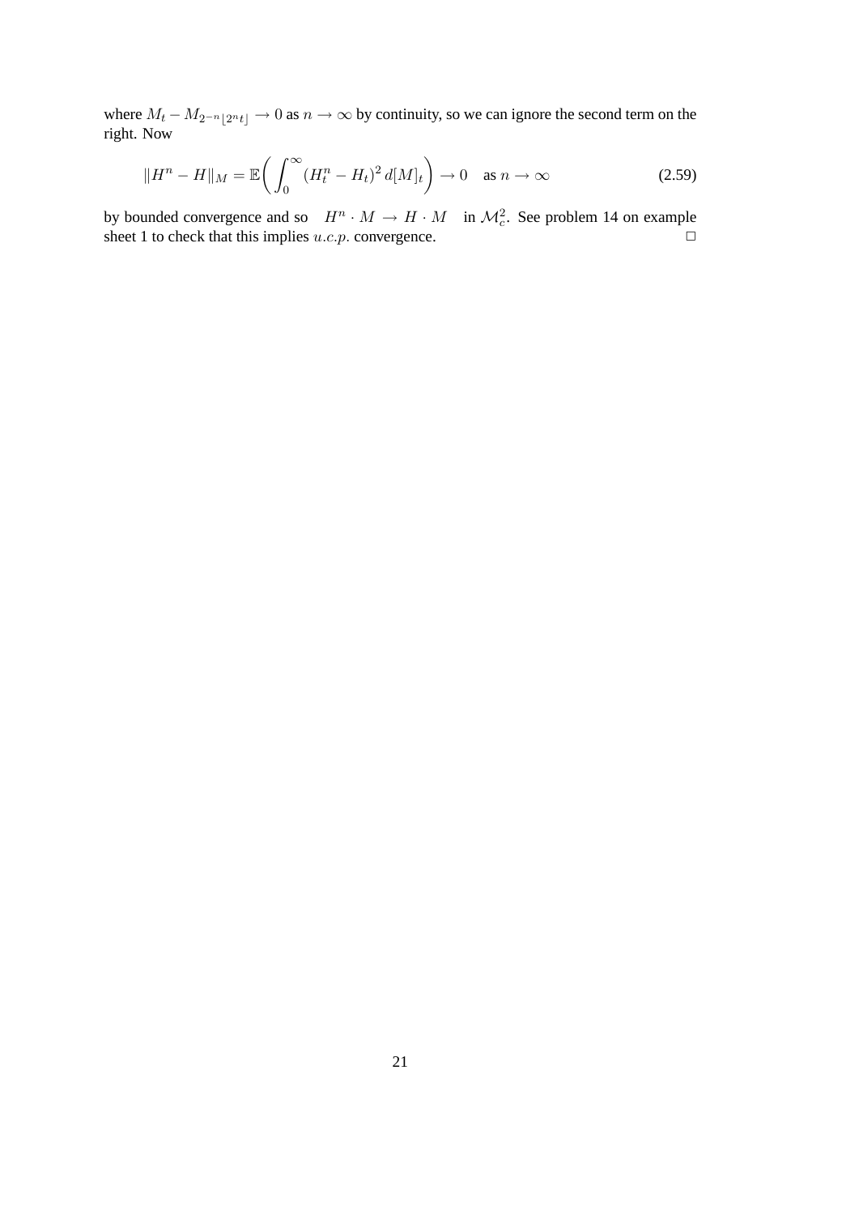where $M_t - M_{2^{-n}\lfloor 2^n t \rfloor} \to 0$ as $n \to \infty$ by continuity, so we can ignore the second term on the right. Now

$$\|H^n - H\|_M = \mathbb{E}\bigg( \int_0^\infty (H_t^n - H_t)^2 \, d[M]_t \bigg) \to 0 \quad \text{as } n \to \infty \tag{2.59}$$

by bounded convergence and so $\quad H^n \cdot M \to H \cdot M \quad$ in $\mathcal{M}_c^2$. See problem 14 on example sheet 1 to check that this implies $u.c.p.$ convergence. □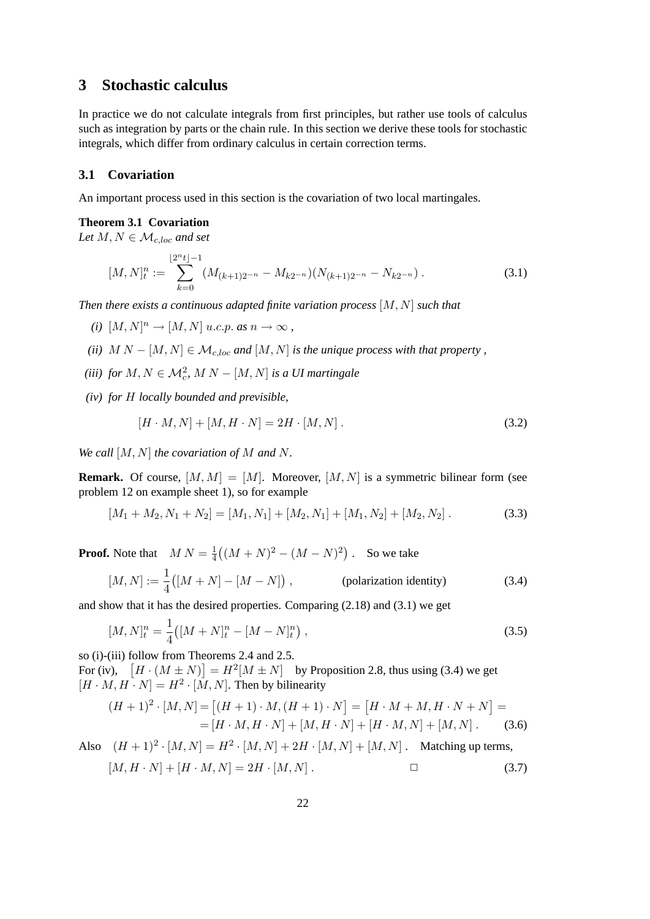# 3 Stochastic calculus

In practice we do not calculate integrals from first principles, but rather use tools of calculus such as integration by parts or the chain rule. In this section we derive these tools for stochastic integrals, which differ from ordinary calculus in certain correction terms.

## 3.1 Covariation

An important process used in this section is the covariation of two local martingales.

**Theorem 3.1 Covariation**
*Let $M, N \in \mathcal{M}_{c,loc}$ and set*

$$[M,N]_t^n := \sum_{k=0}^{\lfloor 2^n t\rfloor -1} (M_{(k+1)2^{-n}} - M_{k2^{-n}})(N_{(k+1)2^{-n}} - N_{k2^{-n}})\,. \tag{3.1}$$

*Then there exists a continuous adapted finite variation process $[M,N]$ such that*

- *(i)* $[M,N]^n \to [M,N]$ *u.c.p. as* $n\to\infty$ *,*
- *(ii)* $M\,N - [M,N] \in \mathcal{M}_{c,loc}$ *and* $[M,N]$ *is the unique process with that property ,*
- *(iii) for* $M,N \in \mathcal{M}_c^2$, $M\,N - [M,N]$ *is a UI martingale*
- *(iv) for* $H$ *locally bounded and previsible,*

$$[H\cdot M, N] + [M, H\cdot N] = 2H\cdot[M,N]\,. \tag{3.2}$$

*We call $[M,N]$ the covariation of $M$ and $N$.*

**Remark.** Of course, $[M,M] = [M]$. Moreover, $[M,N]$ is a symmetric bilinear form (see problem 12 on example sheet 1), so for example

$$[M_1+M_2, N_1+N_2] = [M_1,N_1] + [M_2,N_1] + [M_1,N_2] + [M_2,N_2]\,. \tag{3.3}$$

**Proof.** Note that $\quad M\,N = \frac{1}{4}\big((M+N)^2 - (M-N)^2\big)\,.\quad$ So we take

$$[M,N] := \frac{1}{4}\big([M+N] - [M-N]\big)\,, \qquad\qquad \text{(polarization identity)} \tag{3.4}$$

and show that it has the desired properties. Comparing (2.18) and (3.1) we get

$$[M,N]_t^n = \frac{1}{4}\big([M+N]_t^n - [M-N]_t^n\big)\,, \tag{3.5}$$

so (i)-(iii) follow from Theorems 2.4 and 2.5.
For (iv), $\quad\big[H\cdot(M\pm N)\big] = H^2[M\pm N]\quad$ by Proposition 2.8, thus using (3.4) we get $[H\cdot M, H\cdot N] = H^2\cdot[M,N]$. Then by bilinearity

$$\begin{aligned}(H+1)^2\cdot[M,N] &= \big[(H+1)\cdot M, (H+1)\cdot N\big] = \big[H\cdot M + M, H\cdot N + N\big] = \\ &= [H\cdot M, H\cdot N] + [M, H\cdot N] + [H\cdot M, N] + [M,N]\,.\end{aligned} \tag{3.6}$$

Also $\quad (H+1)^2\cdot[M,N] = H^2\cdot[M,N] + 2H\cdot[M,N] + [M,N]\,.\quad$ Matching up terms,

$$[M, H\cdot N] + [H\cdot M, N] = 2H\cdot[M,N]\,. \qquad \square \tag{3.7}$$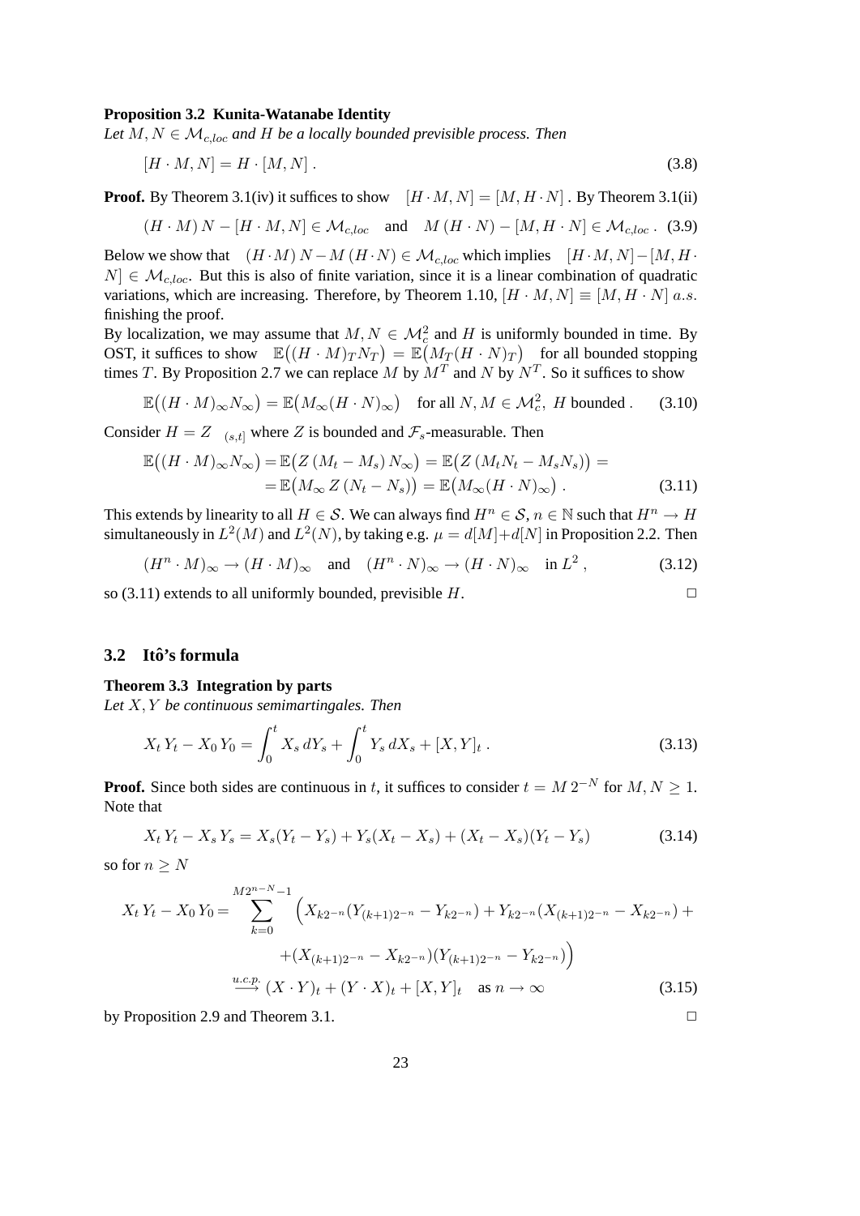**Proposition 3.2 Kunita-Watanabe Identity**

*Let $M, N \in \mathcal{M}_{c,loc}$ and $H$ be a locally bounded previsible process. Then*

$$[H \cdot M, N] = H \cdot [M, N] \,. \tag{3.8}$$

**Proof.** By Theorem 3.1(iv) it suffices to show $\quad [H \cdot M, N] = [M, H \cdot N]$ . By Theorem 3.1(ii)

$$(H \cdot M)\, N - [H \cdot M, N] \in \mathcal{M}_{c,loc} \quad \text{and} \quad M\,(H \cdot N) - [M, H \cdot N] \in \mathcal{M}_{c,loc} \,. \tag{3.9}$$

Below we show that $\quad (H \cdot M)\, N - M\,(H \cdot N) \in \mathcal{M}_{c,loc}$ which implies $\quad [H \cdot M, N] - [M, H \cdot N] \in \mathcal{M}_{c,loc}$. But this is also of finite variation, since it is a linear combination of quadratic variations, which are increasing. Therefore, by Theorem 1.10, $[H \cdot M, N] \equiv [M, H \cdot N]\ a.s.$ finishing the proof.

By localization, we may assume that $M, N \in \mathcal{M}_c^2$ and $H$ is uniformly bounded in time. By OST, it suffices to show $\quad \mathbb{E}\big((H \cdot M)_T N_T\big) = \mathbb{E}\big(M_T (H \cdot N)_T\big) \quad$ for all bounded stopping times $T$. By Proposition 2.7 we can replace $M$ by $M^T$ and $N$ by $N^T$. So it suffices to show

$$\mathbb{E}\big((H \cdot M)_\infty N_\infty\big) = \mathbb{E}\big(M_\infty (H \cdot N)_\infty\big) \quad \text{for all } N, M \in \mathcal{M}_c^2,\ H \text{ bounded} \,. \tag{3.10}$$

Consider $H = Z \ {}_{(s,t]}$ where $Z$ is bounded and $\mathcal{F}_s$-measurable. Then

$$\begin{aligned} \mathbb{E}\big((H \cdot M)_\infty N_\infty\big) &= \mathbb{E}\big(Z\,(M_t - M_s)\, N_\infty\big) = \mathbb{E}\big(Z\,(M_t N_t - M_s N_s)\big) = \\ &= \mathbb{E}\big(M_\infty\, Z\,(N_t - N_s)\big) = \mathbb{E}\big(M_\infty (H \cdot N)_\infty\big) \,. \end{aligned} \tag{3.11}$$

This extends by linearity to all $H \in \mathcal{S}$. We can always find $H^n \in \mathcal{S}$, $n \in \mathbb{N}$ such that $H^n \to H$ simultaneously in $L^2(M)$ and $L^2(N)$, by taking e.g. $\mu = d[M] + d[N]$ in Proposition 2.2. Then

$$(H^n \cdot M)_\infty \to (H \cdot M)_\infty \quad \text{and} \quad (H^n \cdot N)_\infty \to (H \cdot N)_\infty \quad \text{in } L^2 \,, \tag{3.12}$$

so (3.11) extends to all uniformly bounded, previsible $H$. $\square$

## 3.2 Itô's formula

**Theorem 3.3 Integration by parts**

*Let $X, Y$ be continuous semimartingales. Then*

$$X_t\, Y_t - X_0\, Y_0 = \int_0^t X_s\, dY_s + \int_0^t Y_s\, dX_s + [X, Y]_t \,. \tag{3.13}$$

**Proof.** Since both sides are continuous in $t$, it suffices to consider $t = M\, 2^{-N}$ for $M, N \geq 1$. Note that

$$X_t\, Y_t - X_s\, Y_s = X_s (Y_t - Y_s) + Y_s (X_t - X_s) + (X_t - X_s)(Y_t - Y_s) \tag{3.14}$$

so for $n \geq N$

$$\begin{aligned} X_t\, Y_t - X_0\, Y_0 = \sum_{k=0}^{M2^{n-N}-1} \Big( & X_{k2^{-n}} (Y_{(k+1)2^{-n}} - Y_{k2^{-n}}) + Y_{k2^{-n}} (X_{(k+1)2^{-n}} - X_{k2^{-n}}) + \\ & + (X_{(k+1)2^{-n}} - X_{k2^{-n}})(Y_{(k+1)2^{-n}} - Y_{k2^{-n}}) \Big) \\ \stackrel{u.c.p.}{\longrightarrow} & (X \cdot Y)_t + (Y \cdot X)_t + [X, Y]_t \quad \text{as } n \to \infty \end{aligned} \tag{3.15}$$

by Proposition 2.9 and Theorem 3.1. $\square$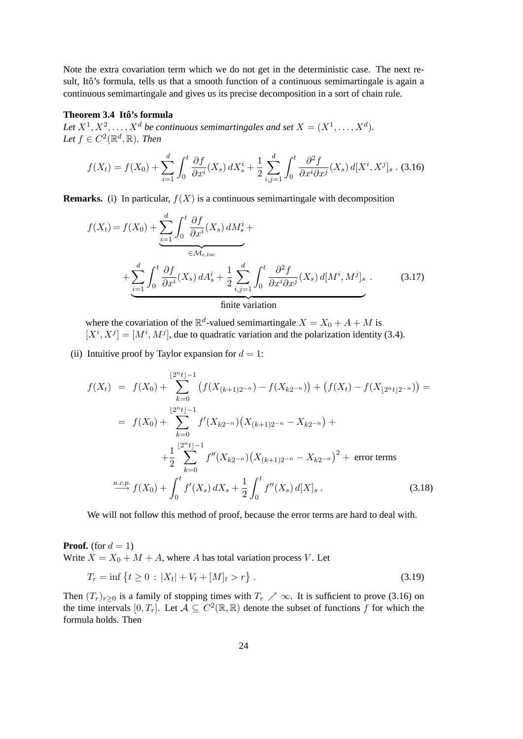Note the extra covariation term which we do not get in the deterministic case. The next result, Itô's formula, tells us that a smooth function of a continuous semimartingale is again a continuous semimartingale and gives us its precise decomposition in a sort of chain rule.

**Theorem 3.4 Itô's formula**

*Let $X^1, X^2, \ldots, X^d$ be continuous semimartingales and set $X = (X^1, \ldots, X^d)$. Let $f \in C^2(\mathbb{R}^d, \mathbb{R})$. Then*

$$f(X_t) = f(X_0) + \sum_{i=1}^{d} \int_0^t \frac{\partial f}{\partial x^i}(X_s)\, dX_s^i + \frac{1}{2} \sum_{i,j=1}^{d} \int_0^t \frac{\partial^2 f}{\partial x^i \partial x^j}(X_s)\, d[X^i, X^j]_s \,. \tag{3.16}$$

**Remarks.** (i) In particular, $f(X)$ is a continuous semimartingale with decomposition

$$\begin{aligned} f(X_t) = f(X_0) &+ \underbrace{\sum_{i=1}^{d} \int_0^t \frac{\partial f}{\partial x^i}(X_s)\, dM_s^i}_{\in \mathcal{M}_{c,loc}} + \\ &+ \underbrace{\sum_{i=1}^{d} \int_0^t \frac{\partial f}{\partial x^i}(X_s)\, dA_s^i + \frac{1}{2} \sum_{i,j=1}^{d} \int_0^t \frac{\partial^2 f}{\partial x^i \partial x^j}(X_s)\, d[M^i, M^j]_s}_{\text{finite variation}} \,. \end{aligned} \tag{3.17}$$

where the covariation of the $\mathbb{R}^d$-valued semimartingale $X = X_0 + A + M$ is $[X^i, X^j] = [M^i, M^j]$, due to quadratic variation and the polarization identity (3.4).

(ii) Intuitive proof by Taylor expansion for $d = 1$:

$$\begin{aligned} f(X_t) &= f(X_0) + \sum_{k=0}^{\lfloor 2^n t \rfloor - 1} \big( f(X_{(k+1)2^{-n}}) - f(X_{k2^{-n}}) \big) + \big( f(X_t) - f(X_{\lfloor 2^n t \rfloor 2^{-n}}) \big) = \\ &= f(X_0) + \sum_{k=0}^{\lfloor 2^n t \rfloor - 1} f'(X_{k2^{-n}}) \big( X_{(k+1)2^{-n}} - X_{k2^{-n}} \big) + \\ &\quad + \frac{1}{2} \sum_{k=0}^{\lfloor 2^n t \rfloor - 1} f''(X_{k2^{-n}}) \big( X_{(k+1)2^{-n}} - X_{k2^{-n}} \big)^2 + \text{ error terms} \\ &\overset{u.c.p.}{\longrightarrow} f(X_0) + \int_0^t f'(X_s)\, dX_s + \frac{1}{2} \int_0^t f''(X_s)\, d[X]_s \,. \end{aligned} \tag{3.18}$$

We will not follow this method of proof, because the error terms are hard to deal with.

**Proof.** (for $d = 1$)
Write $X = X_0 + M + A$, where $A$ has total variation process $V$. Let

$$T_r = \inf \big\{ t \geq 0 \,:\, |X_t| + V_t + [M]_t > r \big\} \,. \tag{3.19}$$

Then $(T_r)_{r \geq 0}$ is a family of stopping times with $T_r \nearrow \infty$. It is sufficient to prove (3.16) on the time intervals $[0, T_r]$. Let $\mathcal{A} \subseteq C^2(\mathbb{R}, \mathbb{R})$ denote the subset of functions $f$ for which the formula holds. Then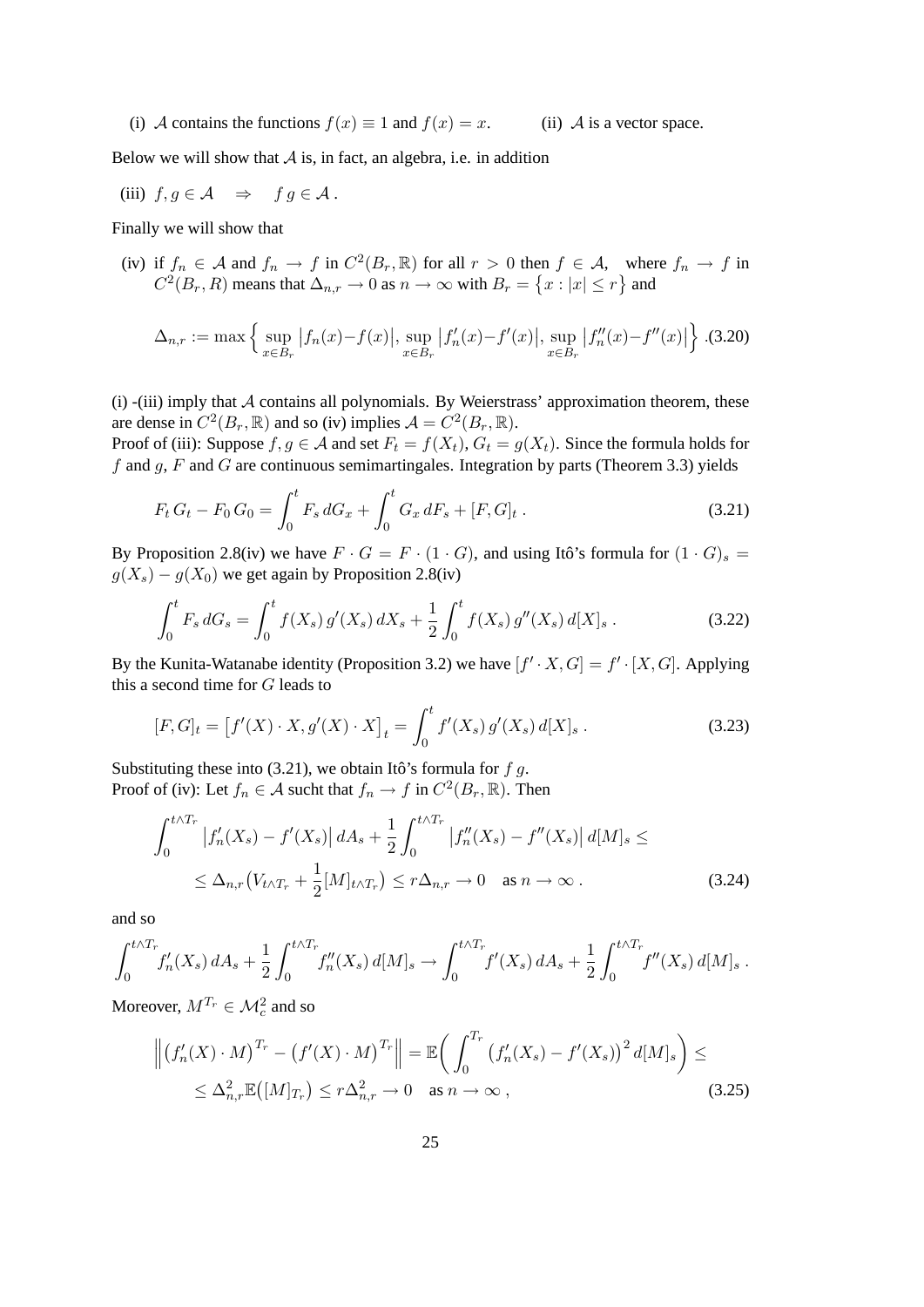(i) $\mathcal{A}$ contains the functions $f(x) \equiv 1$ and $f(x) = x$. (ii) $\mathcal{A}$ is a vector space.

Below we will show that $\mathcal{A}$ is, in fact, an algebra, i.e. in addition

(iii) $f, g \in \mathcal{A} \quad \Rightarrow \quad f\, g \in \mathcal{A}$ .

Finally we will show that

(iv) if $f_n \in \mathcal{A}$ and $f_n \to f$ in $C^2(B_r, \mathbb{R})$ for all $r > 0$ then $f \in \mathcal{A}$, where $f_n \to f$ in $C^2(B_r, R)$ means that $\Delta_{n,r} \to 0$ as $n \to \infty$ with $B_r = \big\{x : |x| \leq r\big\}$ and

$$\Delta_{n,r} := \max\Big\{ \sup_{x \in B_r} \big|f_n(x) - f(x)\big|, \sup_{x \in B_r} \big|f_n'(x) - f'(x)\big|, \sup_{x \in B_r} \big|f_n''(x) - f''(x)\big| \Big\} . \tag{3.20}$$

(i) -(iii) imply that $\mathcal{A}$ contains all polynomials. By Weierstrass' approximation theorem, these are dense in $C^2(B_r, \mathbb{R})$ and so (iv) implies $\mathcal{A} = C^2(B_r, \mathbb{R})$.

Proof of (iii): Suppose $f, g \in \mathcal{A}$ and set $F_t = f(X_t)$, $G_t = g(X_t)$. Since the formula holds for $f$ and $g$, $F$ and $G$ are continuous semimartingales. Integration by parts (Theorem 3.3) yields

$$F_t\, G_t - F_0\, G_0 = \int_0^t F_s\, dG_x + \int_0^t G_x\, dF_s + [F, G]_t\ . \tag{3.21}$$

By Proposition 2.8(iv) we have $F \cdot G = F \cdot (1 \cdot G)$, and using Itô's formula for $(1 \cdot G)_s = g(X_s) - g(X_0)$ we get again by Proposition 2.8(iv)

$$\int_0^t F_s\, dG_s = \int_0^t f(X_s)\, g'(X_s)\, dX_s + \frac{1}{2} \int_0^t f(X_s)\, g''(X_s)\, d[X]_s\ . \tag{3.22}$$

By the Kunita-Watanabe identity (Proposition 3.2) we have $[f' \cdot X, G] = f' \cdot [X, G]$. Applying this a second time for $G$ leads to

$$[F, G]_t = \big[f'(X) \cdot X, g'(X) \cdot X\big]_t = \int_0^t f'(X_s)\, g'(X_s)\, d[X]_s\ . \tag{3.23}$$

Substituting these into (3.21), we obtain Itô's formula for $f\, g$.

Proof of (iv): Let $f_n \in \mathcal{A}$ sucht that $f_n \to f$ in $C^2(B_r, \mathbb{R})$. Then

$$\begin{aligned}\int_0^{t \wedge T_r} \big|f_n'(X_s) - f'(X_s)\big|\, dA_s + \frac{1}{2} \int_0^{t \wedge T_r} \big|f_n''(X_s) - f''(X_s)\big|\, d[M]_s \leq \\ \leq \Delta_{n,r}\big(V_{t \wedge T_r} + \frac{1}{2}[M]_{t \wedge T_r}\big) \leq r \Delta_{n,r} \to 0 \quad \text{as } n \to \infty\ .\end{aligned} \tag{3.24}$$

and so

$$\int_0^{t \wedge T_r} f_n'(X_s)\, dA_s + \frac{1}{2} \int_0^{t \wedge T_r} f_n''(X_s)\, d[M]_s \to \int_0^{t \wedge T_r} f'(X_s)\, dA_s + \frac{1}{2} \int_0^{t \wedge T_r} f''(X_s)\, d[M]_s\ .$$

Moreover, $M^{T_r} \in \mathcal{M}_c^2$ and so

$$\begin{aligned}\Big\| \big(f_n'(X) \cdot M\big)^{T_r} - \big(f'(X) \cdot M\big)^{T_r} \Big\| = \mathbb{E}\bigg( \int_0^{T_r} \big(f_n'(X_s) - f'(X_s)\big)^2\, d[M]_s \bigg) \leq \\ \leq \Delta_{n,r}^2\, \mathbb{E}\big([M]_{T_r}\big) \leq r \Delta_{n,r}^2 \to 0 \quad \text{as } n \to \infty\ ,\end{aligned} \tag{3.25}$$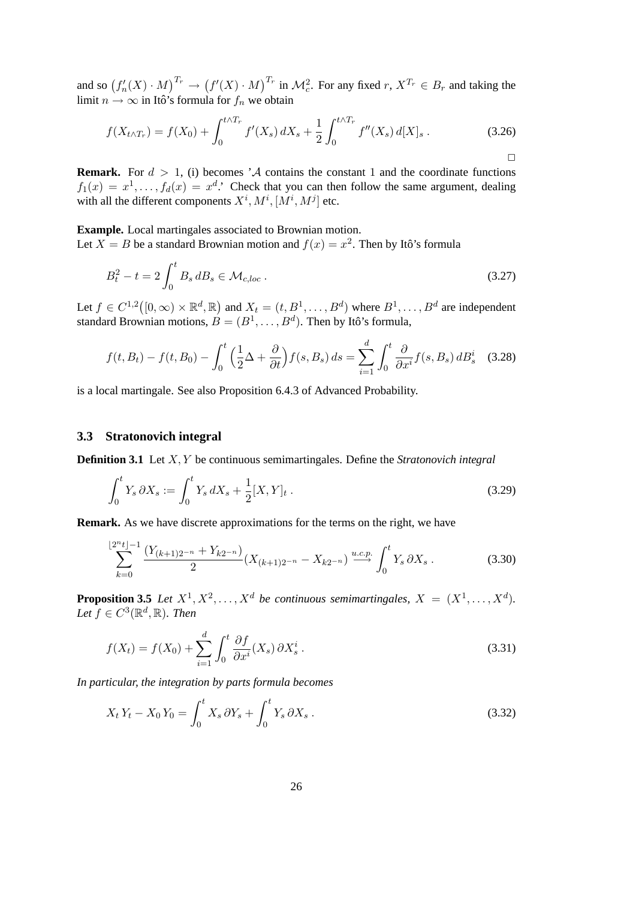and so $\big(f_n'(X)\cdot M\big)^{T_r} \to \big(f'(X)\cdot M\big)^{T_r}$ in $\mathcal{M}_c^2$. For any fixed $r$, $X^{T_r}\in B_r$ and taking the limit $n\to\infty$ in Itô's formula for $f_n$ we obtain

$$f(X_{t\wedge T_r}) = f(X_0) + \int_0^{t\wedge T_r} f'(X_s)\,dX_s + \frac{1}{2}\int_0^{t\wedge T_r} f''(X_s)\,d[X]_s\,. \tag{3.26}$$

□

**Remark.** For $d>1$, (i) becomes '$\mathcal{A}$ contains the constant 1 and the coordinate functions $f_1(x)=x^1,\dots,f_d(x)=x^d$.' Check that you can then follow the same argument, dealing with all the different components $X^i, M^i, [M^i,M^j]$ etc.

**Example.** Local martingales associated to Brownian motion.
Let $X=B$ be a standard Brownian motion and $f(x)=x^2$. Then by Itô's formula

$$B_t^2 - t = 2\int_0^t B_s\,dB_s \in \mathcal{M}_{c,loc}\,. \tag{3.27}$$

Let $f\in C^{1,2}\big([0,\infty)\times\mathbb{R}^d,\mathbb{R}\big)$ and $X_t=(t,B^1,\dots,B^d)$ where $B^1,\dots,B^d$ are independent standard Brownian motions, $B=(B^1,\dots,B^d)$. Then by Itô's formula,

$$f(t,B_t)-f(t,B_0)-\int_0^t\Big(\frac{1}{2}\Delta+\frac{\partial}{\partial t}\Big)f(s,B_s)\,ds=\sum_{i=1}^d\int_0^t\frac{\partial}{\partial x^i}f(s,B_s)\,dB_s^i \tag{3.28}$$

is a local martingale. See also Proposition 6.4.3 of Advanced Probability.

### 3.3 Stratonovich integral

**Definition 3.1** Let $X,Y$ be continuous semimartingales. Define the *Stratonovich integral*

$$\int_0^t Y_s\,\partial X_s := \int_0^t Y_s\,dX_s + \frac{1}{2}[X,Y]_t\,. \tag{3.29}$$

**Remark.** As we have discrete approximations for the terms on the right, we have

$$\sum_{k=0}^{\lfloor 2^n t\rfloor -1}\frac{(Y_{(k+1)2^{-n}}+Y_{k2^{-n}})}{2}(X_{(k+1)2^{-n}}-X_{k2^{-n}}) \stackrel{u.c.p.}{\longrightarrow} \int_0^t Y_s\,\partial X_s\,. \tag{3.30}$$

**Proposition 3.5** *Let $X^1,X^2,\dots,X^d$ be continuous semimartingales, $X=(X^1,\dots,X^d)$. Let $f\in C^3(\mathbb{R}^d,\mathbb{R})$. Then*

$$f(X_t)=f(X_0)+\sum_{i=1}^d\int_0^t\frac{\partial f}{\partial x^i}(X_s)\,\partial X_s^i\,. \tag{3.31}$$

*In particular, the integration by parts formula becomes*

$$X_t\,Y_t - X_0\,Y_0 = \int_0^t X_s\,\partial Y_s + \int_0^t Y_s\,\partial X_s\,. \tag{3.32}$$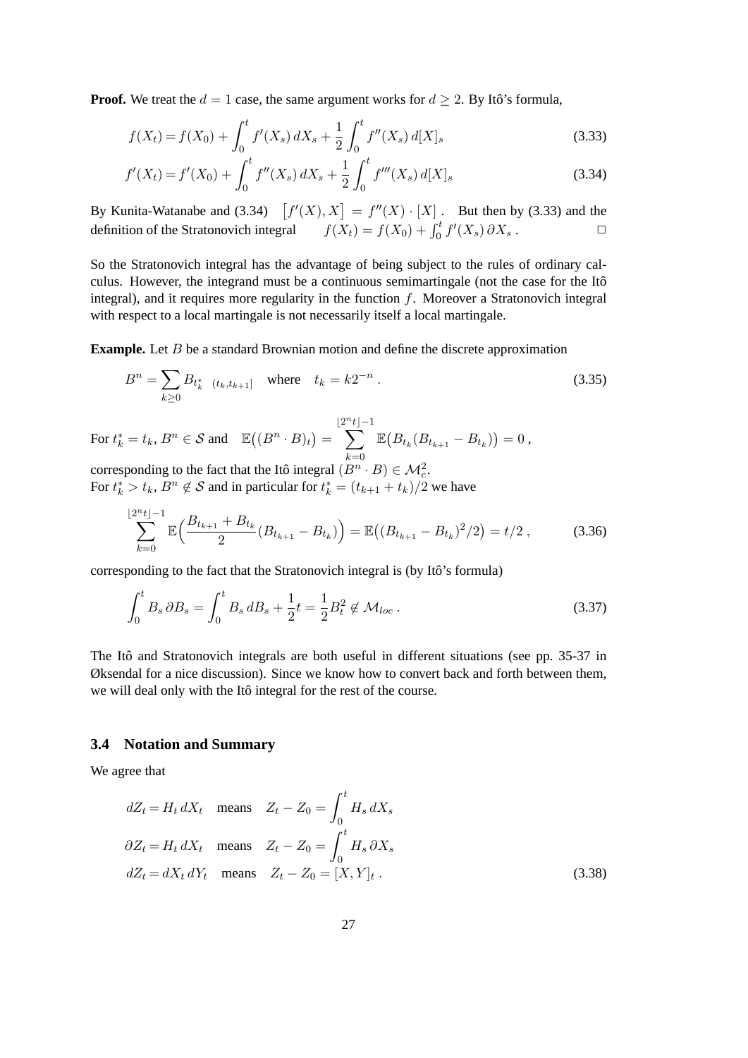**Proof.** We treat the $d = 1$ case, the same argument works for $d \geq 2$. By Itô's formula,

$$f(X_t) = f(X_0) + \int_0^t f'(X_s)\,dX_s + \frac{1}{2}\int_0^t f''(X_s)\,d[X]_s \tag{3.33}$$

$$f'(X_t) = f'(X_0) + \int_0^t f''(X_s)\,dX_s + \frac{1}{2}\int_0^t f'''(X_s)\,d[X]_s \tag{3.34}$$

By Kunita-Watanabe and (3.34) $\big[f'(X), X\big] = f''(X)\cdot[X]$ . But then by (3.33) and the definition of the Stratonovich integral $\quad f(X_t) = f(X_0) + \int_0^t f'(X_s)\,\partial X_s$ . $\Box$

So the Stratonovich integral has the advantage of being subject to the rules of ordinary calculus. However, the integrand must be a continuous semimartingale (not the case for the Itô integral), and it requires more regularity in the function $f$. Moreover a Stratonovich integral with respect to a local martingale is not necessarily itself a local martingale.

**Example.** Let $B$ be a standard Brownian motion and define the discrete approximation

$$B^n = \sum_{k\geq 0} B_{t_k^*}\,{}_{(t_k,t_{k+1}]} \quad \text{where} \quad t_k = k2^{-n}\ . \tag{3.35}$$

For $t_k^* = t_k$, $B^n \in \mathcal{S}$ and $\quad \mathbb{E}\big((B^n\cdot B)_t\big) = \sum_{k=0}^{\lfloor 2^n t\rfloor -1} \mathbb{E}\big(B_{t_k}(B_{t_{k+1}} - B_{t_k})\big) = 0\,,$

corresponding to the fact that the Itô integral $(B^n\cdot B) \in \mathcal{M}_c^2$.
For $t_k^* > t_k$, $B^n \notin \mathcal{S}$ and in particular for $t_k^* = (t_{k+1}+t_k)/2$ we have

$$\sum_{k=0}^{\lfloor 2^n t\rfloor -1} \mathbb{E}\Big(\frac{B_{t_{k+1}} + B_{t_k}}{2}(B_{t_{k+1}} - B_{t_k})\Big) = \mathbb{E}\big((B_{t_{k+1}} - B_{t_k})^2/2\big) = t/2\,, \tag{3.36}$$

corresponding to the fact that the Stratonovich integral is (by Itô's formula)

$$\int_0^t B_s\,\partial B_s = \int_0^t B_s\,dB_s + \frac{1}{2}t = \frac{1}{2}B_t^2 \notin \mathcal{M}_{loc}\ . \tag{3.37}$$

The Itô and Stratonovich integrals are both useful in different situations (see pp. 35-37 in Øksendal for a nice discussion). Since we know how to convert back and forth between them, we will deal only with the Itô integral for the rest of the course.

### 3.4 Notation and Summary

We agree that

$$\begin{aligned}
dZ_t = H_t\,dX_t \quad &\text{means} \quad Z_t - Z_0 = \int_0^t H_s\,dX_s \\
\partial Z_t = H_t\,dX_t \quad &\text{means} \quad Z_t - Z_0 = \int_0^t H_s\,\partial X_s \\
dZ_t = dX_t\,dY_t \quad &\text{means} \quad Z_t - Z_0 = [X,Y]_t\ .
\end{aligned} \tag{3.38}$$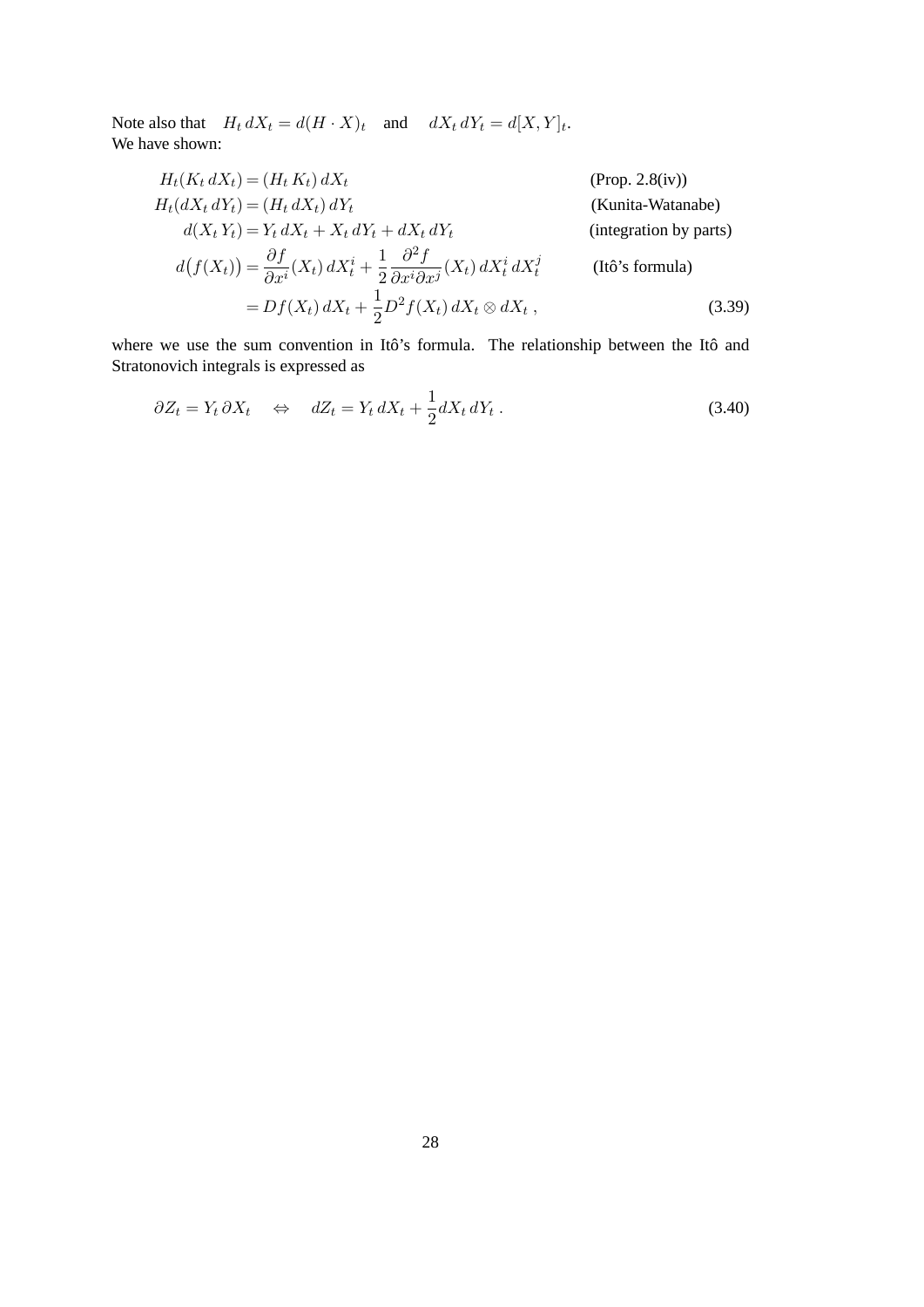Note also that $H_t\,dX_t = d(H\cdot X)_t$ and $dX_t\,dY_t = d[X,Y]_t$.
We have shown:

$$
\begin{aligned}
H_t(K_t\,dX_t) &= (H_t\,K_t)\,dX_t && \text{(Prop. 2.8(iv))}\\
H_t(dX_t\,dY_t) &= (H_t\,dX_t)\,dY_t && \text{(Kunita-Watanabe)}\\
d(X_t\,Y_t) &= Y_t\,dX_t + X_t\,dY_t + dX_t\,dY_t && \text{(integration by parts)}\\
d\big(f(X_t)\big) &= \frac{\partial f}{\partial x^i}(X_t)\,dX_t^i + \frac{1}{2}\,\frac{\partial^2 f}{\partial x^i \partial x^j}(X_t)\,dX_t^i\,dX_t^j && \text{(Itô's formula)}\\
&= Df(X_t)\,dX_t + \frac{1}{2}D^2 f(X_t)\,dX_t\otimes dX_t\,, && (3.39)
\end{aligned}
$$

where we use the sum convention in Itô's formula. The relationship between the Itô and Stratonovich integrals is expressed as

$$
\partial Z_t = Y_t\,\partial X_t \quad \Leftrightarrow \quad dZ_t = Y_t\,dX_t + \frac{1}{2}dX_t\,dY_t\,. \tag{3.40}
$$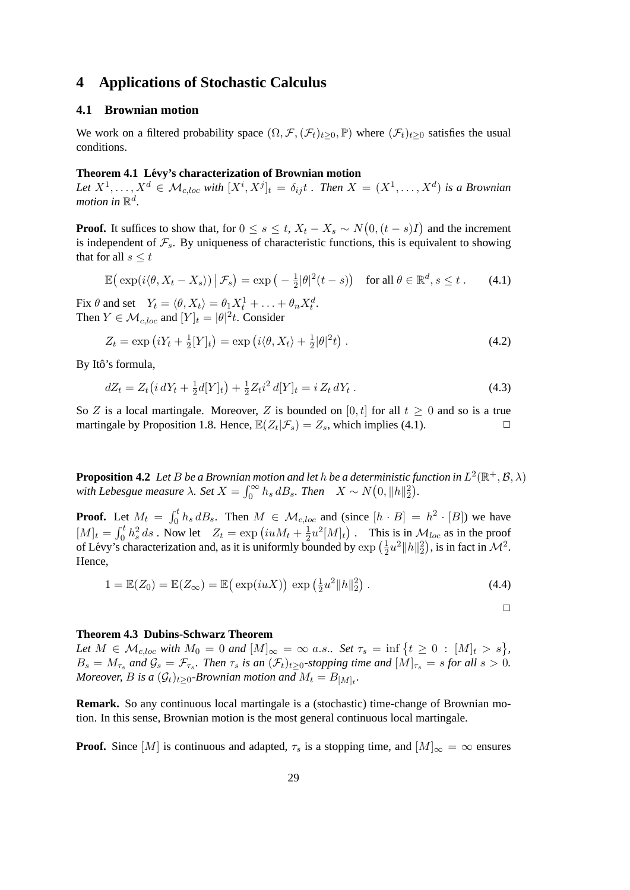# 4 Applications of Stochastic Calculus

## 4.1 Brownian motion

We work on a filtered probability space $(\Omega, \mathcal{F}, (\mathcal{F}_t)_{t\geq 0}, \mathbb{P})$ where $(\mathcal{F}_t)_{t\geq 0}$ satisfies the usual conditions.

**Theorem 4.1 Lévy's characterization of Brownian motion**
*Let $X^1, \ldots, X^d \in \mathcal{M}_{c,loc}$ with $[X^i, X^j]_t = \delta_{ij} t$ . Then $X = (X^1, \ldots, X^d)$ is a Brownian motion in $\mathbb{R}^d$.*

**Proof.** It suffices to show that, for $0 \leq s \leq t$, $X_t - X_s \sim N\big(0, (t-s)I\big)$ and the increment is independent of $\mathcal{F}_s$. By uniqueness of characteristic functions, this is equivalent to showing that for all $s \leq t$

$$\mathbb{E}\big(\exp(i\langle\theta, X_t - X_s\rangle) \,\big|\, \mathcal{F}_s\big) = \exp\big(-\tfrac{1}{2}|\theta|^2(t-s)\big) \quad \text{for all } \theta \in \mathbb{R}^d, s \leq t\,. \tag{4.1}$$

Fix $\theta$ and set $\quad Y_t = \langle\theta, X_t\rangle = \theta_1 X_t^1 + \ldots + \theta_n X_t^d$.
Then $Y \in \mathcal{M}_{c,loc}$ and $[Y]_t = |\theta|^2 t$. Consider

$$Z_t = \exp\big(iY_t + \tfrac{1}{2}[Y]_t\big) = \exp\big(i\langle\theta, X_t\rangle + \tfrac{1}{2}|\theta|^2 t\big)\,. \tag{4.2}$$

By Itô's formula,

$$dZ_t = Z_t\big(i\,dY_t + \tfrac{1}{2}d[Y]_t\big) + \tfrac{1}{2}Z_t i^2\,d[Y]_t = i\,Z_t\,dY_t\,. \tag{4.3}$$

So $Z$ is a local martingale. Moreover, $Z$ is bounded on $[0, t]$ for all $t \geq 0$ and so is a true martingale by Proposition 1.8. Hence, $\mathbb{E}(Z_t|\mathcal{F}_s) = Z_s$, which implies (4.1). $\square$

**Proposition 4.2** *Let $B$ be a Brownian motion and let $h$ be a deterministic function in $L^2(\mathbb{R}^+, \mathcal{B}, \lambda)$ with Lebesgue measure $\lambda$. Set $X = \int_0^\infty h_s\,dB_s$. Then $\quad X \sim N\big(0, \|h\|_2^2\big)$.*

**Proof.** Let $M_t = \int_0^t h_s\,dB_s$. Then $M \in \mathcal{M}_{c,loc}$ and (since $[h \cdot B] = h^2 \cdot [B]$) we have $[M]_t = \int_0^t h_s^2\,ds$ . Now let $\quad Z_t = \exp\big(iuM_t + \frac{1}{2}u^2[M]_t\big)$ . This is in $\mathcal{M}_{loc}$ as in the proof of Lévy's characterization and, as it is uniformly bounded by $\exp\big(\frac{1}{2}u^2\|h\|_2^2\big)$, is in fact in $\mathcal{M}^2$. Hence,

$$1 = \mathbb{E}(Z_0) = \mathbb{E}(Z_\infty) = \mathbb{E}\big(\exp(iuX)\big)\,\exp\big(\tfrac{1}{2}u^2\|h\|_2^2\big)\,. \tag{4.4}$$

$\square$

**Theorem 4.3 Dubins-Schwarz Theorem**
*Let $M \in \mathcal{M}_{c,loc}$ with $M_0 = 0$ and $[M]_\infty = \infty$ a.s.. Set $\tau_s = \inf\big\{t \geq 0 \,:\, [M]_t > s\big\}$, $B_s = M_{\tau_s}$ and $\mathcal{G}_s = \mathcal{F}_{\tau_s}$. Then $\tau_s$ is an $(\mathcal{F}_t)_{t\geq 0}$-stopping time and $[M]_{\tau_s} = s$ for all $s > 0$. Moreover, $B$ is a $(\mathcal{G}_t)_{t\geq 0}$-Brownian motion and $M_t = B_{[M]_t}$.*

**Remark.** So any continuous local martingale is a (stochastic) time-change of Brownian motion. In this sense, Brownian motion is the most general continuous local martingale.

**Proof.** Since $[M]$ is continuous and adapted, $\tau_s$ is a stopping time, and $[M]_\infty = \infty$ ensures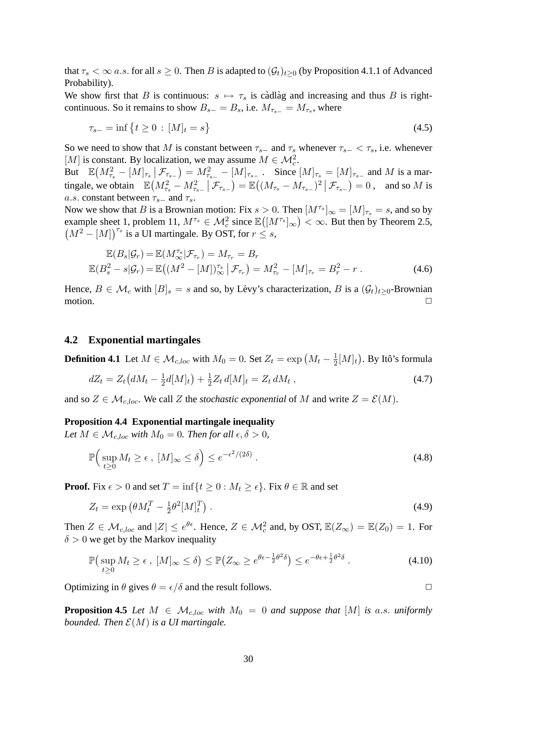that $\tau_s < \infty$ $a.s.$ for all $s \geq 0$. Then $B$ is adapted to $(\mathcal{G}_t)_{t\geq 0}$ (by Proposition 4.1.1 of Advanced Probability).

We show first that $B$ is continuous: $s \mapsto \tau_s$ is càdlàg and increasing and thus $B$ is right-continuous. So it remains to show $B_{s-} = B_s$, i.e. $M_{\tau_{s-}} = M_{\tau_s}$, where

$$\tau_{s-} = \inf\{t \geq 0 : [M]_t = s\} \tag{4.5}$$

So we need to show that $M$ is constant between $\tau_{s-}$ and $\tau_s$ whenever $\tau_{s-} < \tau_s$, i.e. whenever $[M]$ is constant. By localization, we may assume $M \in \mathcal{M}_c^2$.

But $\mathbb{E}\big(M_{\tau_s}^2 - [M]_{\tau_s} \,\big|\, \mathcal{F}_{\tau_{s-}}\big) = M_{\tau_{s-}}^2 - [M]_{\tau_{s-}}$. Since $[M]_{\tau_s} = [M]_{\tau_{s-}}$ and $M$ is a martingale, we obtain $\mathbb{E}\big(M_{\tau_s}^2 - M_{\tau_{s-}}^2 \,\big|\, \mathcal{F}_{\tau_{s-}}\big) = \mathbb{E}\big((M_{\tau_s} - M_{\tau_{s-}})^2 \,\big|\, \mathcal{F}_{\tau_{s-}}\big) = 0$, and so $M$ is $a.s.$ constant between $\tau_{s-}$ and $\tau_s$.

Now we show that $B$ is a Brownian motion: Fix $s > 0$. Then $[M^{\tau_s}]_\infty = [M]_{\tau_s} = s$, and so by example sheet 1, problem 11, $M^{\tau_s} \in \mathcal{M}_c^2$ since $\mathbb{E}\big([M^{\tau_s}]_\infty\big) < \infty$. But then by Theorem 2.5, $\big(M^2 - [M]\big)^{\tau_s}$ is a UI martingale. By OST, for $r \leq s$,

$$\begin{aligned} \mathbb{E}(B_s|\mathcal{G}_r) &= \mathbb{E}(M_\infty^{\tau_s}|\mathcal{F}_{\tau_r}) = M_{\tau_r} = B_r \\ \mathbb{E}(B_s^2 - s|\mathcal{G}_r) &= \mathbb{E}\big((M^2 - [M])_\infty^{\tau_s} \,\big|\, \mathcal{F}_{\tau_r}\big) = M_{\tau_r}^2 - [M]_{\tau_r} = B_r^2 - r\,. \end{aligned} \tag{4.6}$$

Hence, $B \in \mathcal{M}_c$ with $[B]_s = s$ and so, by Lévy's characterization, $B$ is a $(\mathcal{G}_t)_{t\geq 0}$-Brownian motion. □

## 4.2 Exponential martingales

**Definition 4.1** Let $M \in \mathcal{M}_{c,loc}$ with $M_0 = 0$. Set $Z_t = \exp\big(M_t - \frac{1}{2}[M]_t\big)$. By Itô's formula

$$dZ_t = Z_t\big(dM_t - \tfrac{1}{2}d[M]_t\big) + \tfrac{1}{2}Z_t\, d[M]_t = Z_t\, dM_t\,, \tag{4.7}$$

and so $Z \in \mathcal{M}_{c,loc}$. We call $Z$ the *stochastic exponential* of $M$ and write $Z = \mathcal{E}(M)$.

**Proposition 4.4 Exponential martingale inequality**
*Let $M \in \mathcal{M}_{c,loc}$ with $M_0 = 0$. Then for all $\epsilon, \delta > 0$,*

$$\mathbb{P}\Big(\sup_{t\geq 0} M_t \geq \epsilon\,,\ [M]_\infty \leq \delta\Big) \leq e^{-\epsilon^2/(2\delta)}\,. \tag{4.8}$$

**Proof.** Fix $\epsilon > 0$ and set $T = \inf\{t \geq 0 : M_t \geq \epsilon\}$. Fix $\theta \in \mathbb{R}$ and set

$$Z_t = \exp\big(\theta M_t^T - \tfrac{1}{2}\theta^2 [M]_t^T\big)\,. \tag{4.9}$$

Then $Z \in \mathcal{M}_{c,loc}$ and $|Z| \leq e^{\theta\epsilon}$. Hence, $Z \in \mathcal{M}_c^2$ and, by OST, $\mathbb{E}(Z_\infty) = \mathbb{E}(Z_0) = 1$. For $\delta > 0$ we get by the Markov inequality

$$\mathbb{P}\big(\sup_{t\geq 0} M_t \geq \epsilon\,,\ [M]_\infty \leq \delta\big) \leq \mathbb{P}\big(Z_\infty \geq e^{\theta\epsilon - \frac{1}{2}\theta^2\delta}\big) \leq e^{-\theta\epsilon + \frac{1}{2}\theta^2\delta}\,. \tag{4.10}$$

Optimizing in $\theta$ gives $\theta = \epsilon/\delta$ and the result follows. □

**Proposition 4.5** *Let $M \in \mathcal{M}_{c,loc}$ with $M_0 = 0$ and suppose that $[M]$ is $a.s.$ uniformly bounded. Then $\mathcal{E}(M)$ is a UI martingale.*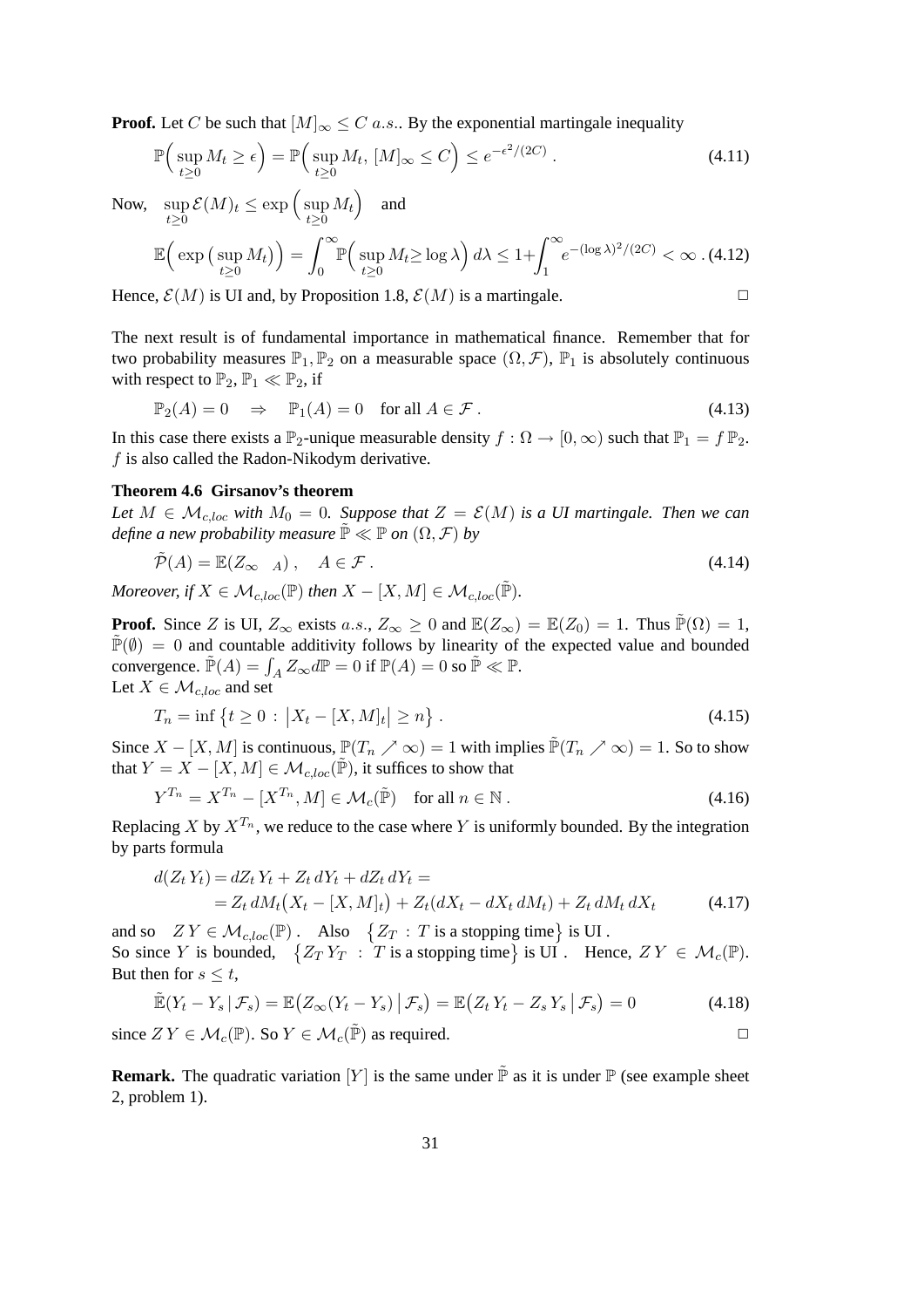**Proof.** Let $C$ be such that $[M]_\infty \leq C$ $a.s.$. By the exponential martingale inequality

$$\mathbb{P}\Big(\sup_{t\geq 0} M_t \geq \epsilon\Big) = \mathbb{P}\Big(\sup_{t\geq 0} M_t,\, [M]_\infty \leq C\Big) \leq e^{-\epsilon^2/(2C)}\,. \tag{4.11}$$

Now, $\sup_{t\geq 0} \mathcal{E}(M)_t \leq \exp\Big(\sup_{t\geq 0} M_t\Big)$ and

$$\mathbb{E}\Big(\exp\big(\sup_{t\geq 0} M_t\big)\Big) = \int_0^\infty \mathbb{P}\Big(\sup_{t\geq 0} M_t \geq \log\lambda\Big)\,d\lambda \leq 1 + \int_1^\infty e^{-(\log\lambda)^2/(2C)} < \infty\,. \tag{4.12}$$

Hence, $\mathcal{E}(M)$ is UI and, by Proposition 1.8, $\mathcal{E}(M)$ is a martingale. $\square$

The next result is of fundamental importance in mathematical finance. Remember that for two probability measures $\mathbb{P}_1, \mathbb{P}_2$ on a measurable space $(\Omega, \mathcal{F})$, $\mathbb{P}_1$ is absolutely continuous with respect to $\mathbb{P}_2$, $\mathbb{P}_1 \ll \mathbb{P}_2$, if

$$\mathbb{P}_2(A) = 0 \quad \Rightarrow \quad \mathbb{P}_1(A) = 0 \quad \text{for all } A \in \mathcal{F}\,. \tag{4.13}$$

In this case there exists a $\mathbb{P}_2$-unique measurable density $f : \Omega \to [0, \infty)$ such that $\mathbb{P}_1 = f\,\mathbb{P}_2$. $f$ is also called the Radon-Nikodym derivative.

**Theorem 4.6 Girsanov's theorem**

*Let $M \in \mathcal{M}_{c,loc}$ with $M_0 = 0$. Suppose that $Z = \mathcal{E}(M)$ is a UI martingale. Then we can define a new probability measure $\tilde{\mathbb{P}} \ll \mathbb{P}$ on $(\Omega, \mathcal{F})$ by*

$$\tilde{\mathcal{P}}(A) = \mathbb{E}(Z_\infty \ \ _A)\,, \quad A \in \mathcal{F}\,. \tag{4.14}$$

*Moreover, if $X \in \mathcal{M}_{c,loc}(\mathbb{P})$ then $X - [X, M] \in \mathcal{M}_{c,loc}(\tilde{\mathbb{P}})$.*

**Proof.** Since $Z$ is UI, $Z_\infty$ exists $a.s.$, $Z_\infty \geq 0$ and $\mathbb{E}(Z_\infty) = \mathbb{E}(Z_0) = 1$. Thus $\tilde{\mathbb{P}}(\Omega) = 1$, $\tilde{\mathbb{P}}(\emptyset) = 0$ and countable additivity follows by linearity of the expected value and bounded convergence. $\tilde{\mathbb{P}}(A) = \int_A Z_\infty d\mathbb{P} = 0$ if $\mathbb{P}(A) = 0$ so $\tilde{\mathbb{P}} \ll \mathbb{P}$.
Let $X \in \mathcal{M}_{c,loc}$ and set

$$T_n = \inf\big\{t \geq 0 \,:\, \big|X_t - [X, M]_t\big| \geq n\big\}\,. \tag{4.15}$$

Since $X - [X, M]$ is continuous, $\mathbb{P}(T_n \nearrow \infty) = 1$ with implies $\tilde{\mathbb{P}}(T_n \nearrow \infty) = 1$. So to show that $Y = X - [X, M] \in \mathcal{M}_{c,loc}(\tilde{\mathbb{P}})$, it suffices to show that

$$Y^{T_n} = X^{T_n} - [X^{T_n}, M] \in \mathcal{M}_c(\tilde{\mathbb{P}}) \quad \text{for all } n \in \mathbb{N}\,. \tag{4.16}$$

Replacing $X$ by $X^{T_n}$, we reduce to the case where $Y$ is uniformly bounded. By the integration by parts formula

$$\begin{aligned} d(Z_t\,Y_t) &= dZ_t\,Y_t + Z_t\,dY_t + dZ_t\,dY_t = \\ &= Z_t\,dM_t\big(X_t - [X, M]_t\big) + Z_t(dX_t - dX_t\,dM_t) + Z_t\,dM_t\,dX_t \end{aligned} \tag{4.17}$$

and so $ZY \in \mathcal{M}_{c,loc}(\mathbb{P})$. Also $\big\{Z_T \,:\, T \text{ is a stopping time}\big\}$ is UI.
So since $Y$ is bounded, $\big\{Z_T\,Y_T \,:\, T \text{ is a stopping time}\big\}$ is UI. Hence, $ZY \in \mathcal{M}_c(\mathbb{P})$. But then for $s \leq t$,

$$\tilde{\mathbb{E}}(Y_t - Y_s \,|\, \mathcal{F}_s) = \mathbb{E}\big(Z_\infty(Y_t - Y_s)\,\big|\,\mathcal{F}_s\big) = \mathbb{E}\big(Z_t\,Y_t - Z_s\,Y_s\,\big|\,\mathcal{F}_s\big) = 0 \tag{4.18}$$

since $ZY \in \mathcal{M}_c(\mathbb{P})$. So $Y \in \mathcal{M}_c(\tilde{\mathbb{P}})$ as required. $\square$

**Remark.** The quadratic variation $[Y]$ is the same under $\tilde{\mathbb{P}}$ as it is under $\mathbb{P}$ (see example sheet 2, problem 1).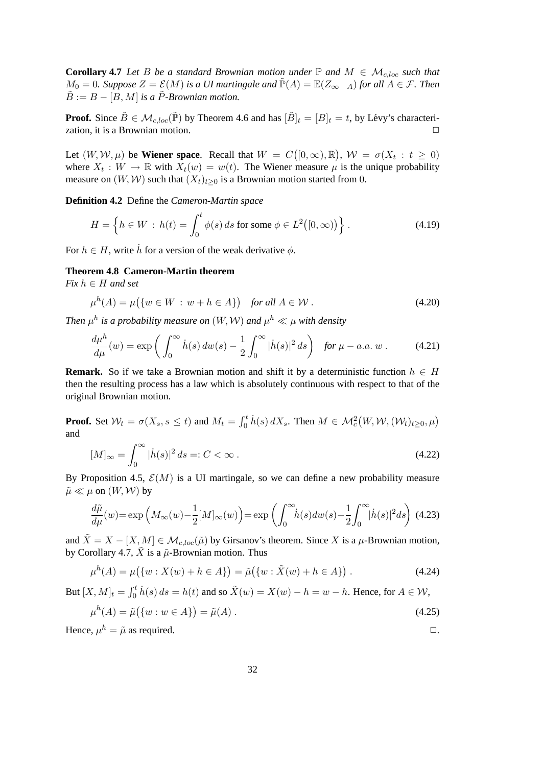**Corollary 4.7** *Let $B$ be a standard Brownian motion under $\mathbb{P}$ and $M \in \mathcal{M}_{c,loc}$ such that $M_0 = 0$. Suppose $Z = \mathcal{E}(M)$ is a UI martingale and $\tilde{\mathbb{P}}(A) = \mathbb{E}(Z_\infty \quad_A)$ for all $A \in \mathcal{F}$. Then $\tilde{B} := B - [B, M]$ is a $\tilde{P}$-Brownian motion.*

**Proof.** Since $\tilde{B} \in \mathcal{M}_{c,loc}(\tilde{\mathbb{P}})$ by Theorem 4.6 and has $[\tilde{B}]_t = [B]_t = t$, by Lévy's characterization, it is a Brownian motion. □

Let $(W, \mathcal{W}, \mu)$ be **Wiener space**. Recall that $W = C\big([0,\infty), \mathbb{R}\big)$, $\mathcal{W} = \sigma(X_t : t \geq 0)$ where $X_t : W \to \mathbb{R}$ with $X_t(w) = w(t)$. The Wiener measure $\mu$ is the unique probability measure on $(W, \mathcal{W})$ such that $(X_t)_{t\geq 0}$ is a Brownian motion started from $0$.

**Definition 4.2** Define the *Cameron-Martin space*

$$H = \Big\{ h \in W \,:\, h(t) = \int_0^t \phi(s)\, ds \text{ for some } \phi \in L^2\big([0,\infty)\big) \Big\} . \tag{4.19}$$

For $h \in H$, write $\dot{h}$ for a version of the weak derivative $\phi$.

**Theorem 4.8 Cameron-Martin theorem**
*Fix $h \in H$ and set*

$$\mu^h(A) = \mu\big(\{w \in W \,:\, w + h \in A\}\big) \quad \textit{for all } A \in \mathcal{W} . \tag{4.20}$$

*Then $\mu^h$ is a probability measure on $(W, \mathcal{W})$ and $\mu^h \ll \mu$ with density*

$$\frac{d\mu^h}{d\mu}(w) = \exp\bigg( \int_0^\infty \dot{h}(s)\, dw(s) - \frac{1}{2}\int_0^\infty |\dot{h}(s)|^2\, ds \bigg) \quad \textit{for } \mu - a.a.\ w . \tag{4.21}$$

**Remark.** So if we take a Brownian motion and shift it by a deterministic function $h \in H$ then the resulting process has a law which is absolutely continuous with respect to that of the original Brownian motion.

**Proof.** Set $\mathcal{W}_t = \sigma(X_s, s \leq t)$ and $M_t = \int_0^t \dot{h}(s)\, dX_s$. Then $M \in \mathcal{M}_c^2\big(W, \mathcal{W}, (\mathcal{W}_t)_{t\geq 0}, \mu\big)$ and

$$[M]_\infty = \int_0^\infty |\dot{h}(s)|^2\, ds =: C < \infty . \tag{4.22}$$

By Proposition 4.5, $\mathcal{E}(M)$ is a UI martingale, so we can define a new probability measure $\tilde{\mu} \ll \mu$ on $(W, \mathcal{W})$ by

$$\frac{d\tilde{\mu}}{d\mu}(w) = \exp\Big( M_\infty(w) - \frac{1}{2}[M]_\infty(w) \Big) = \exp\bigg( \int_0^\infty \dot{h}(s) dw(s) - \frac{1}{2}\int_0^\infty |\dot{h}(s)|^2 ds \bigg) \tag{4.23}$$

and $\tilde{X} = X - [X, M] \in \mathcal{M}_{c,loc}(\tilde{\mu})$ by Girsanov's theorem. Since $X$ is a $\mu$-Brownian motion, by Corollary 4.7, $\tilde{X}$ is a $\tilde{\mu}$-Brownian motion. Thus

$$\mu^h(A) = \mu\big(\{w : X(w) + h \in A\}\big) = \tilde{\mu}\big(\{w : \tilde{X}(w) + h \in A\}\big) . \tag{4.24}$$

But $[X, M]_t = \int_0^t \dot{h}(s)\, ds = h(t)$ and so $\tilde{X}(w) = X(w) - h = w - h$. Hence, for $A \in \mathcal{W}$,

$$\mu^h(A) = \tilde{\mu}\big(\{w : w \in A\}\big) = \tilde{\mu}(A) . \tag{4.25}$$

Hence, $\mu^h = \tilde{\mu}$ as required. □.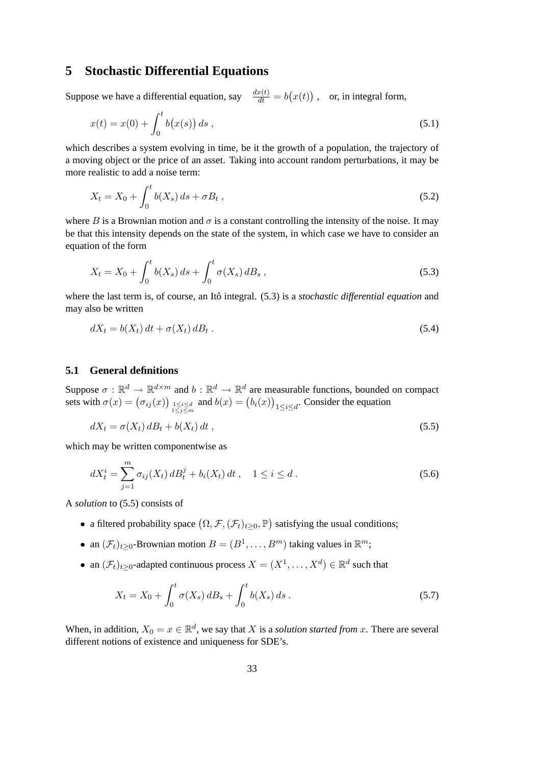# 5 Stochastic Differential Equations

Suppose we have a differential equation, say $\frac{dx(t)}{dt} = b\big(x(t)\big)$, or, in integral form,

$$x(t) = x(0) + \int_0^t b\big(x(s)\big)\,ds\,, \tag{5.1}$$

which describes a system evolving in time, be it the growth of a population, the trajectory of a moving object or the price of an asset. Taking into account random perturbations, it may be more realistic to add a noise term:

$$X_t = X_0 + \int_0^t b(X_s)\,ds + \sigma B_t\,, \tag{5.2}$$

where $B$ is a Brownian motion and $\sigma$ is a constant controlling the intensity of the noise. It may be that this intensity depends on the state of the system, in which case we have to consider an equation of the form

$$X_t = X_0 + \int_0^t b(X_s)\,ds + \int_0^t \sigma(X_s)\,dB_s\,, \tag{5.3}$$

where the last term is, of course, an Itô integral. (5.3) is a *stochastic differential equation* and may also be written

$$dX_t = b(X_t)\,dt + \sigma(X_t)\,dB_t\,. \tag{5.4}$$

## 5.1 General definitions

Suppose $\sigma : \mathbb{R}^d \to \mathbb{R}^{d\times m}$ and $b : \mathbb{R}^d \to \mathbb{R}^d$ are measurable functions, bounded on compact sets with $\sigma(x) = \big(\sigma_{ij}(x)\big)_{\substack{1\le i\le d\\ 1\le j\le m}}$ and $b(x) = \big(b_i(x)\big)_{1\le i\le d}$. Consider the equation

$$dX_t = \sigma(X_t)\,dB_t + b(X_t)\,dt\,, \tag{5.5}$$

which may be written componentwise as

$$dX_t^i = \sum_{j=1}^m \sigma_{ij}(X_t)\,dB_t^j + b_i(X_t)\,dt\,, \quad 1\le i\le d\,. \tag{5.6}$$

A *solution* to (5.5) consists of

- a filtered probability space $\big(\Omega, \mathcal{F}, (\mathcal{F}_t)_{t\ge 0}, \mathbb{P}\big)$ satisfying the usual conditions;
- an $(\mathcal{F}_t)_{t\ge 0}$-Brownian motion $B = (B^1, \ldots, B^m)$ taking values in $\mathbb{R}^m$;
- an $(\mathcal{F}_t)_{t\ge 0}$-adapted continuous process $X = (X^1, \ldots, X^d) \in \mathbb{R}^d$ such that

$$X_t = X_0 + \int_0^t \sigma(X_s)\,dB_s + \int_0^t b(X_s)\,ds\,. \tag{5.7}$$

When, in addition, $X_0 = x \in \mathbb{R}^d$, we say that $X$ is a *solution started from* $x$. There are several different notions of existence and uniqueness for SDE's.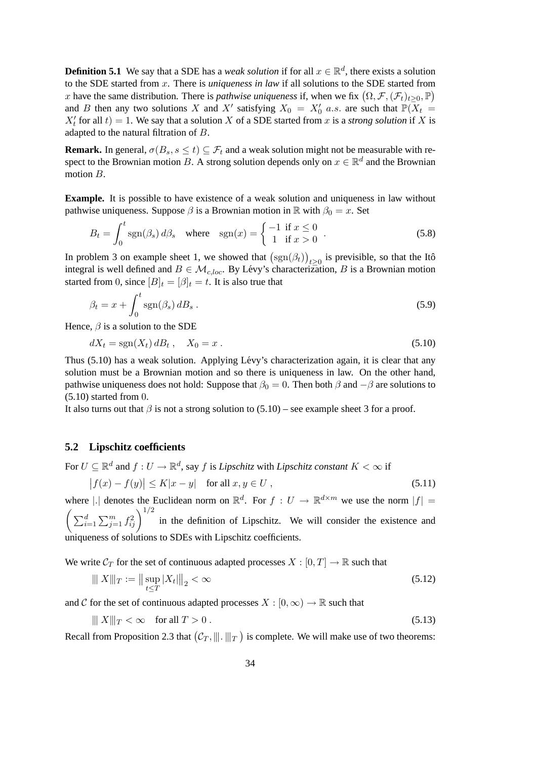**Definition 5.1** We say that a SDE has a *weak solution* if for all $x \in \mathbb{R}^d$, there exists a solution to the SDE started from $x$. There is *uniqueness in law* if all solutions to the SDE started from $x$ have the same distribution. There is *pathwise uniqueness* if, when we fix $\big(\Omega, \mathcal{F}, (\mathcal{F}_t)_{t\geq 0}, \mathbb{P}\big)$ and $B$ then any two solutions $X$ and $X'$ satisfying $X_0 = X_0'$ *a.s.* are such that $\mathbb{P}(X_t = X_t' \text{ for all } t) = 1$. We say that a solution $X$ of a SDE started from $x$ is a *strong solution* if $X$ is adapted to the natural filtration of $B$.

**Remark.** In general, $\sigma(B_s, s \leq t) \subseteq \mathcal{F}_t$ and a weak solution might not be measurable with respect to the Brownian motion $B$. A strong solution depends only on $x \in \mathbb{R}^d$ and the Brownian motion $B$.

**Example.** It is possible to have existence of a weak solution and uniqueness in law without pathwise uniqueness. Suppose $\beta$ is a Brownian motion in $\mathbb{R}$ with $\beta_0 = x$. Set

$$B_t = \int_0^t \operatorname{sgn}(\beta_s)\, d\beta_s \quad \text{where} \quad \operatorname{sgn}(x) = \begin{cases} -1 & \text{if } x \leq 0 \\ \ \ 1 & \text{if } x > 0 \end{cases} . \tag{5.8}$$

In problem 3 on example sheet 1, we showed that $\big(\operatorname{sgn}(\beta_t)\big)_{t\geq 0}$ is previsible, so that the Itô integral is well defined and $B \in \mathcal{M}_{c,loc}$. By Lévy's characterization, $B$ is a Brownian motion started from $0$, since $[B]_t = [\beta]_t = t$. It is also true that

$$\beta_t = x + \int_0^t \operatorname{sgn}(\beta_s)\, dB_s\ . \tag{5.9}$$

Hence, $\beta$ is a solution to the SDE

$$dX_t = \operatorname{sgn}(X_t)\, dB_t\ , \quad X_0 = x\ . \tag{5.10}$$

Thus (5.10) has a weak solution. Applying Lévy's characterization again, it is clear that any solution must be a Brownian motion and so there is uniqueness in law. On the other hand, pathwise uniqueness does not hold: Suppose that $\beta_0 = 0$. Then both $\beta$ and $-\beta$ are solutions to (5.10) started from $0$.
It also turns out that $\beta$ is not a strong solution to (5.10) – see example sheet 3 for a proof.

## 5.2 Lipschitz coefficients

For $U \subseteq \mathbb{R}^d$ and $f : U \to \mathbb{R}^d$, say $f$ is *Lipschitz* with *Lipschitz constant* $K < \infty$ if

$$\big|f(x) - f(y)\big| \leq K|x - y| \quad \text{for all } x, y \in U\ , \tag{5.11}$$

where $|.|$ denotes the Euclidean norm on $\mathbb{R}^d$. For $f : U \to \mathbb{R}^{d\times m}$ we use the norm $|f| = \bigg(\sum_{i=1}^d \sum_{j=1}^m f_{ij}^2\bigg)^{1/2}$ in the definition of Lipschitz. We will consider the existence and uniqueness of solutions to SDEs with Lipschitz coefficients.

We write $\mathcal{C}_T$ for the set of continuous adapted processes $X : [0, T] \to \mathbb{R}$ such that

$$|\!|\!| X |\!|\!|_T := \big\| \sup_{t\leq T} |X_t| \big\|_2 < \infty \tag{5.12}$$

and $\mathcal{C}$ for the set of continuous adapted processes $X : [0, \infty) \to \mathbb{R}$ such that

$$|\!|\!| X |\!|\!|_T < \infty \quad \text{for all } T > 0\ . \tag{5.13}$$

Recall from Proposition 2.3 that $\big(\mathcal{C}_T, |\!|\!|.|\!|\!|_T\big)$ is complete. We will make use of two theorems: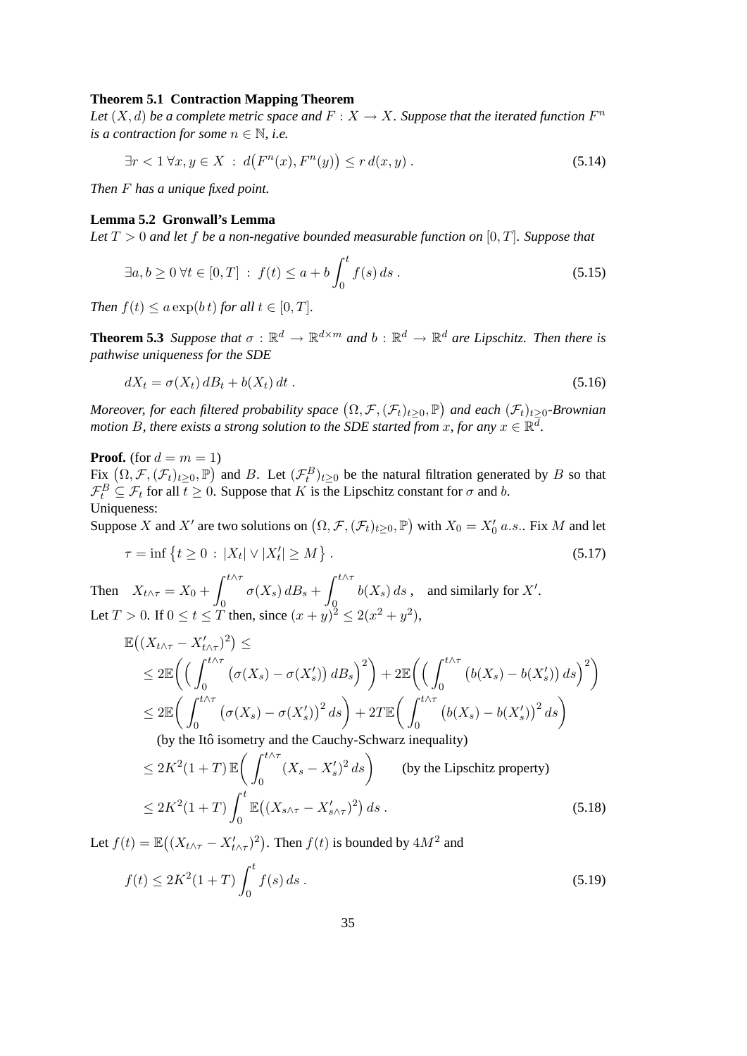**Theorem 5.1 Contraction Mapping Theorem**
*Let $(X, d)$ be a complete metric space and $F : X \to X$. Suppose that the iterated function $F^n$ is a contraction for some $n \in \mathbb{N}$, i.e.*

$$\exists r < 1 \, \forall x, y \in X \, : \, d\big(F^n(x), F^n(y)\big) \le r \, d(x, y) \, . \tag{5.14}$$

*Then $F$ has a unique fixed point.*

**Lemma 5.2 Gronwall's Lemma**
*Let $T > 0$ and let $f$ be a non-negative bounded measurable function on $[0, T]$. Suppose that*

$$\exists a, b \ge 0 \, \forall t \in [0, T] \, : \, f(t) \le a + b \int_0^t f(s) \, ds \, . \tag{5.15}$$

*Then $f(t) \le a \exp(b\, t)$ for all $t \in [0, T]$.*

**Theorem 5.3** *Suppose that $\sigma : \mathbb{R}^d \to \mathbb{R}^{d \times m}$ and $b : \mathbb{R}^d \to \mathbb{R}^d$ are Lipschitz. Then there is pathwise uniqueness for the SDE*

$$dX_t = \sigma(X_t) \, dB_t + b(X_t) \, dt \, . \tag{5.16}$$

*Moreover, for each filtered probability space $\big(\Omega, \mathcal{F}, (\mathcal{F}_t)_{t \ge 0}, \mathbb{P}\big)$ and each $(\mathcal{F}_t)_{t \ge 0}$-Brownian motion $B$, there exists a strong solution to the SDE started from $x$, for any $x \in \mathbb{R}^d$.*

**Proof.** (for $d = m = 1$)
Fix $\big(\Omega, \mathcal{F}, (\mathcal{F}_t)_{t \ge 0}, \mathbb{P}\big)$ and $B$. Let $(\mathcal{F}^B_t)_{t \ge 0}$ be the natural filtration generated by $B$ so that $\mathcal{F}^B_t \subseteq \mathcal{F}_t$ for all $t \ge 0$. Suppose that $K$ is the Lipschitz constant for $\sigma$ and $b$.
Uniqueness:
Suppose $X$ and $X'$ are two solutions on $\big(\Omega, \mathcal{F}, (\mathcal{F}_t)_{t \ge 0}, \mathbb{P}\big)$ with $X_0 = X'_0$ *a.s.*. Fix $M$ and let

$$\tau = \inf \big\{ t \ge 0 \, : \, |X_t| \vee |X'_t| \ge M \big\} \, . \tag{5.17}$$

Then $\quad X_{t \wedge \tau} = X_0 + \displaystyle\int_0^{t \wedge \tau} \sigma(X_s) \, dB_s + \int_0^{t \wedge \tau} b(X_s) \, ds \, ,\quad$ and similarly for $X'$.
Let $T > 0$. If $0 \le t \le T$ then, since $(x + y)^2 \le 2(x^2 + y^2)$,

$$\begin{aligned}
&\mathbb{E}\big((X_{t \wedge \tau} - X'_{t \wedge \tau})^2\big) \le \\
&\le 2\mathbb{E}\bigg( \Big( \int_0^{t \wedge \tau} \big(\sigma(X_s) - \sigma(X'_s)\big) \, dB_s \Big)^2 \bigg) + 2\mathbb{E}\bigg( \Big( \int_0^{t \wedge \tau} \big(b(X_s) - b(X'_s)\big) \, ds \Big)^2 \bigg) \\
&\le 2\mathbb{E}\bigg( \int_0^{t \wedge \tau} \big(\sigma(X_s) - \sigma(X'_s)\big)^2 \, ds \bigg) + 2T\mathbb{E}\bigg( \int_0^{t \wedge \tau} \big(b(X_s) - b(X'_s)\big)^2 \, ds \bigg) \\
&\qquad \text{(by the Itô isometry and the Cauchy-Schwarz inequality)} \\
&\le 2K^2(1 + T) \, \mathbb{E}\bigg( \int_0^{t \wedge \tau} (X_s - X'_s)^2 \, ds \bigg) \qquad \text{(by the Lipschitz property)} \\
&\le 2K^2(1 + T) \int_0^t \mathbb{E}\big((X_{s \wedge \tau} - X'_{s \wedge \tau})^2\big) \, ds \, .
\end{aligned} \tag{5.18}$$

Let $f(t) = \mathbb{E}\big((X_{t \wedge \tau} - X'_{t \wedge \tau})^2\big)$. Then $f(t)$ is bounded by $4M^2$ and

$$f(t) \le 2K^2(1 + T) \int_0^t f(s) \, ds \, . \tag{5.19}$$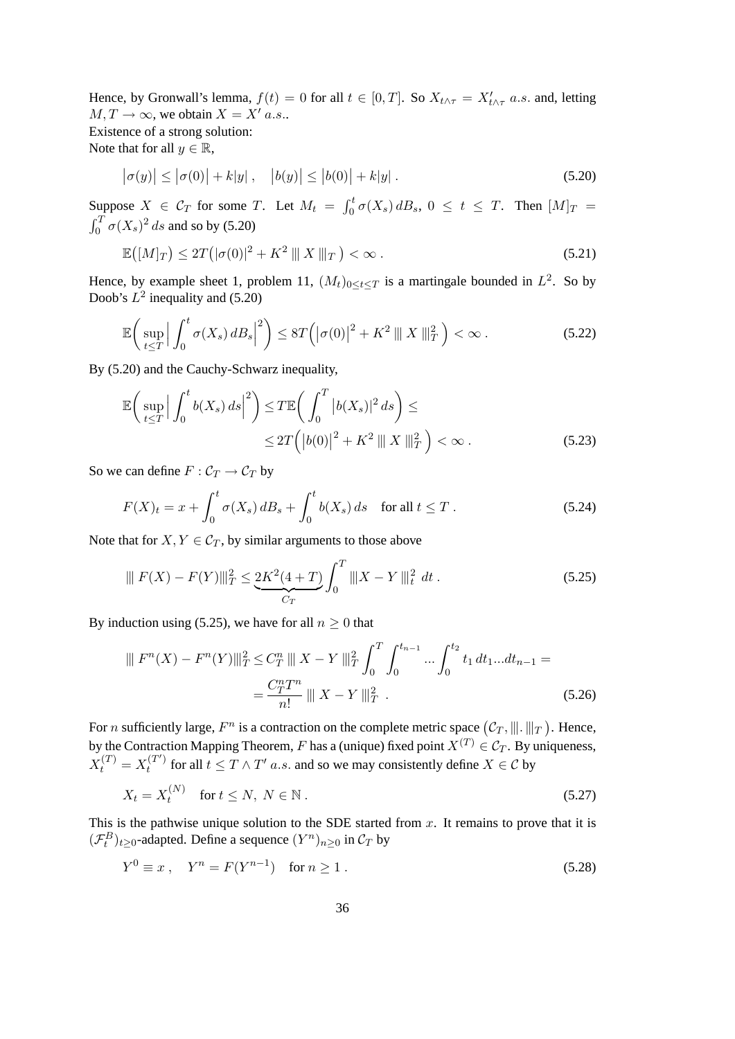Hence, by Gronwall's lemma, $f(t) = 0$ for all $t \in [0,T]$. So $X_{t\wedge\tau} = X'_{t\wedge\tau}$ *a.s.* and, letting $M, T \to \infty$, we obtain $X = X'$ *a.s.*.

Existence of a strong solution:

Note that for all $y \in \mathbb{R}$,

$$\big|\sigma(y)\big| \leq \big|\sigma(0)\big| + k|y|\,, \quad \big|b(y)\big| \leq \big|b(0)\big| + k|y|\,. \tag{5.20}$$

Suppose $X \in \mathcal{C}_T$ for some $T$. Let $M_t = \int_0^t \sigma(X_s)\, dB_s$, $0 \leq t \leq T$. Then $[M]_T = \int_0^T \sigma(X_s)^2\, ds$ and so by (5.20)

$$\mathbb{E}\big([M]_T\big) \leq 2T\big(|\sigma(0)|^2 + K^2 \,|||\, X \,|||_T\big) < \infty\,. \tag{5.21}$$

Hence, by example sheet 1, problem 11, $(M_t)_{0\leq t\leq T}$ is a martingale bounded in $L^2$. So by Doob's $L^2$ inequality and (5.20)

$$\mathbb{E}\bigg(\sup_{t\leq T}\Big|\int_0^t \sigma(X_s)\, dB_s\Big|^2\bigg) \leq 8T\Big(\big|\sigma(0)\big|^2 + K^2 \,|||\, X \,|||_T^2\Big) < \infty\,. \tag{5.22}$$

By (5.20) and the Cauchy-Schwarz inequality,

$$\begin{aligned}\mathbb{E}\bigg(\sup_{t\leq T}\Big|\int_0^t b(X_s)\, ds\Big|^2\bigg) &\leq T\mathbb{E}\bigg(\int_0^T \big|b(X_s)\big|^2\, ds\bigg) \leq \\ &\leq 2T\Big(\big|b(0)\big|^2 + K^2 \,|||\, X \,|||_T^2\Big) < \infty\,.\end{aligned} \tag{5.23}$$

So we can define $F : \mathcal{C}_T \to \mathcal{C}_T$ by

$$F(X)_t = x + \int_0^t \sigma(X_s)\, dB_s + \int_0^t b(X_s)\, ds \quad \text{for all } t \leq T\,. \tag{5.24}$$

Note that for $X, Y \in \mathcal{C}_T$, by similar arguments to those above

$$|||\, F(X) - F(Y)|||_T^2 \leq \underbrace{2K^2(4+T)}_{C_T}\int_0^T |||X - Y\,|||_t^2\ dt\,. \tag{5.25}$$

By induction using (5.25), we have for all $n \geq 0$ that

$$\begin{aligned}|||\, F^n(X) - F^n(Y)|||_T^2 &\leq C_T^n \,|||\, X - Y\,|||_T^2 \int_0^T \int_0^{t_{n-1}} \ldots \int_0^{t_2} t_1\, dt_1 \ldots dt_{n-1} = \\ &= \frac{C_T^n T^n}{n!} \,|||\, X - Y\,|||_T^2\ .\end{aligned} \tag{5.26}$$

For $n$ sufficiently large, $F^n$ is a contraction on the complete metric space $\big(\mathcal{C}_T, |||.|||_T\big)$. Hence, by the Contraction Mapping Theorem, $F$ has a (unique) fixed point $X^{(T)} \in \mathcal{C}_T$. By uniqueness, $X_t^{(T)} = X_t^{(T')}$ for all $t \leq T \wedge T'$ *a.s.* and so we may consistently define $X \in \mathcal{C}$ by

$$X_t = X_t^{(N)} \quad \text{for } t \leq N,\ N \in \mathbb{N}\,. \tag{5.27}$$

This is the pathwise unique solution to the SDE started from $x$. It remains to prove that it is $(\mathcal{F}_t^B)_{t\geq 0}$-adapted. Define a sequence $(Y^n)_{n\geq 0}$ in $\mathcal{C}_T$ by

$$Y^0 \equiv x\,, \quad Y^n = F(Y^{n-1}) \quad \text{for } n \geq 1\,. \tag{5.28}$$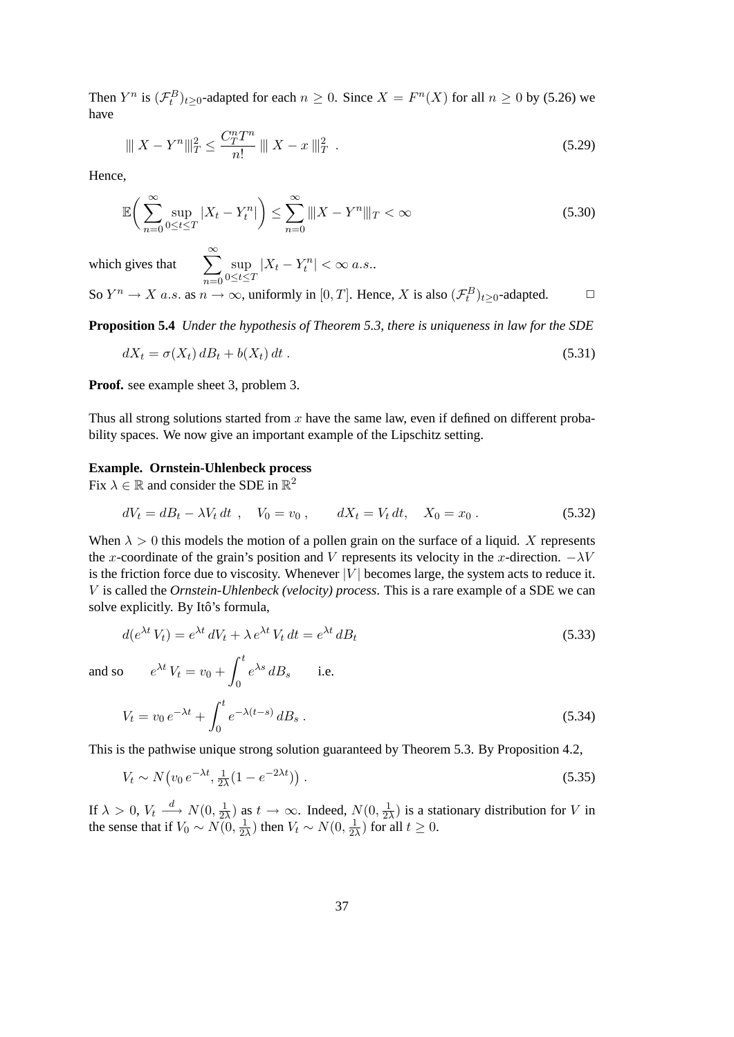Then $Y^n$ is $(\mathcal{F}_t^B)_{t\geq 0}$-adapted for each $n \geq 0$. Since $X = F^n(X)$ for all $n \geq 0$ by (5.26) we have

$$||| X - Y^n |||_T^2 \leq \frac{C_T^n T^n}{n!} ||| X - x |||_T^2 \ . \tag{5.29}$$

Hence,

$$\mathbb{E}\bigg( \sum_{n=0}^{\infty} \sup_{0\leq t\leq T} |X_t - Y_t^n| \bigg) \leq \sum_{n=0}^{\infty} |||X - Y^n|||_T < \infty \tag{5.30}$$

which gives that $\displaystyle\sum_{n=0}^{\infty} \sup_{0\leq t\leq T} |X_t - Y_t^n| < \infty \ a.s.$.

So $Y^n \to X \ a.s.$ as $n \to \infty$, uniformly in $[0,T]$. Hence, $X$ is also $(\mathcal{F}_t^B)_{t\geq 0}$-adapted. □

**Proposition 5.4** *Under the hypothesis of Theorem 5.3, there is uniqueness in law for the SDE*

$$dX_t = \sigma(X_t)\, dB_t + b(X_t)\, dt \ . \tag{5.31}$$

**Proof.** see example sheet 3, problem 3.

Thus all strong solutions started from $x$ have the same law, even if defined on different probability spaces. We now give an important example of the Lipschitz setting.

**Example. Ornstein-Uhlenbeck process**
Fix $\lambda \in \mathbb{R}$ and consider the SDE in $\mathbb{R}^2$

$$dV_t = dB_t - \lambda V_t\, dt \ , \quad V_0 = v_0 \ , \qquad dX_t = V_t\, dt, \quad X_0 = x_0 \ . \tag{5.32}$$

When $\lambda > 0$ this models the motion of a pollen grain on the surface of a liquid. $X$ represents the $x$-coordinate of the grain's position and $V$ represents its velocity in the $x$-direction. $-\lambda V$ is the friction force due to viscosity. Whenever $|V|$ becomes large, the system acts to reduce it. $V$ is called the *Ornstein-Uhlenbeck (velocity) process*. This is a rare example of a SDE we can solve explicitly. By Itô's formula,

$$d(e^{\lambda t}\, V_t) = e^{\lambda t}\, dV_t + \lambda\, e^{\lambda t}\, V_t\, dt = e^{\lambda t}\, dB_t \tag{5.33}$$

and so $\displaystyle e^{\lambda t}\, V_t = v_0 + \int_0^t e^{\lambda s}\, dB_s$ i.e.

$$V_t = v_0\, e^{-\lambda t} + \int_0^t e^{-\lambda(t-s)}\, dB_s \ . \tag{5.34}$$

This is the pathwise unique strong solution guaranteed by Theorem 5.3. By Proposition 4.2,

$$V_t \sim N\big(v_0\, e^{-\lambda t}, \tfrac{1}{2\lambda}(1 - e^{-2\lambda t})\big) \ . \tag{5.35}$$

If $\lambda > 0$, $V_t \xrightarrow{d} N(0, \frac{1}{2\lambda})$ as $t \to \infty$. Indeed, $N(0, \frac{1}{2\lambda})$ is a stationary distribution for $V$ in the sense that if $V_0 \sim N(0, \frac{1}{2\lambda})$ then $V_t \sim N(0, \frac{1}{2\lambda})$ for all $t \geq 0$.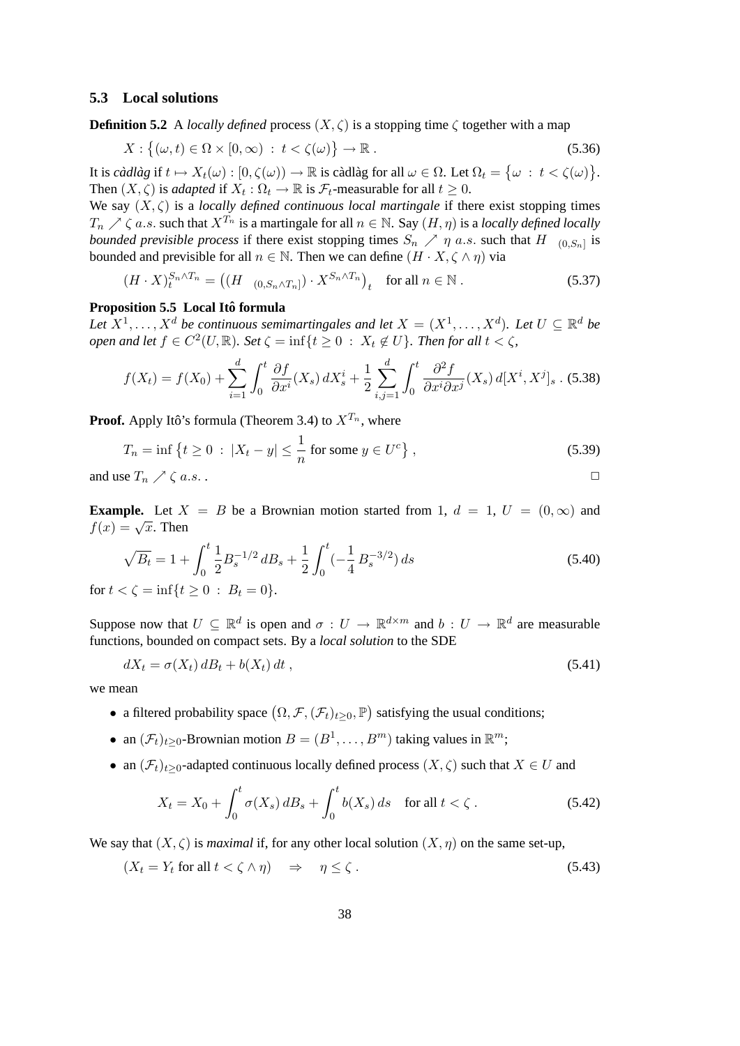### 5.3 Local solutions

**Definition 5.2** A *locally defined* process $(X, \zeta)$ is a stopping time $\zeta$ together with a map

$$X : \{(\omega, t) \in \Omega \times [0, \infty) \ : \ t < \zeta(\omega)\} \to \mathbb{R} \,. \tag{5.36}$$

It is *càdlàg* if $t \mapsto X_t(\omega) : [0, \zeta(\omega)) \to \mathbb{R}$ is càdlàg for all $\omega \in \Omega$. Let $\Omega_t = \{\omega \ : \ t < \zeta(\omega)\}$. Then $(X, \zeta)$ is *adapted* if $X_t : \Omega_t \to \mathbb{R}$ is $\mathcal{F}_t$-measurable for all $t \geq 0$.
We say $(X, \zeta)$ is a *locally defined continuous local martingale* if there exist stopping times $T_n \nearrow \zeta \ a.s.$ such that $X^{T_n}$ is a martingale for all $n \in \mathbb{N}$. Say $(H, \eta)$ is a *locally defined locally bounded previsible process* if there exist stopping times $S_n \nearrow \eta \ a.s.$ such that $H \ _{(0,S_n]}$ is bounded and previsible for all $n \in \mathbb{N}$. Then we can define $(H \cdot X, \zeta \wedge \eta)$ via

$$(H \cdot X)_t^{S_n \wedge T_n} = \big((H \ _{(0,S_n \wedge T_n]}) \cdot X^{S_n \wedge T_n}\big)_t \quad \text{for all } n \in \mathbb{N} \,. \tag{5.37}$$

**Proposition 5.5 Local Itô formula**
*Let $X^1, \ldots, X^d$ be continuous semimartingales and let $X = (X^1, \ldots, X^d)$. Let $U \subseteq \mathbb{R}^d$ be open and let $f \in C^2(U, \mathbb{R})$. Set $\zeta = \inf\{t \geq 0 \ : \ X_t \notin U\}$. Then for all $t < \zeta$,*

$$f(X_t) = f(X_0) + \sum_{i=1}^{d} \int_0^t \frac{\partial f}{\partial x^i}(X_s)\, dX_s^i + \frac{1}{2} \sum_{i,j=1}^{d} \int_0^t \frac{\partial^2 f}{\partial x^i \partial x^j}(X_s)\, d[X^i, X^j]_s \,. \tag{5.38}$$

**Proof.** Apply Itô's formula (Theorem 3.4) to $X^{T_n}$, where

$$T_n = \inf\Big\{t \geq 0 \ : \ |X_t - y| \leq \frac{1}{n} \text{ for some } y \in U^c\Big\} \,, \tag{5.39}$$

and use $T_n \nearrow \zeta \ a.s.$. □

**Example.** Let $X = B$ be a Brownian motion started from 1, $d = 1$, $U = (0, \infty)$ and $f(x) = \sqrt{x}$. Then

$$\sqrt{B_t} = 1 + \int_0^t \frac{1}{2} B_s^{-1/2}\, dB_s + \frac{1}{2} \int_0^t (-\frac{1}{4}\, B_s^{-3/2})\, ds \tag{5.40}$$

for $t < \zeta = \inf\{t \geq 0 \ : \ B_t = 0\}$.

Suppose now that $U \subseteq \mathbb{R}^d$ is open and $\sigma : U \to \mathbb{R}^{d \times m}$ and $b : U \to \mathbb{R}^d$ are measurable functions, bounded on compact sets. By a *local solution* to the SDE

$$dX_t = \sigma(X_t)\, dB_t + b(X_t)\, dt \,, \tag{5.41}$$

we mean

- a filtered probability space $\big(\Omega, \mathcal{F}, (\mathcal{F}_t)_{t \geq 0}, \mathbb{P}\big)$ satisfying the usual conditions;
- an $(\mathcal{F}_t)_{t \geq 0}$-Brownian motion $B = (B^1, \ldots, B^m)$ taking values in $\mathbb{R}^m$;
- an $(\mathcal{F}_t)_{t \geq 0}$-adapted continuous locally defined process $(X, \zeta)$ such that $X \in U$ and

$$X_t = X_0 + \int_0^t \sigma(X_s)\, dB_s + \int_0^t b(X_s)\, ds \quad \text{for all } t < \zeta \,. \tag{5.42}$$

We say that $(X, \zeta)$ is *maximal* if, for any other local solution $(X, \eta)$ on the same set-up,

$$(X_t = Y_t \text{ for all } t < \zeta \wedge \eta) \quad \Rightarrow \quad \eta \leq \zeta \,. \tag{5.43}$$